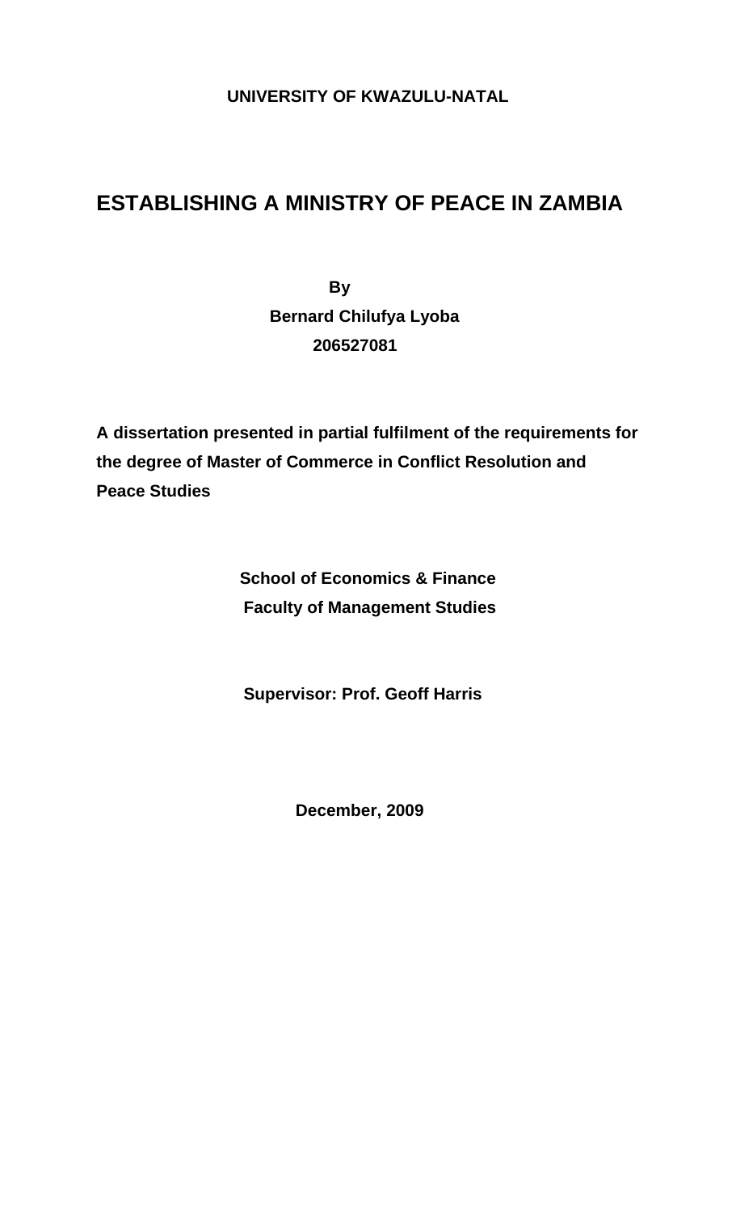**UNIVERSITY OF KWAZULU-NATAL**

# ESTABLISHING A MINISTRY OF PEACE IN ZAMBIA

**By**

**Bernard Chilufya Lyoba**

**206527081**

**A dissertation presented in partial fulfilment of the requirements for the degree of Master of Commerce in Conflict Resolution and Peace Studies**

**School of Economics & Finance**

**Faculty of Management Studies**

**Supervisor: Prof. Geoff Harris**

**December, 2009**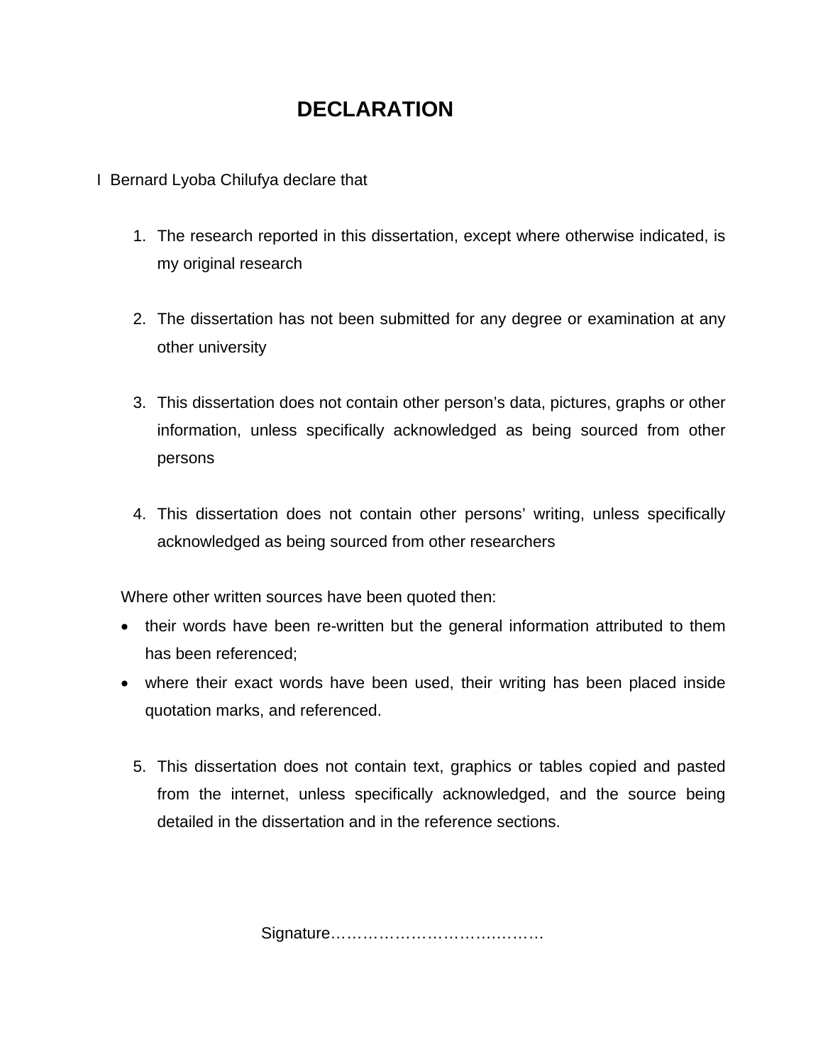# DECLARATION

I Bernard Lyoba Chilufya declare that

1. The research reported in this dissertation, except where otherwise indicated, is my original research

2. The dissertation has not been submitted for any degree or examination at any other university

3. This dissertation does not contain other person's data, pictures, graphs or other information, unless specifically acknowledged as being sourced from other persons

4. This dissertation does not contain other persons' writing, unless specifically acknowledged as being sourced from other researchers

   Where other written sources have been quoted then:

   - their words have been re-written but the general information attributed to them has been referenced;
   - where their exact words have been used, their writing has been placed inside quotation marks, and referenced.

5. This dissertation does not contain text, graphics or tables copied and pasted from the internet, unless specifically acknowledged, and the source being detailed in the dissertation and in the reference sections.

Signature…………………………………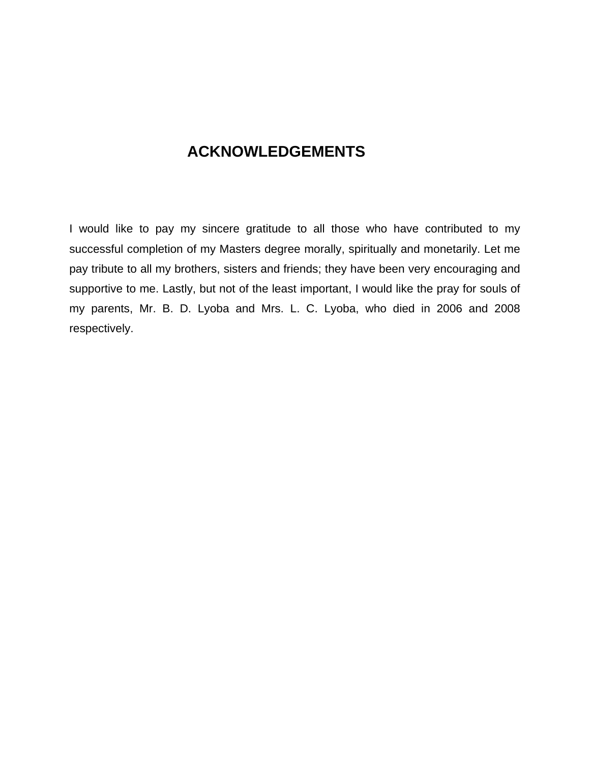# ACKNOWLEDGEMENTS

I would like to pay my sincere gratitude to all those who have contributed to my successful completion of my Masters degree morally, spiritually and monetarily. Let me pay tribute to all my brothers, sisters and friends; they have been very encouraging and supportive to me. Lastly, but not of the least important, I would like the pray for souls of my parents, Mr. B. D. Lyoba and Mrs. L. C. Lyoba, who died in 2006 and 2008 respectively.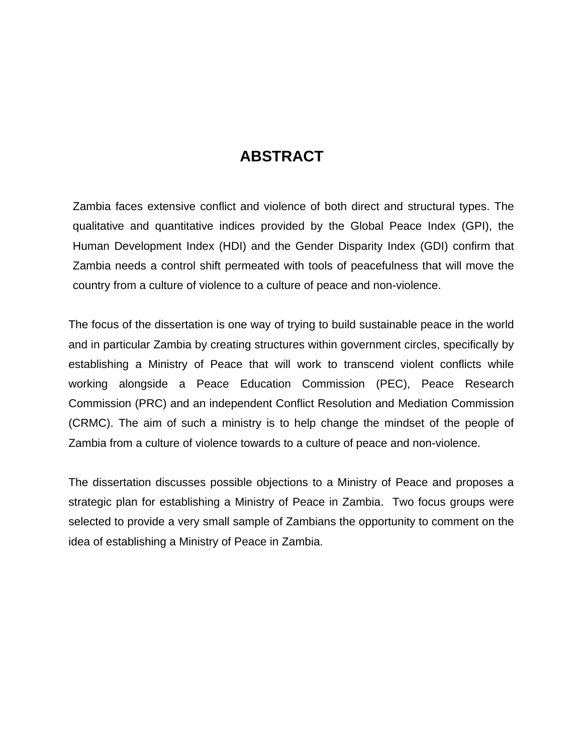# ABSTRACT

Zambia faces extensive conflict and violence of both direct and structural types. The qualitative and quantitative indices provided by the Global Peace Index (GPI), the Human Development Index (HDI) and the Gender Disparity Index (GDI) confirm that Zambia needs a control shift permeated with tools of peacefulness that will move the country from a culture of violence to a culture of peace and non-violence.

The focus of the dissertation is one way of trying to build sustainable peace in the world and in particular Zambia by creating structures within government circles, specifically by establishing a Ministry of Peace that will work to transcend violent conflicts while working alongside a Peace Education Commission (PEC), Peace Research Commission (PRC) and an independent Conflict Resolution and Mediation Commission (CRMC). The aim of such a ministry is to help change the mindset of the people of Zambia from a culture of violence towards to a culture of peace and non-violence.

The dissertation discusses possible objections to a Ministry of Peace and proposes a strategic plan for establishing a Ministry of Peace in Zambia. Two focus groups were selected to provide a very small sample of Zambians the opportunity to comment on the idea of establishing a Ministry of Peace in Zambia.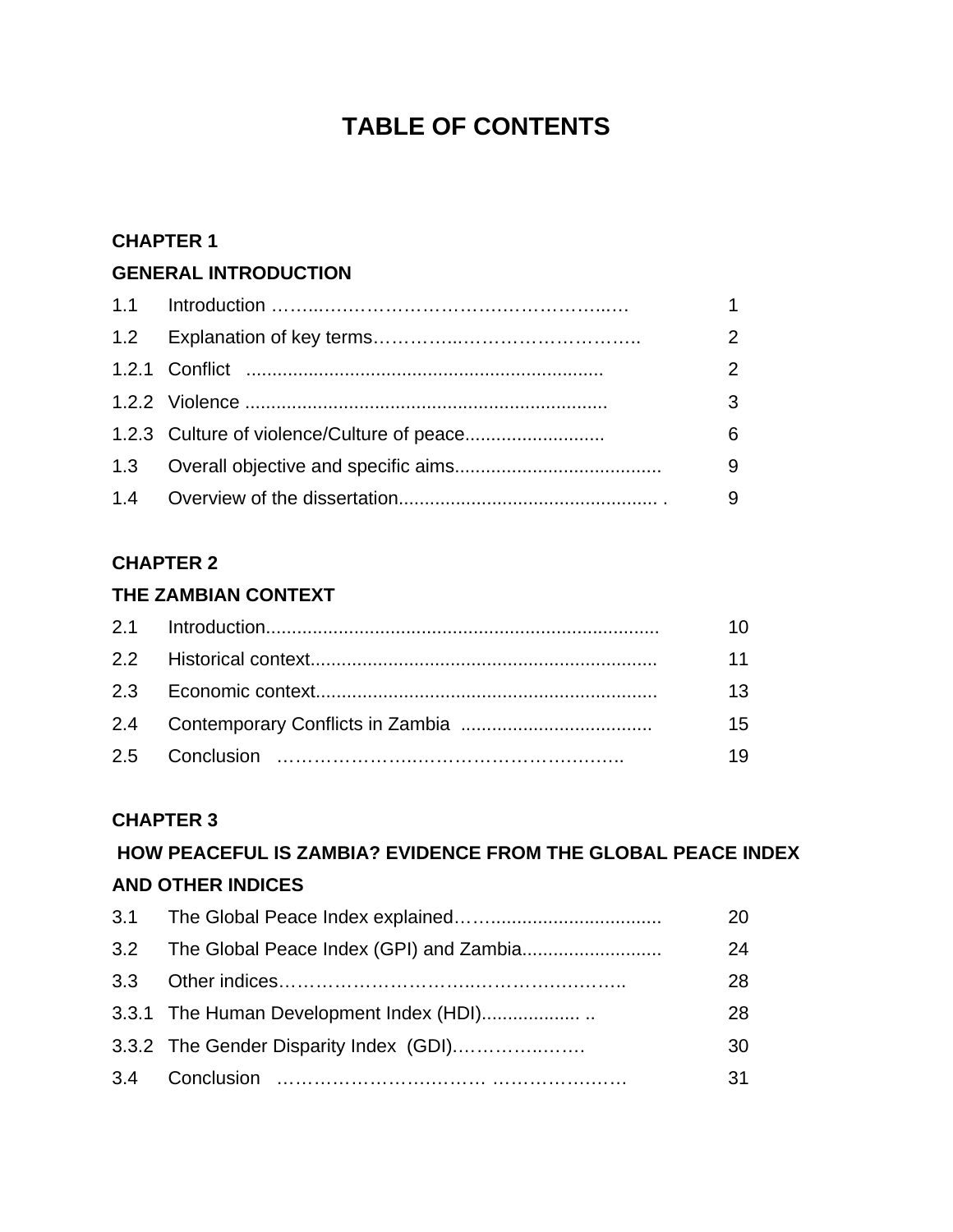# TABLE OF CONTENTS

**CHAPTER 1**

**GENERAL INTRODUCTION**

| | | |
|---|---|---|
| 1.1 | Introduction | 1 |
| 1.2 | Explanation of key terms | 2 |
| 1.2.1 | Conflict | 2 |
| 1.2.2 | Violence | 3 |
| 1.2.3 | Culture of violence/Culture of peace | 6 |
| 1.3 | Overall objective and specific aims | 9 |
| 1.4 | Overview of the dissertation | 9 |

**CHAPTER 2**

**THE ZAMBIAN CONTEXT**

| | | |
|---|---|---|
| 2.1 | Introduction | 10 |
| 2.2 | Historical context | 11 |
| 2.3 | Economic context | 13 |
| 2.4 | Contemporary Conflicts in Zambia | 15 |
| 2.5 | Conclusion | 19 |

**CHAPTER 3**

**HOW PEACEFUL IS ZAMBIA? EVIDENCE FROM THE GLOBAL PEACE INDEX AND OTHER INDICES**

| | | |
|---|---|---|
| 3.1 | The Global Peace Index explained | 20 |
| 3.2 | The Global Peace Index (GPI) and Zambia | 24 |
| 3.3 | Other indices | 28 |
| 3.3.1 | The Human Development Index (HDI) | 28 |
| 3.3.2 | The Gender Disparity Index (GDI) | 30 |
| 3.4 | Conclusion | 31 |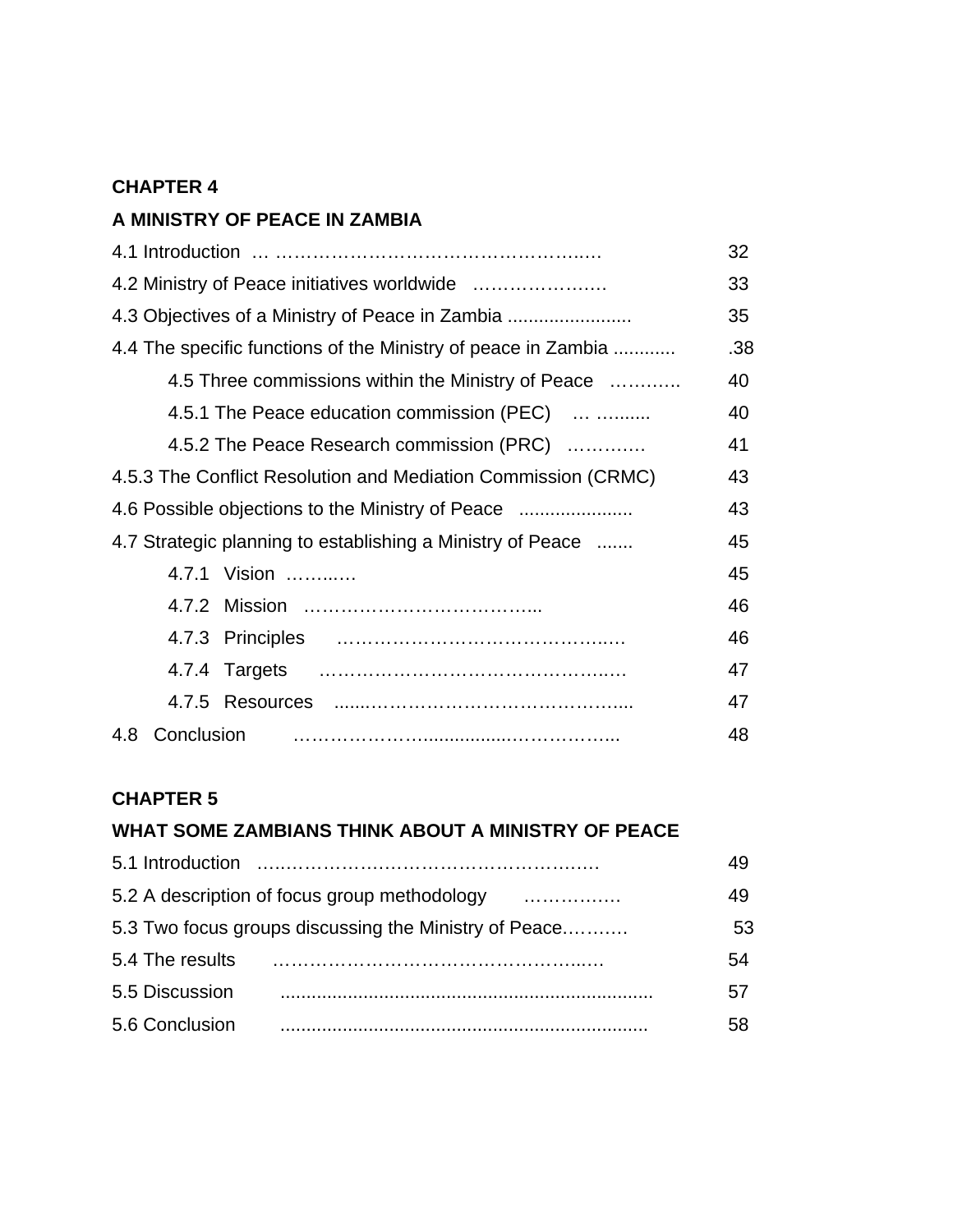**CHAPTER 4**

**A MINISTRY OF PEACE IN ZAMBIA**

| | |
|---|---|
| 4.1 Introduction … ………………………………………..… | 32 |
| 4.2 Ministry of Peace initiatives worldwide ………………… | 33 |
| 4.3 Objectives of a Ministry of Peace in Zambia ........................ | 35 |
| 4.4 The specific functions of the Ministry of peace in Zambia ............ | .38 |
| 4.5 Three commissions within the Ministry of Peace ………. | 40 |
| 4.5.1 The Peace education commission (PEC) … …....... | 40 |
| 4.5.2 The Peace Research commission (PRC) ………… | 41 |
| 4.5.3 The Conflict Resolution and Mediation Commission (CRMC) | 43 |
| 4.6 Possible objections to the Ministry of Peace ...................... | 43 |
| 4.7 Strategic planning to establishing a Ministry of Peace ....... | 45 |
| 4.7.1 Vision ……..… | 45 |
| 4.7.2 Mission ………………………………... | 46 |
| 4.7.3 Principles ………………………………….…. | 46 |
| 4.7.4 Targets ……………………………………..… | 47 |
| 4.7.5 Resources .......………………………………... | 47 |
| 4.8 Conclusion ………………….............……………... | 48 |

**CHAPTER 5**

**WHAT SOME ZAMBIANS THINK ABOUT A MINISTRY OF PEACE**

| | |
|---|---|
| 5.1 Introduction …..…………………………………….…… | 49 |
| 5.2 A description of focus group methodology ……………. | 49 |
| 5.3 Two focus groups discussing the Ministry of Peace………. | 53 |
| 5.4 The results ……………………………………...… | 54 |
| 5.5 Discussion ...................................................................... | 57 |
| 5.6 Conclusion ..................................................................... | 58 |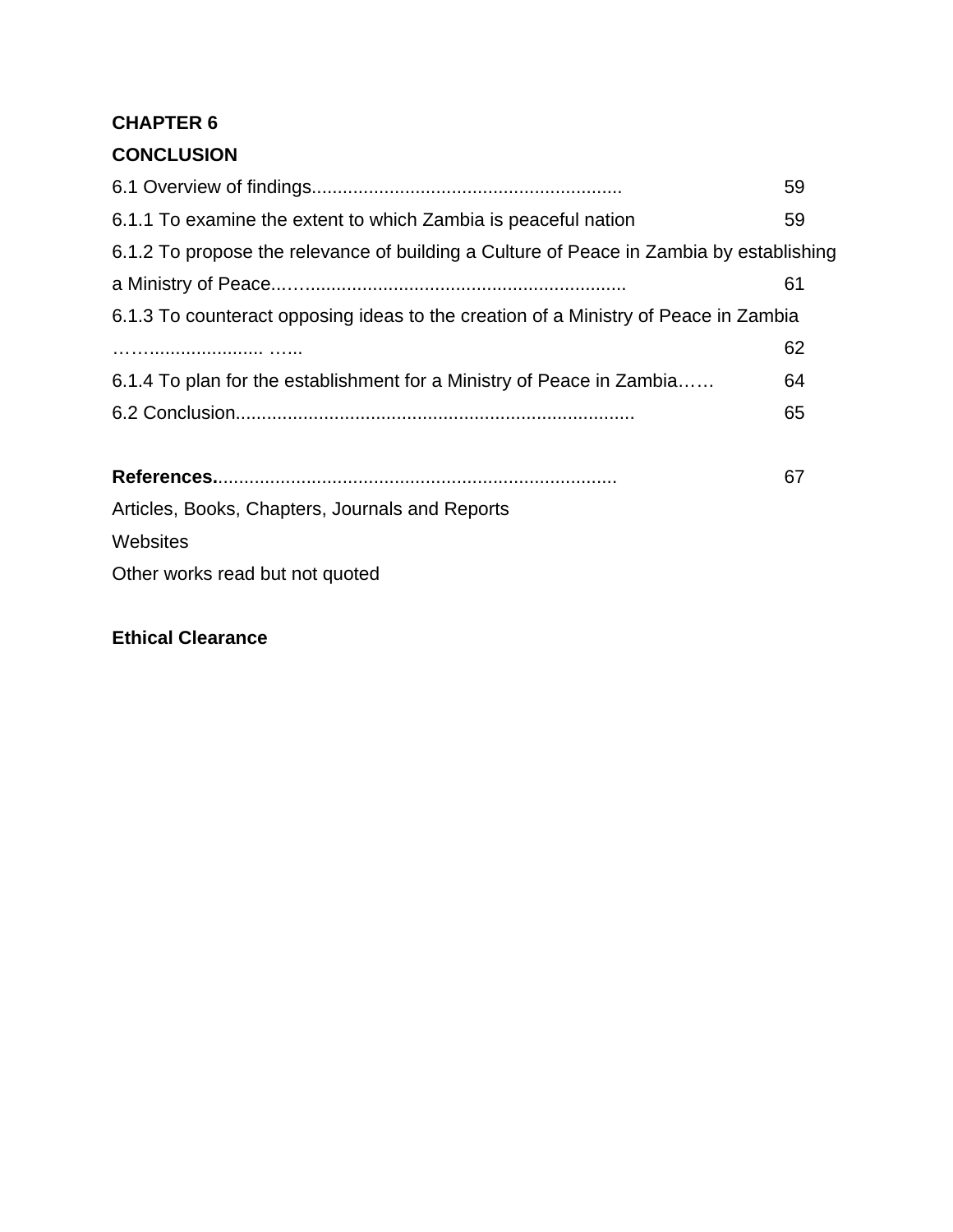**CHAPTER 6**

**CONCLUSION**

6.1 Overview of findings........................................................... 59

6.1.1 To examine the extent to which Zambia is peaceful nation 59

6.1.2 To propose the relevance of building a Culture of Peace in Zambia by establishing a Ministry of Peace...…........................................................... 61

6.1.3 To counteract opposing ideas to the creation of a Ministry of Peace in Zambia ……...................... …... 62

6.1.4 To plan for the establishment for a Ministry of Peace in Zambia…… 64

6.2 Conclusion............................................................................ 65

**References.**............................................................................ 67

Articles, Books, Chapters, Journals and Reports

Websites

Other works read but not quoted

**Ethical Clearance**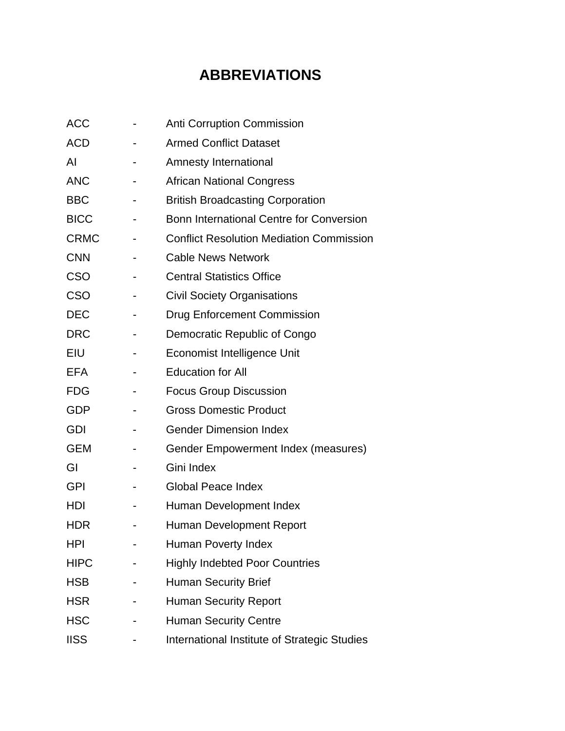# ABBREVIATIONS

| | | |
|---|---|---|
| ACC | - | Anti Corruption Commission |
| ACD | - | Armed Conflict Dataset |
| AI | - | Amnesty International |
| ANC | - | African National Congress |
| BBC | - | British Broadcasting Corporation |
| BICC | - | Bonn International Centre for Conversion |
| CRMC | - | Conflict Resolution Mediation Commission |
| CNN | - | Cable News Network |
| CSO | - | Central Statistics Office |
| CSO | - | Civil Society Organisations |
| DEC | - | Drug Enforcement Commission |
| DRC | - | Democratic Republic of Congo |
| EIU | - | Economist Intelligence Unit |
| EFA | - | Education for All |
| FDG | - | Focus Group Discussion |
| GDP | - | Gross Domestic Product |
| GDI | - | Gender Dimension Index |
| GEM | - | Gender Empowerment Index (measures) |
| GI | - | Gini Index |
| GPI | - | Global Peace Index |
| HDI | - | Human Development Index |
| HDR | - | Human Development Report |
| HPI | - | Human Poverty Index |
| HIPC | - | Highly Indebted Poor Countries |
| HSB | - | Human Security Brief |
| HSR | - | Human Security Report |
| HSC | - | Human Security Centre |
| IISS | - | International Institute of Strategic Studies |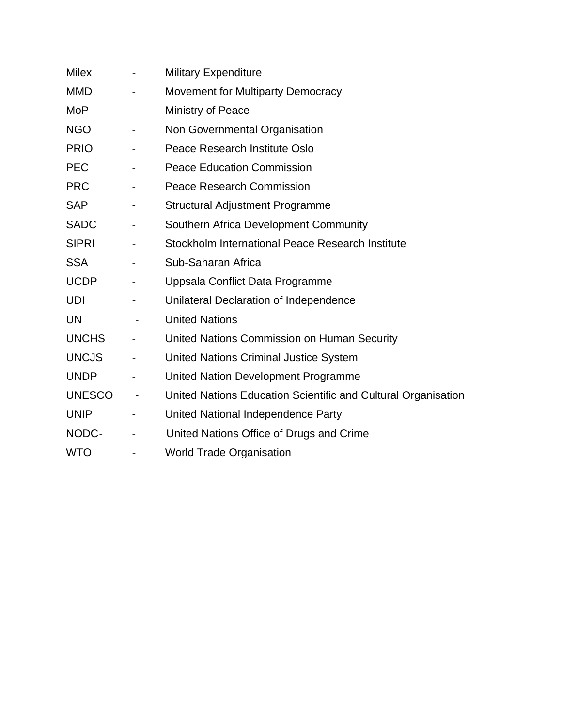Milex - Military Expenditure

MMD - Movement for Multiparty Democracy

MoP - Ministry of Peace

NGO - Non Governmental Organisation

PRIO - Peace Research Institute Oslo

PEC - Peace Education Commission

PRC - Peace Research Commission

SAP - Structural Adjustment Programme

SADC - Southern Africa Development Community

SIPRI - Stockholm International Peace Research Institute

SSA - Sub-Saharan Africa

UCDP - Uppsala Conflict Data Programme

UDI - Unilateral Declaration of Independence

UN - United Nations

UNCHS - United Nations Commission on Human Security

UNCJS - United Nations Criminal Justice System

UNDP - United Nation Development Programme

UNESCO - United Nations Education Scientific and Cultural Organisation

UNIP - United National Independence Party

NODC- - United Nations Office of Drugs and Crime

WTO - World Trade Organisation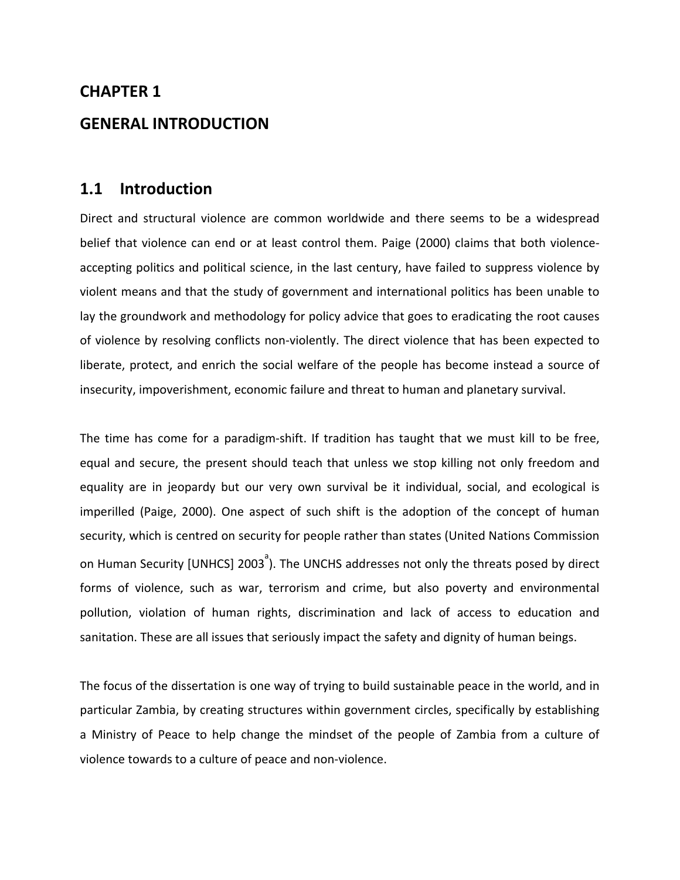# CHAPTER 1

# GENERAL INTRODUCTION

## 1.1 Introduction

Direct and structural violence are common worldwide and there seems to be a widespread belief that violence can end or at least control them. Paige (2000) claims that both violence-accepting politics and political science, in the last century, have failed to suppress violence by violent means and that the study of government and international politics has been unable to lay the groundwork and methodology for policy advice that goes to eradicating the root causes of violence by resolving conflicts non-violently. The direct violence that has been expected to liberate, protect, and enrich the social welfare of the people has become instead a source of insecurity, impoverishment, economic failure and threat to human and planetary survival.

The time has come for a paradigm-shift. If tradition has taught that we must kill to be free, equal and secure, the present should teach that unless we stop killing not only freedom and equality are in jeopardy but our very own survival be it individual, social, and ecological is imperilled (Paige, 2000). One aspect of such shift is the adoption of the concept of human security, which is centred on security for people rather than states (United Nations Commission on Human Security [UNHCS] 2003[a]). The UNCHS addresses not only the threats posed by direct forms of violence, such as war, terrorism and crime, but also poverty and environmental pollution, violation of human rights, discrimination and lack of access to education and sanitation. These are all issues that seriously impact the safety and dignity of human beings.

The focus of the dissertation is one way of trying to build sustainable peace in the world, and in particular Zambia, by creating structures within government circles, specifically by establishing a Ministry of Peace to help change the mindset of the people of Zambia from a culture of violence towards to a culture of peace and non-violence.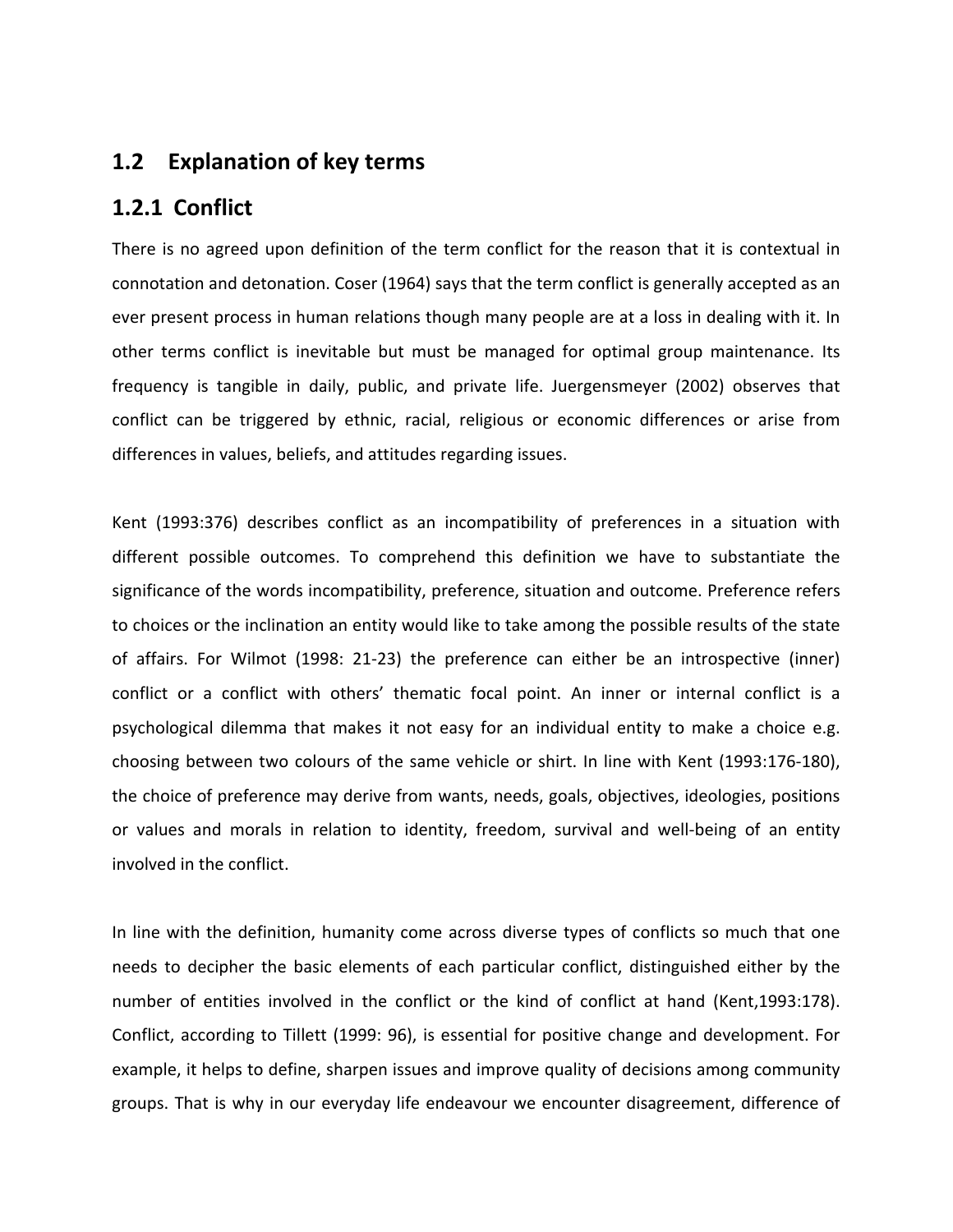## 1.2 Explanation of key terms

### 1.2.1 Conflict

There is no agreed upon definition of the term conflict for the reason that it is contextual in connotation and detonation. Coser (1964) says that the term conflict is generally accepted as an ever present process in human relations though many people are at a loss in dealing with it. In other terms conflict is inevitable but must be managed for optimal group maintenance. Its frequency is tangible in daily, public, and private life. Juergensmeyer (2002) observes that conflict can be triggered by ethnic, racial, religious or economic differences or arise from differences in values, beliefs, and attitudes regarding issues.

Kent (1993:376) describes conflict as an incompatibility of preferences in a situation with different possible outcomes. To comprehend this definition we have to substantiate the significance of the words incompatibility, preference, situation and outcome. Preference refers to choices or the inclination an entity would like to take among the possible results of the state of affairs. For Wilmot (1998: 21-23) the preference can either be an introspective (inner) conflict or a conflict with others' thematic focal point. An inner or internal conflict is a psychological dilemma that makes it not easy for an individual entity to make a choice e.g. choosing between two colours of the same vehicle or shirt. In line with Kent (1993:176-180), the choice of preference may derive from wants, needs, goals, objectives, ideologies, positions or values and morals in relation to identity, freedom, survival and well-being of an entity involved in the conflict.

In line with the definition, humanity come across diverse types of conflicts so much that one needs to decipher the basic elements of each particular conflict, distinguished either by the number of entities involved in the conflict or the kind of conflict at hand (Kent,1993:178). Conflict, according to Tillett (1999: 96), is essential for positive change and development. For example, it helps to define, sharpen issues and improve quality of decisions among community groups. That is why in our everyday life endeavour we encounter disagreement, difference of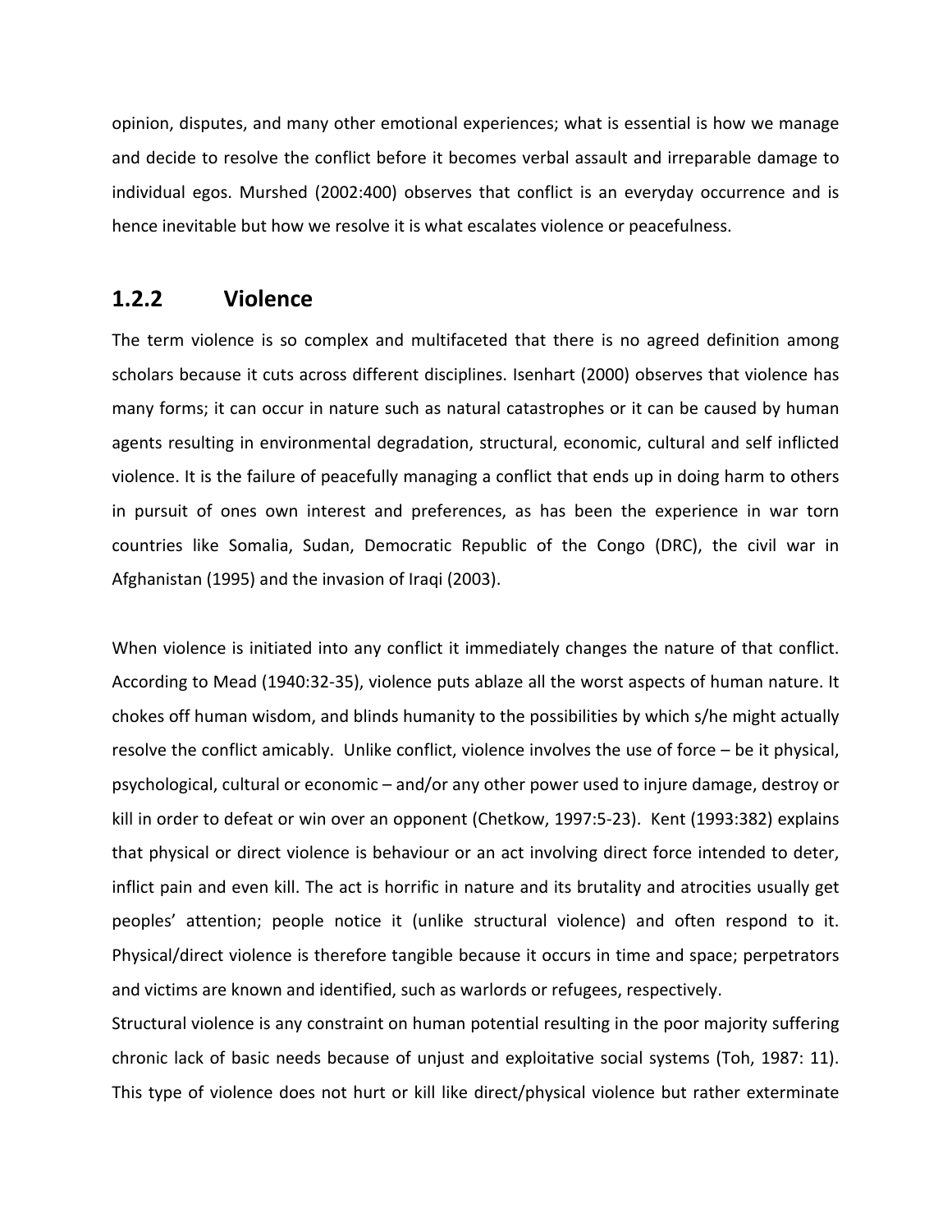opinion, disputes, and many other emotional experiences; what is essential is how we manage and decide to resolve the conflict before it becomes verbal assault and irreparable damage to individual egos. Murshed (2002:400) observes that conflict is an everyday occurrence and is hence inevitable but how we resolve it is what escalates violence or peacefulness.

### 1.2.2 Violence

The term violence is so complex and multifaceted that there is no agreed definition among scholars because it cuts across different disciplines. Isenhart (2000) observes that violence has many forms; it can occur in nature such as natural catastrophes or it can be caused by human agents resulting in environmental degradation, structural, economic, cultural and self inflicted violence. It is the failure of peacefully managing a conflict that ends up in doing harm to others in pursuit of ones own interest and preferences, as has been the experience in war torn countries like Somalia, Sudan, Democratic Republic of the Congo (DRC), the civil war in Afghanistan (1995) and the invasion of Iraqi (2003).

When violence is initiated into any conflict it immediately changes the nature of that conflict. According to Mead (1940:32-35), violence puts ablaze all the worst aspects of human nature. It chokes off human wisdom, and blinds humanity to the possibilities by which s/he might actually resolve the conflict amicably. Unlike conflict, violence involves the use of force – be it physical, psychological, cultural or economic – and/or any other power used to injure damage, destroy or kill in order to defeat or win over an opponent (Chetkow, 1997:5-23). Kent (1993:382) explains that physical or direct violence is behaviour or an act involving direct force intended to deter, inflict pain and even kill. The act is horrific in nature and its brutality and atrocities usually get peoples' attention; people notice it (unlike structural violence) and often respond to it. Physical/direct violence is therefore tangible because it occurs in time and space; perpetrators and victims are known and identified, such as warlords or refugees, respectively.

Structural violence is any constraint on human potential resulting in the poor majority suffering chronic lack of basic needs because of unjust and exploitative social systems (Toh, 1987: 11). This type of violence does not hurt or kill like direct/physical violence but rather exterminate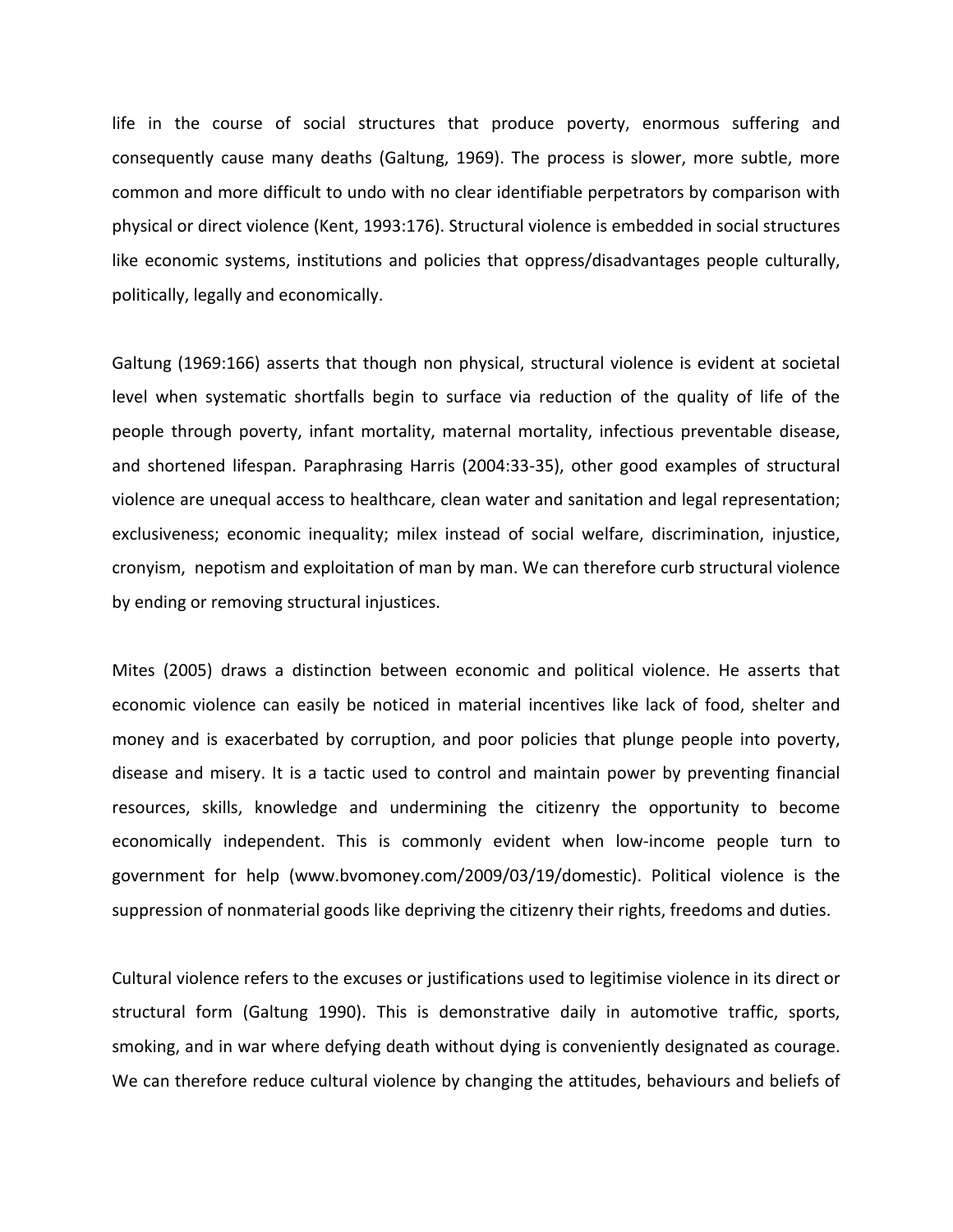life in the course of social structures that produce poverty, enormous suffering and consequently cause many deaths (Galtung, 1969). The process is slower, more subtle, more common and more difficult to undo with no clear identifiable perpetrators by comparison with physical or direct violence (Kent, 1993:176). Structural violence is embedded in social structures like economic systems, institutions and policies that oppress/disadvantages people culturally, politically, legally and economically.

Galtung (1969:166) asserts that though non physical, structural violence is evident at societal level when systematic shortfalls begin to surface via reduction of the quality of life of the people through poverty, infant mortality, maternal mortality, infectious preventable disease, and shortened lifespan. Paraphrasing Harris (2004:33-35), other good examples of structural violence are unequal access to healthcare, clean water and sanitation and legal representation; exclusiveness; economic inequality; milex instead of social welfare, discrimination, injustice, cronyism, nepotism and exploitation of man by man. We can therefore curb structural violence by ending or removing structural injustices.

Mites (2005) draws a distinction between economic and political violence. He asserts that economic violence can easily be noticed in material incentives like lack of food, shelter and money and is exacerbated by corruption, and poor policies that plunge people into poverty, disease and misery. It is a tactic used to control and maintain power by preventing financial resources, skills, knowledge and undermining the citizenry the opportunity to become economically independent. This is commonly evident when low-income people turn to government for help (www.bvomoney.com/2009/03/19/domestic). Political violence is the suppression of nonmaterial goods like depriving the citizenry their rights, freedoms and duties.

Cultural violence refers to the excuses or justifications used to legitimise violence in its direct or structural form (Galtung 1990). This is demonstrative daily in automotive traffic, sports, smoking, and in war where defying death without dying is conveniently designated as courage. We can therefore reduce cultural violence by changing the attitudes, behaviours and beliefs of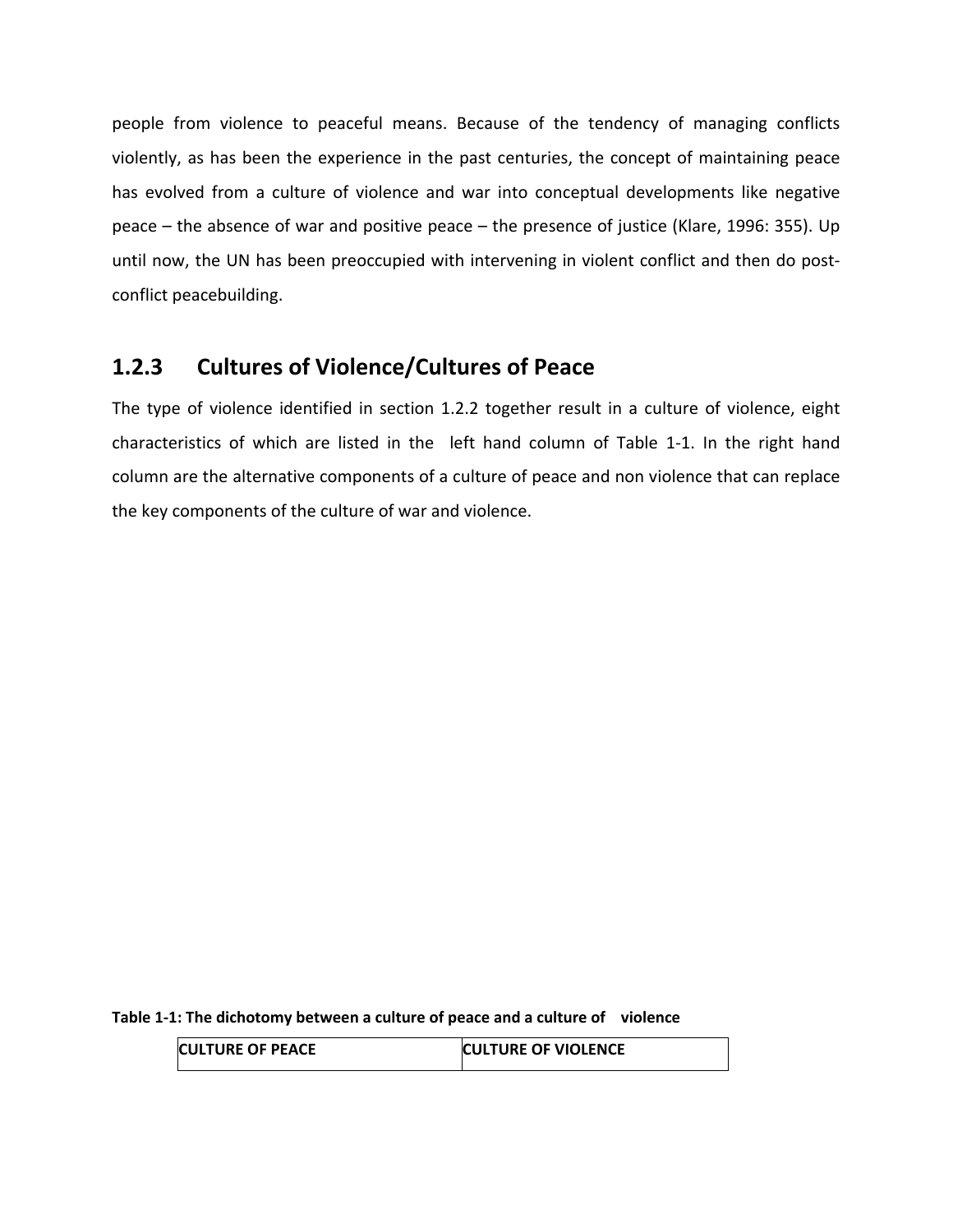people from violence to peaceful means. Because of the tendency of managing conflicts violently, as has been the experience in the past centuries, the concept of maintaining peace has evolved from a culture of violence and war into conceptual developments like negative peace – the absence of war and positive peace – the presence of justice (Klare, 1996: 355). Up until now, the UN has been preoccupied with intervening in violent conflict and then do post-conflict peacebuilding.

### 1.2.3 Cultures of Violence/Cultures of Peace

The type of violence identified in section 1.2.2 together result in a culture of violence, eight characteristics of which are listed in the left hand column of Table 1-1. In the right hand column are the alternative components of a culture of peace and non violence that can replace the key components of the culture of war and violence.

**Table 1-1: The dichotomy between a culture of peace and a culture of violence**

| CULTURE OF PEACE | CULTURE OF VIOLENCE |
| --- | --- |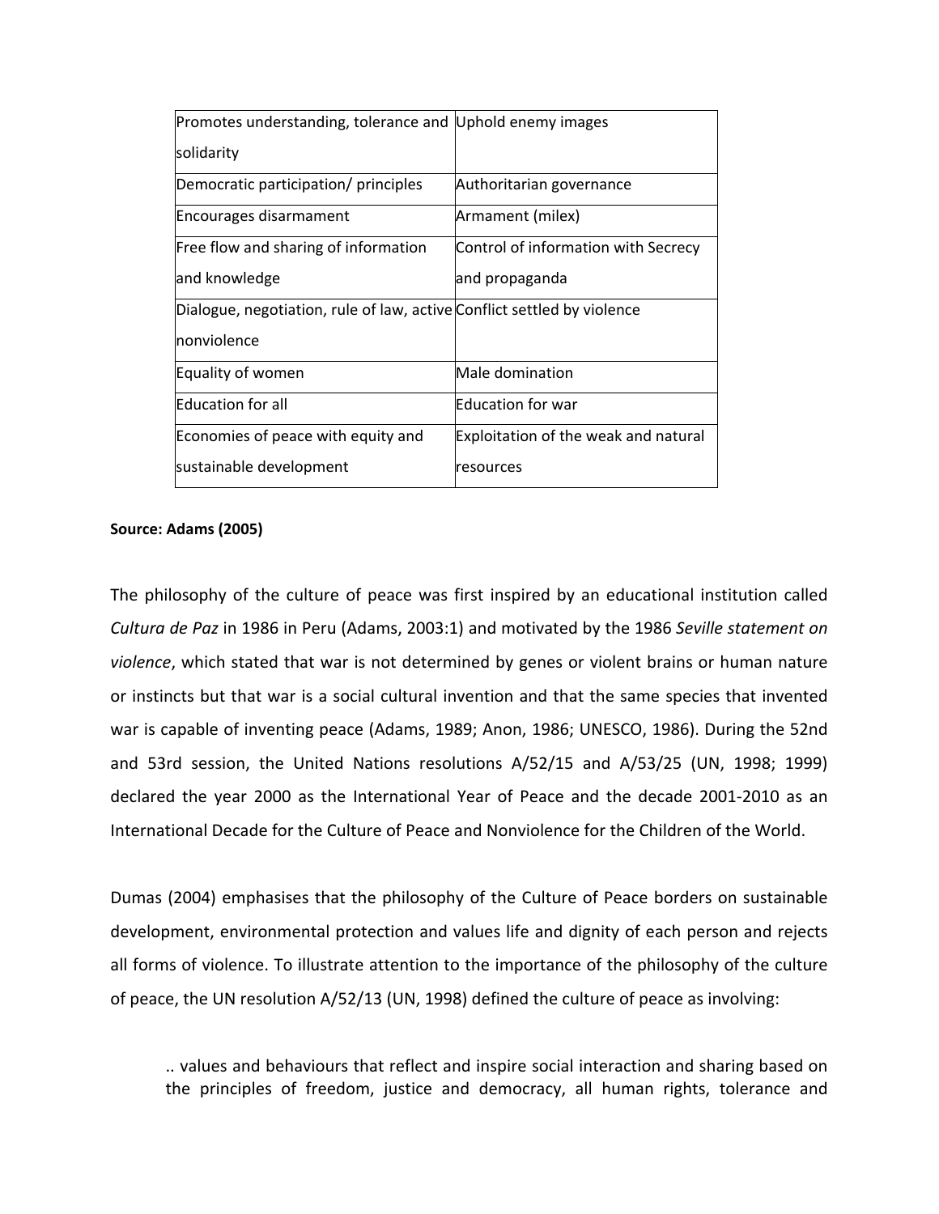| Promotes understanding, tolerance and solidarity | Uphold enemy images |
|---|---|
| Democratic participation/ principles | Authoritarian governance |
| Encourages disarmament | Armament (milex) |
| Free flow and sharing of information and knowledge | Control of information with Secrecy and propaganda |
| Dialogue, negotiation, rule of law, active nonviolence | Conflict settled by violence |
| Equality of women | Male domination |
| Education for all | Education for war |
| Economies of peace with equity and sustainable development | Exploitation of the weak and natural resources |

**Source: Adams (2005)**

The philosophy of the culture of peace was first inspired by an educational institution called *Cultura de Paz* in 1986 in Peru (Adams, 2003:1) and motivated by the 1986 *Seville statement on violence*, which stated that war is not determined by genes or violent brains or human nature or instincts but that war is a social cultural invention and that the same species that invented war is capable of inventing peace (Adams, 1989; Anon, 1986; UNESCO, 1986). During the 52nd and 53rd session, the United Nations resolutions A/52/15 and A/53/25 (UN, 1998; 1999) declared the year 2000 as the International Year of Peace and the decade 2001-2010 as an International Decade for the Culture of Peace and Nonviolence for the Children of the World.

Dumas (2004) emphasises that the philosophy of the Culture of Peace borders on sustainable development, environmental protection and values life and dignity of each person and rejects all forms of violence. To illustrate attention to the importance of the philosophy of the culture of peace, the UN resolution A/52/13 (UN, 1998) defined the culture of peace as involving:

> .. values and behaviours that reflect and inspire social interaction and sharing based on the principles of freedom, justice and democracy, all human rights, tolerance and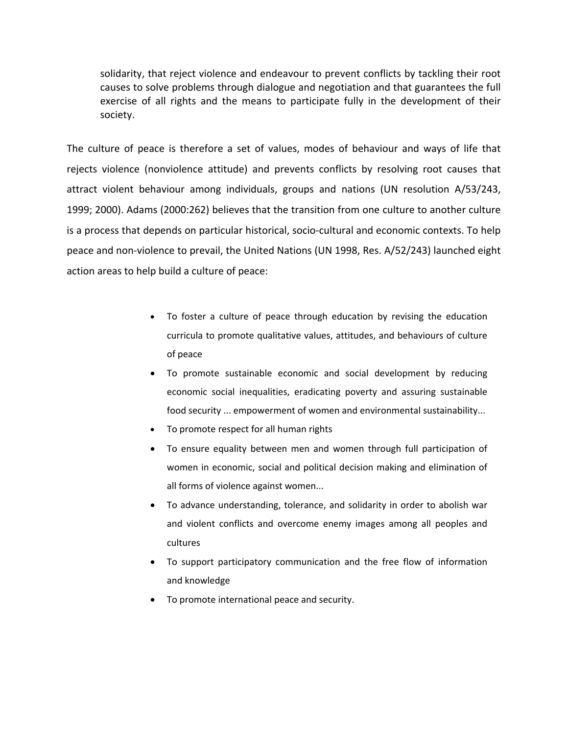> solidarity, that reject violence and endeavour to prevent conflicts by tackling their root causes to solve problems through dialogue and negotiation and that guarantees the full exercise of all rights and the means to participate fully in the development of their society.

The culture of peace is therefore a set of values, modes of behaviour and ways of life that rejects violence (nonviolence attitude) and prevents conflicts by resolving root causes that attract violent behaviour among individuals, groups and nations (UN resolution A/53/243, 1999; 2000). Adams (2000:262) believes that the transition from one culture to another culture is a process that depends on particular historical, socio-cultural and economic contexts. To help peace and non-violence to prevail, the United Nations (UN 1998, Res. A/52/243) launched eight action areas to help build a culture of peace:

- To foster a culture of peace through education by revising the education curricula to promote qualitative values, attitudes, and behaviours of culture of peace
- To promote sustainable economic and social development by reducing economic social inequalities, eradicating poverty and assuring sustainable food security ... empowerment of women and environmental sustainability...
- To promote respect for all human rights
- To ensure equality between men and women through full participation of women in economic, social and political decision making and elimination of all forms of violence against women...
- To advance understanding, tolerance, and solidarity in order to abolish war and violent conflicts and overcome enemy images among all peoples and cultures
- To support participatory communication and the free flow of information and knowledge
- To promote international peace and security.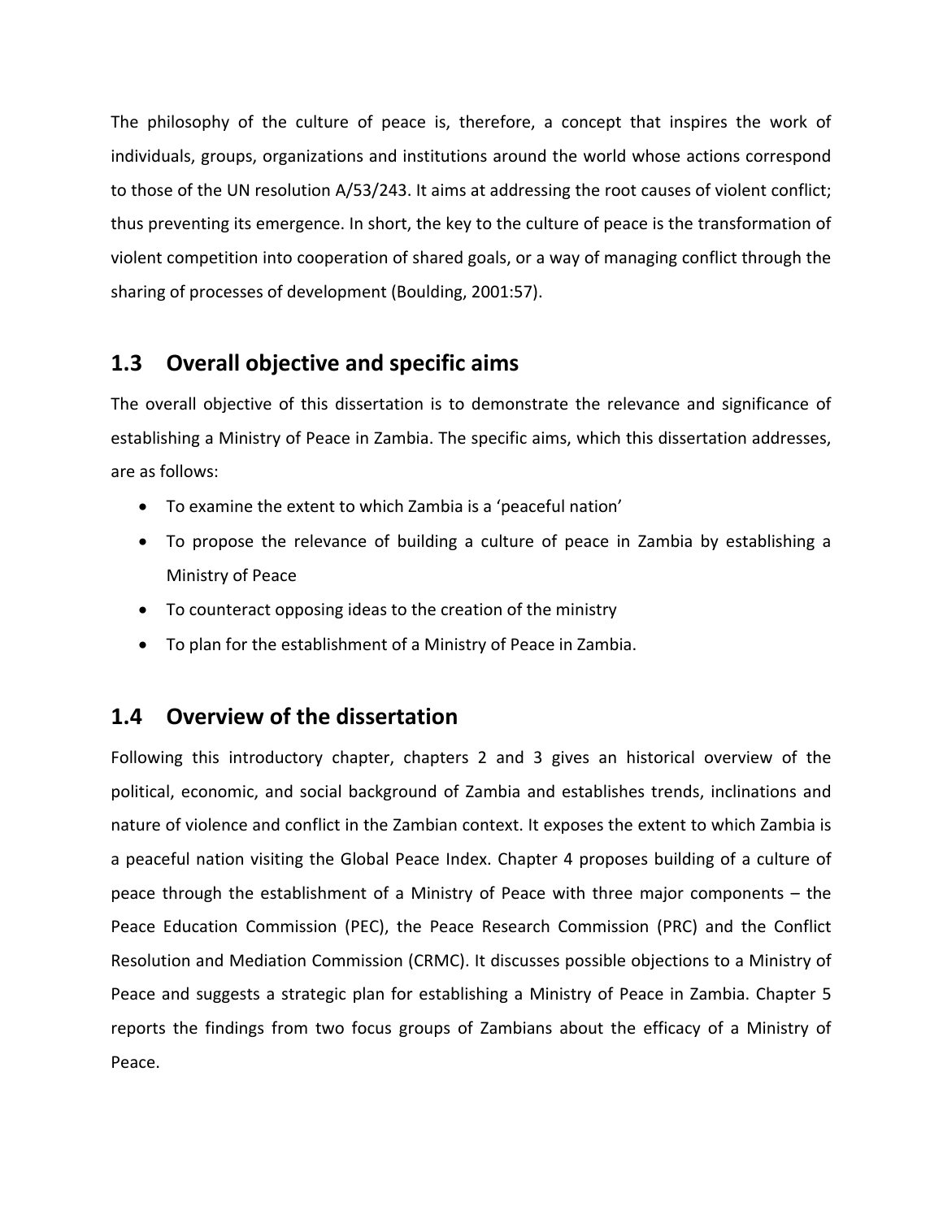The philosophy of the culture of peace is, therefore, a concept that inspires the work of individuals, groups, organizations and institutions around the world whose actions correspond to those of the UN resolution A/53/243. It aims at addressing the root causes of violent conflict; thus preventing its emergence. In short, the key to the culture of peace is the transformation of violent competition into cooperation of shared goals, or a way of managing conflict through the sharing of processes of development (Boulding, 2001:57).

## 1.3 Overall objective and specific aims

The overall objective of this dissertation is to demonstrate the relevance and significance of establishing a Ministry of Peace in Zambia. The specific aims, which this dissertation addresses, are as follows:

- To examine the extent to which Zambia is a 'peaceful nation'
- To propose the relevance of building a culture of peace in Zambia by establishing a Ministry of Peace
- To counteract opposing ideas to the creation of the ministry
- To plan for the establishment of a Ministry of Peace in Zambia.

## 1.4 Overview of the dissertation

Following this introductory chapter, chapters 2 and 3 gives an historical overview of the political, economic, and social background of Zambia and establishes trends, inclinations and nature of violence and conflict in the Zambian context. It exposes the extent to which Zambia is a peaceful nation visiting the Global Peace Index. Chapter 4 proposes building of a culture of peace through the establishment of a Ministry of Peace with three major components – the Peace Education Commission (PEC), the Peace Research Commission (PRC) and the Conflict Resolution and Mediation Commission (CRMC). It discusses possible objections to a Ministry of Peace and suggests a strategic plan for establishing a Ministry of Peace in Zambia. Chapter 5 reports the findings from two focus groups of Zambians about the efficacy of a Ministry of Peace.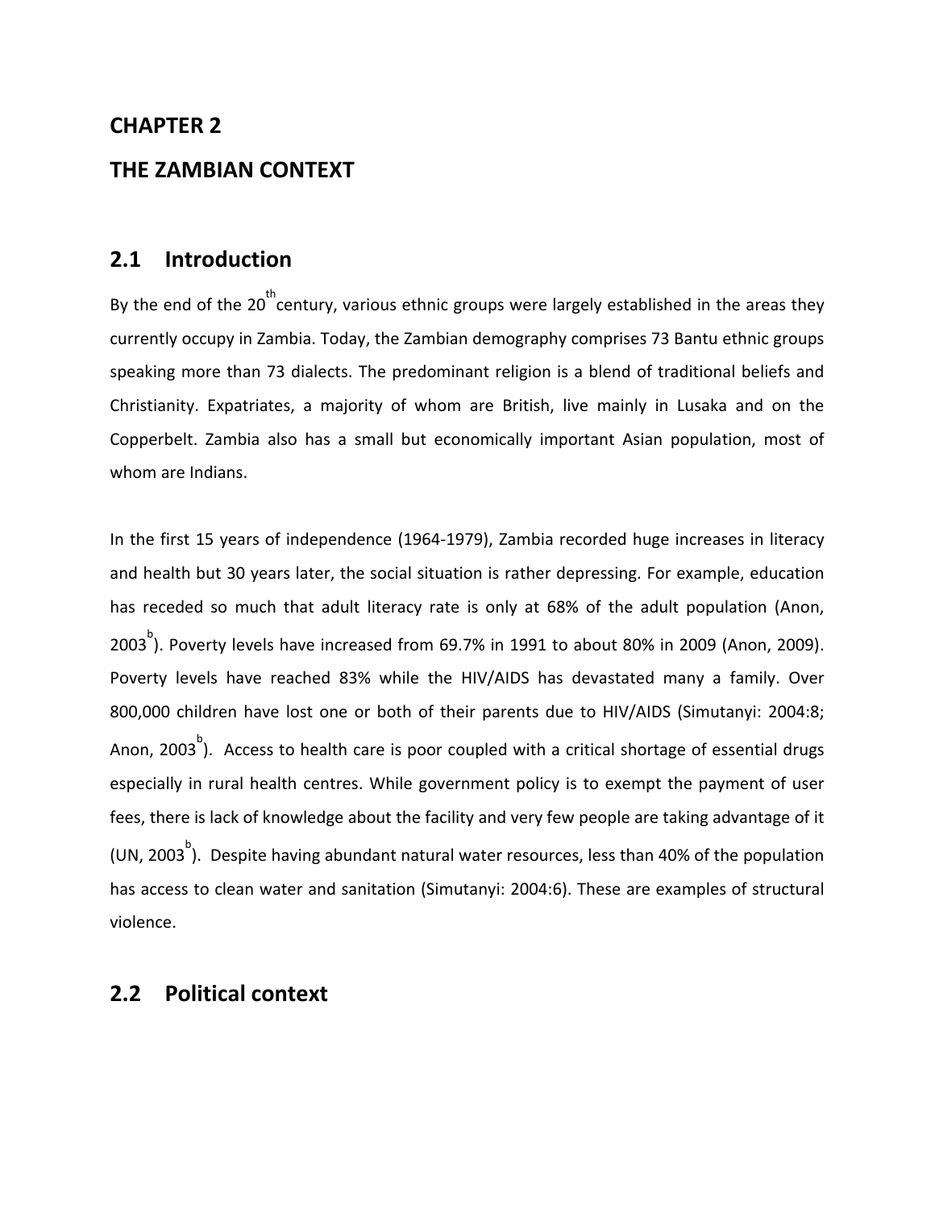# CHAPTER 2

# THE ZAMBIAN CONTEXT

## 2.1 Introduction

By the end of the 20th century, various ethnic groups were largely established in the areas they currently occupy in Zambia. Today, the Zambian demography comprises 73 Bantu ethnic groups speaking more than 73 dialects. The predominant religion is a blend of traditional beliefs and Christianity. Expatriates, a majority of whom are British, live mainly in Lusaka and on the Copperbelt. Zambia also has a small but economically important Asian population, most of whom are Indians.

In the first 15 years of independence (1964-1979), Zambia recorded huge increases in literacy and health but 30 years later, the social situation is rather depressing. For example, education has receded so much that adult literacy rate is only at 68% of the adult population (Anon, 2003[b]). Poverty levels have increased from 69.7% in 1991 to about 80% in 2009 (Anon, 2009). Poverty levels have reached 83% while the HIV/AIDS has devastated many a family. Over 800,000 children have lost one or both of their parents due to HIV/AIDS (Simutanyi: 2004:8; Anon, 2003[b]). Access to health care is poor coupled with a critical shortage of essential drugs especially in rural health centres. While government policy is to exempt the payment of user fees, there is lack of knowledge about the facility and very few people are taking advantage of it (UN, 2003[b]). Despite having abundant natural water resources, less than 40% of the population has access to clean water and sanitation (Simutanyi: 2004:6). These are examples of structural violence.

## 2.2 Political context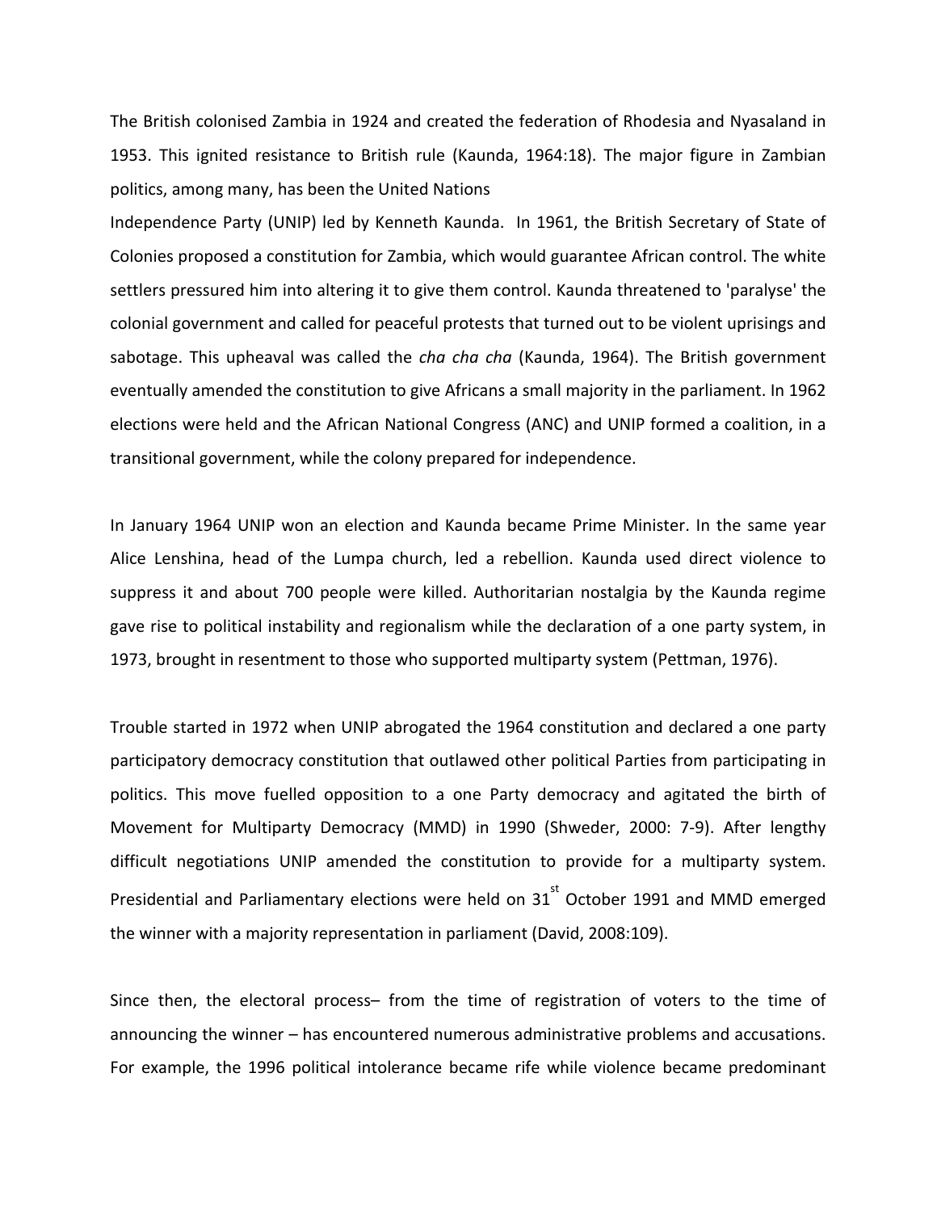The British colonised Zambia in 1924 and created the federation of Rhodesia and Nyasaland in 1953. This ignited resistance to British rule (Kaunda, 1964:18). The major figure in Zambian politics, among many, has been the United Nations Independence Party (UNIP) led by Kenneth Kaunda. In 1961, the British Secretary of State of Colonies proposed a constitution for Zambia, which would guarantee African control. The white settlers pressured him into altering it to give them control. Kaunda threatened to 'paralyse' the colonial government and called for peaceful protests that turned out to be violent uprisings and sabotage. This upheaval was called the *cha cha cha* (Kaunda, 1964). The British government eventually amended the constitution to give Africans a small majority in the parliament. In 1962 elections were held and the African National Congress (ANC) and UNIP formed a coalition, in a transitional government, while the colony prepared for independence.

In January 1964 UNIP won an election and Kaunda became Prime Minister. In the same year Alice Lenshina, head of the Lumpa church, led a rebellion. Kaunda used direct violence to suppress it and about 700 people were killed. Authoritarian nostalgia by the Kaunda regime gave rise to political instability and regionalism while the declaration of a one party system, in 1973, brought in resentment to those who supported multiparty system (Pettman, 1976).

Trouble started in 1972 when UNIP abrogated the 1964 constitution and declared a one party participatory democracy constitution that outlawed other political Parties from participating in politics. This move fuelled opposition to a one Party democracy and agitated the birth of Movement for Multiparty Democracy (MMD) in 1990 (Shweder, 2000: 7-9). After lengthy difficult negotiations UNIP amended the constitution to provide for a multiparty system. Presidential and Parliamentary elections were held on 31st October 1991 and MMD emerged the winner with a majority representation in parliament (David, 2008:109).

Since then, the electoral process– from the time of registration of voters to the time of announcing the winner – has encountered numerous administrative problems and accusations. For example, the 1996 political intolerance became rife while violence became predominant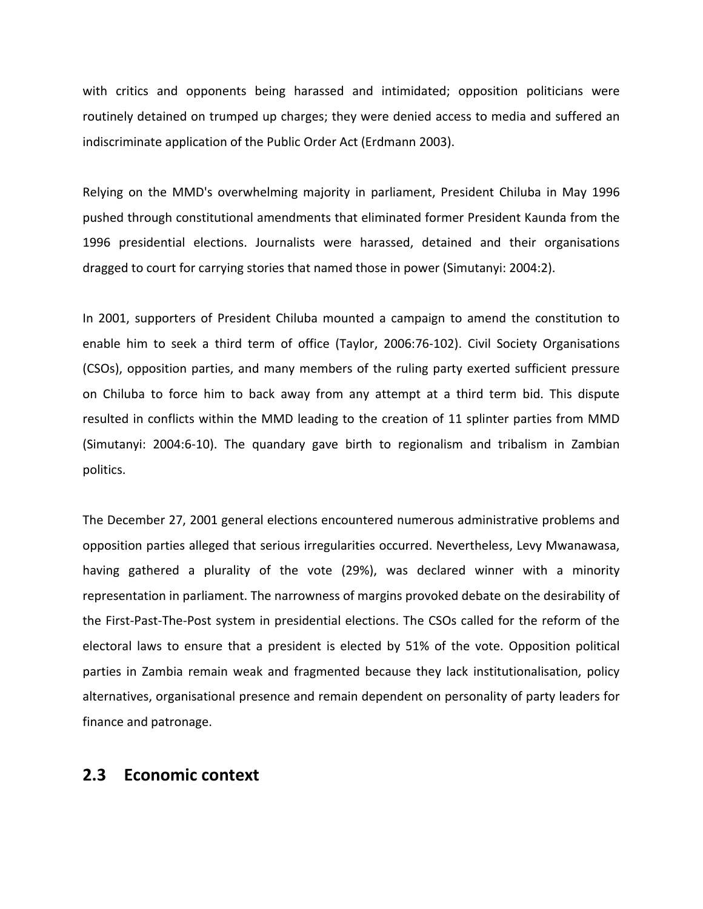with critics and opponents being harassed and intimidated; opposition politicians were routinely detained on trumped up charges; they were denied access to media and suffered an indiscriminate application of the Public Order Act (Erdmann 2003).

Relying on the MMD's overwhelming majority in parliament, President Chiluba in May 1996 pushed through constitutional amendments that eliminated former President Kaunda from the 1996 presidential elections. Journalists were harassed, detained and their organisations dragged to court for carrying stories that named those in power (Simutanyi: 2004:2).

In 2001, supporters of President Chiluba mounted a campaign to amend the constitution to enable him to seek a third term of office (Taylor, 2006:76-102). Civil Society Organisations (CSOs), opposition parties, and many members of the ruling party exerted sufficient pressure on Chiluba to force him to back away from any attempt at a third term bid. This dispute resulted in conflicts within the MMD leading to the creation of 11 splinter parties from MMD (Simutanyi: 2004:6-10). The quandary gave birth to regionalism and tribalism in Zambian politics.

The December 27, 2001 general elections encountered numerous administrative problems and opposition parties alleged that serious irregularities occurred. Nevertheless, Levy Mwanawasa, having gathered a plurality of the vote (29%), was declared winner with a minority representation in parliament. The narrowness of margins provoked debate on the desirability of the First-Past-The-Post system in presidential elections. The CSOs called for the reform of the electoral laws to ensure that a president is elected by 51% of the vote. Opposition political parties in Zambia remain weak and fragmented because they lack institutionalisation, policy alternatives, organisational presence and remain dependent on personality of party leaders for finance and patronage.

## 2.3 Economic context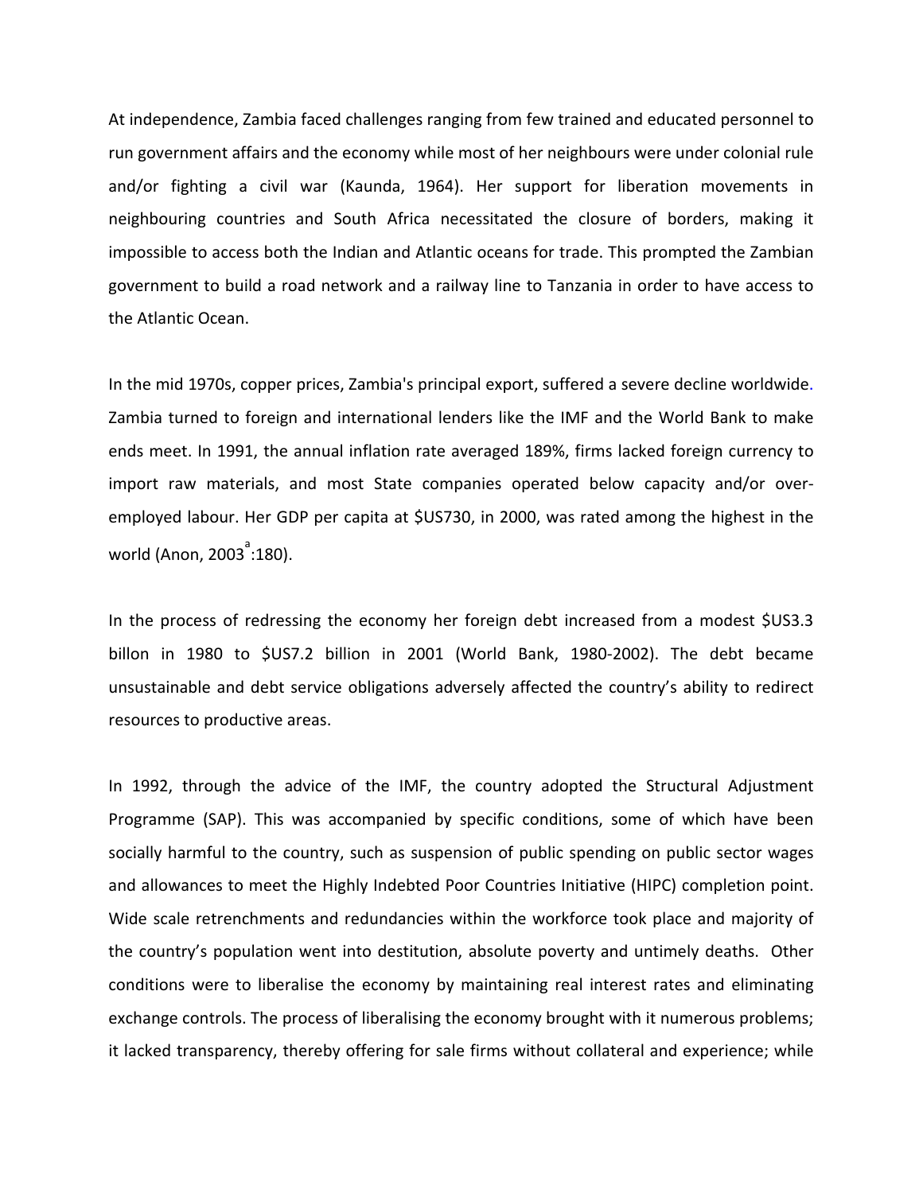At independence, Zambia faced challenges ranging from few trained and educated personnel to run government affairs and the economy while most of her neighbours were under colonial rule and/or fighting a civil war (Kaunda, 1964). Her support for liberation movements in neighbouring countries and South Africa necessitated the closure of borders, making it impossible to access both the Indian and Atlantic oceans for trade. This prompted the Zambian government to build a road network and a railway line to Tanzania in order to have access to the Atlantic Ocean.

In the mid 1970s, copper prices, Zambia's principal export, suffered a severe decline worldwide. Zambia turned to foreign and international lenders like the IMF and the World Bank to make ends meet. In 1991, the annual inflation rate averaged 189%, firms lacked foreign currency to import raw materials, and most State companies operated below capacity and/or over-employed labour. Her GDP per capita at $US730, in 2000, was rated among the highest in the world (Anon, 2003[a]:180).

In the process of redressing the economy her foreign debt increased from a modest $US3.3 billon in 1980 to $US7.2 billion in 2001 (World Bank, 1980-2002). The debt became unsustainable and debt service obligations adversely affected the country's ability to redirect resources to productive areas.

In 1992, through the advice of the IMF, the country adopted the Structural Adjustment Programme (SAP). This was accompanied by specific conditions, some of which have been socially harmful to the country, such as suspension of public spending on public sector wages and allowances to meet the Highly Indebted Poor Countries Initiative (HIPC) completion point. Wide scale retrenchments and redundancies within the workforce took place and majority of the country's population went into destitution, absolute poverty and untimely deaths. Other conditions were to liberalise the economy by maintaining real interest rates and eliminating exchange controls. The process of liberalising the economy brought with it numerous problems; it lacked transparency, thereby offering for sale firms without collateral and experience; while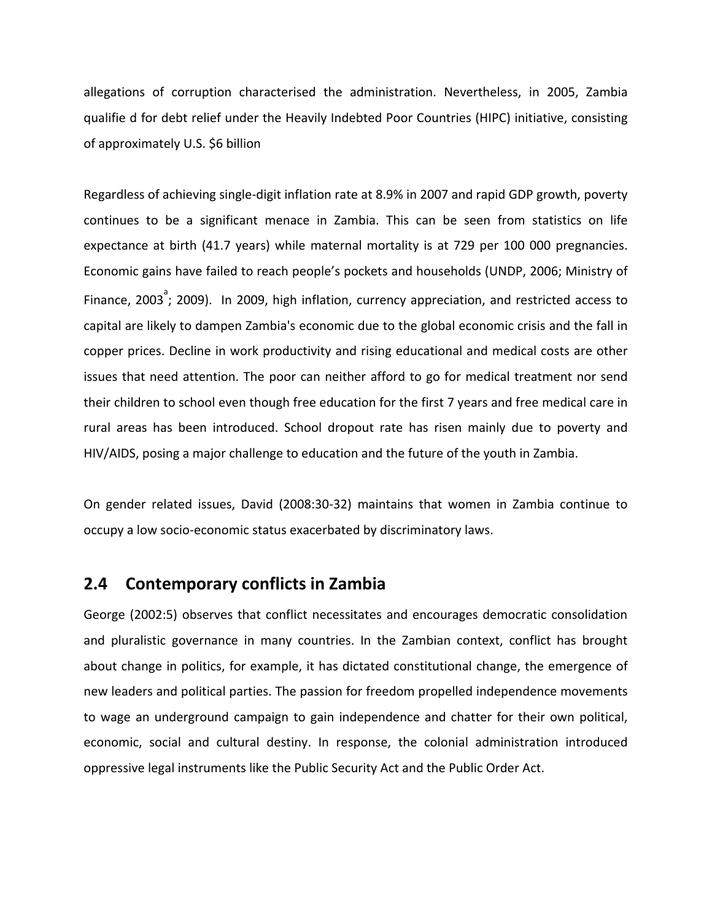allegations of corruption characterised the administration. Nevertheless, in 2005, Zambia qualifie d for debt relief under the Heavily Indebted Poor Countries (HIPC) initiative, consisting of approximately U.S. $6 billion

Regardless of achieving single-digit inflation rate at 8.9% in 2007 and rapid GDP growth, poverty continues to be a significant menace in Zambia. This can be seen from statistics on life expectance at birth (41.7 years) while maternal mortality is at 729 per 100 000 pregnancies. Economic gains have failed to reach people's pockets and households (UNDP, 2006; Ministry of Finance, 2003[a]; 2009). In 2009, high inflation, currency appreciation, and restricted access to capital are likely to dampen Zambia's economic due to the global economic crisis and the fall in copper prices. Decline in work productivity and rising educational and medical costs are other issues that need attention. The poor can neither afford to go for medical treatment nor send their children to school even though free education for the first 7 years and free medical care in rural areas has been introduced. School dropout rate has risen mainly due to poverty and HIV/AIDS, posing a major challenge to education and the future of the youth in Zambia.

On gender related issues, David (2008:30-32) maintains that women in Zambia continue to occupy a low socio-economic status exacerbated by discriminatory laws.

## 2.4 Contemporary conflicts in Zambia

George (2002:5) observes that conflict necessitates and encourages democratic consolidation and pluralistic governance in many countries. In the Zambian context, conflict has brought about change in politics, for example, it has dictated constitutional change, the emergence of new leaders and political parties. The passion for freedom propelled independence movements to wage an underground campaign to gain independence and chatter for their own political, economic, social and cultural destiny. In response, the colonial administration introduced oppressive legal instruments like the Public Security Act and the Public Order Act.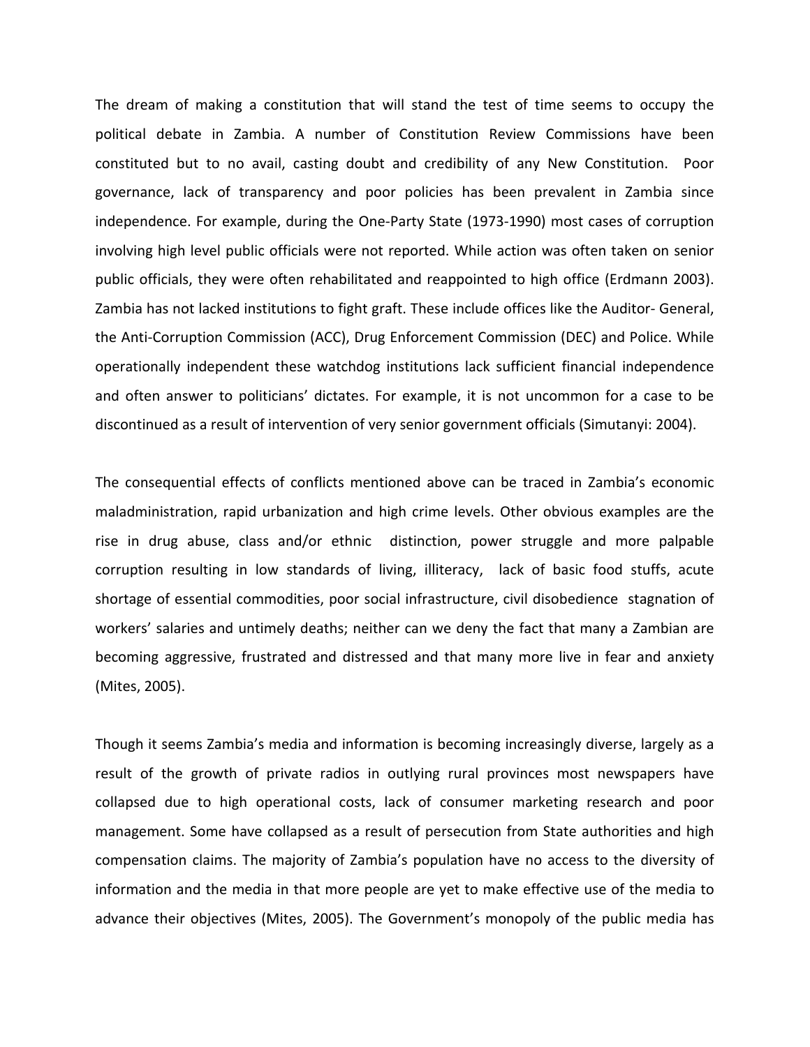The dream of making a constitution that will stand the test of time seems to occupy the political debate in Zambia. A number of Constitution Review Commissions have been constituted but to no avail, casting doubt and credibility of any New Constitution. Poor governance, lack of transparency and poor policies has been prevalent in Zambia since independence. For example, during the One-Party State (1973-1990) most cases of corruption involving high level public officials were not reported. While action was often taken on senior public officials, they were often rehabilitated and reappointed to high office (Erdmann 2003). Zambia has not lacked institutions to fight graft. These include offices like the Auditor- General, the Anti-Corruption Commission (ACC), Drug Enforcement Commission (DEC) and Police. While operationally independent these watchdog institutions lack sufficient financial independence and often answer to politicians' dictates. For example, it is not uncommon for a case to be discontinued as a result of intervention of very senior government officials (Simutanyi: 2004).

The consequential effects of conflicts mentioned above can be traced in Zambia's economic maladministration, rapid urbanization and high crime levels. Other obvious examples are the rise in drug abuse, class and/or ethnic distinction, power struggle and more palpable corruption resulting in low standards of living, illiteracy, lack of basic food stuffs, acute shortage of essential commodities, poor social infrastructure, civil disobedience stagnation of workers' salaries and untimely deaths; neither can we deny the fact that many a Zambian are becoming aggressive, frustrated and distressed and that many more live in fear and anxiety (Mites, 2005).

Though it seems Zambia's media and information is becoming increasingly diverse, largely as a result of the growth of private radios in outlying rural provinces most newspapers have collapsed due to high operational costs, lack of consumer marketing research and poor management. Some have collapsed as a result of persecution from State authorities and high compensation claims. The majority of Zambia's population have no access to the diversity of information and the media in that more people are yet to make effective use of the media to advance their objectives (Mites, 2005). The Government's monopoly of the public media has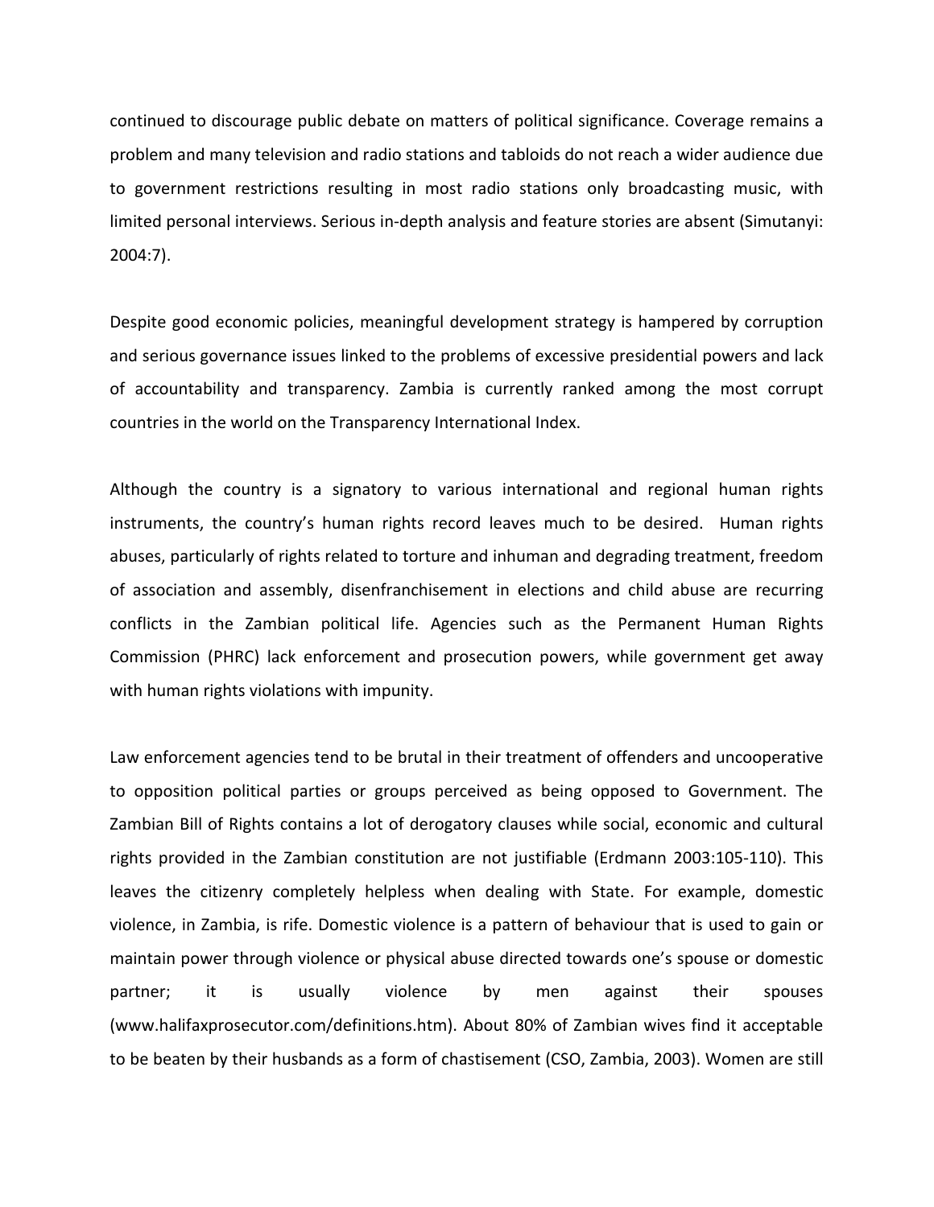continued to discourage public debate on matters of political significance. Coverage remains a problem and many television and radio stations and tabloids do not reach a wider audience due to government restrictions resulting in most radio stations only broadcasting music, with limited personal interviews. Serious in-depth analysis and feature stories are absent (Simutanyi: 2004:7).

Despite good economic policies, meaningful development strategy is hampered by corruption and serious governance issues linked to the problems of excessive presidential powers and lack of accountability and transparency. Zambia is currently ranked among the most corrupt countries in the world on the Transparency International Index.

Although the country is a signatory to various international and regional human rights instruments, the country's human rights record leaves much to be desired. Human rights abuses, particularly of rights related to torture and inhuman and degrading treatment, freedom of association and assembly, disenfranchisement in elections and child abuse are recurring conflicts in the Zambian political life. Agencies such as the Permanent Human Rights Commission (PHRC) lack enforcement and prosecution powers, while government get away with human rights violations with impunity.

Law enforcement agencies tend to be brutal in their treatment of offenders and uncooperative to opposition political parties or groups perceived as being opposed to Government. The Zambian Bill of Rights contains a lot of derogatory clauses while social, economic and cultural rights provided in the Zambian constitution are not justifiable (Erdmann 2003:105-110). This leaves the citizenry completely helpless when dealing with State. For example, domestic violence, in Zambia, is rife. Domestic violence is a pattern of behaviour that is used to gain or maintain power through violence or physical abuse directed towards one's spouse or domestic partner; it is usually violence by men against their spouses (www.halifaxprosecutor.com/definitions.htm). About 80% of Zambian wives find it acceptable to be beaten by their husbands as a form of chastisement (CSO, Zambia, 2003). Women are still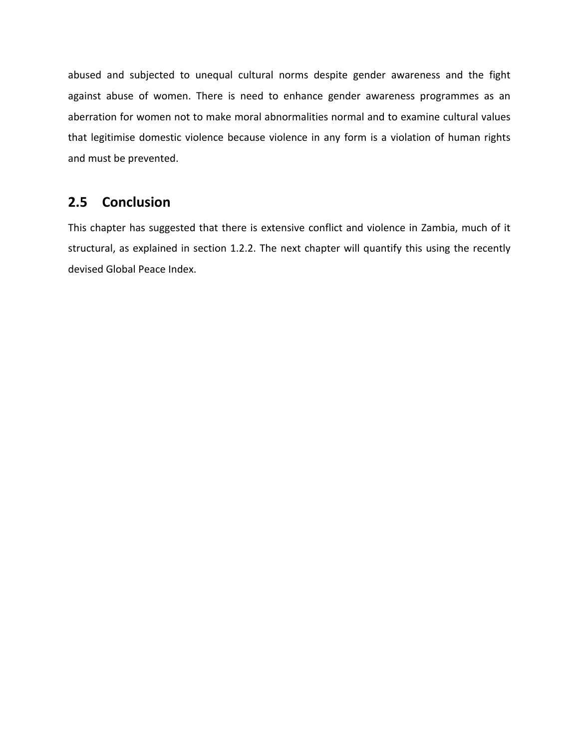abused and subjected to unequal cultural norms despite gender awareness and the fight against abuse of women. There is need to enhance gender awareness programmes as an aberration for women not to make moral abnormalities normal and to examine cultural values that legitimise domestic violence because violence in any form is a violation of human rights and must be prevented.

## 2.5 Conclusion

This chapter has suggested that there is extensive conflict and violence in Zambia, much of it structural, as explained in section 1.2.2. The next chapter will quantify this using the recently devised Global Peace Index.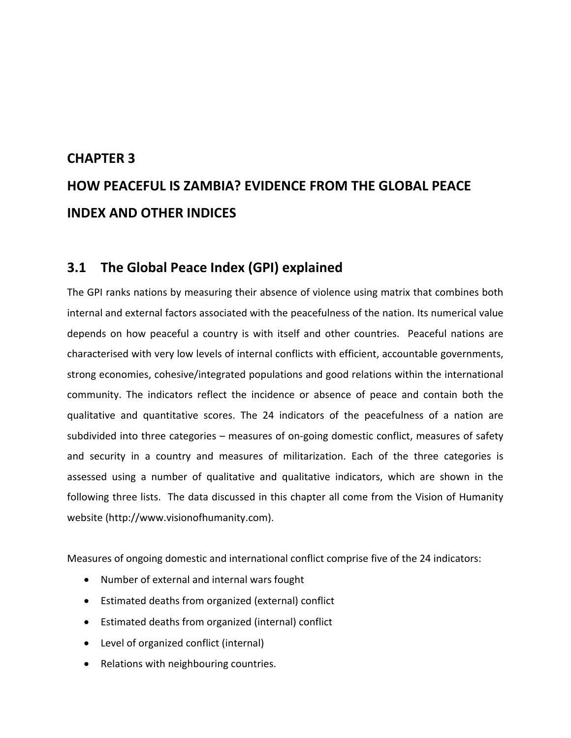# CHAPTER 3

# HOW PEACEFUL IS ZAMBIA? EVIDENCE FROM THE GLOBAL PEACE INDEX AND OTHER INDICES

## 3.1 The Global Peace Index (GPI) explained

The GPI ranks nations by measuring their absence of violence using matrix that combines both internal and external factors associated with the peacefulness of the nation. Its numerical value depends on how peaceful a country is with itself and other countries. Peaceful nations are characterised with very low levels of internal conflicts with efficient, accountable governments, strong economies, cohesive/integrated populations and good relations within the international community. The indicators reflect the incidence or absence of peace and contain both the qualitative and quantitative scores. The 24 indicators of the peacefulness of a nation are subdivided into three categories – measures of on-going domestic conflict, measures of safety and security in a country and measures of militarization. Each of the three categories is assessed using a number of qualitative and qualitative indicators, which are shown in the following three lists. The data discussed in this chapter all come from the Vision of Humanity website (http://www.visionofhumanity.com).

Measures of ongoing domestic and international conflict comprise five of the 24 indicators:

- Number of external and internal wars fought
- Estimated deaths from organized (external) conflict
- Estimated deaths from organized (internal) conflict
- Level of organized conflict (internal)
- Relations with neighbouring countries.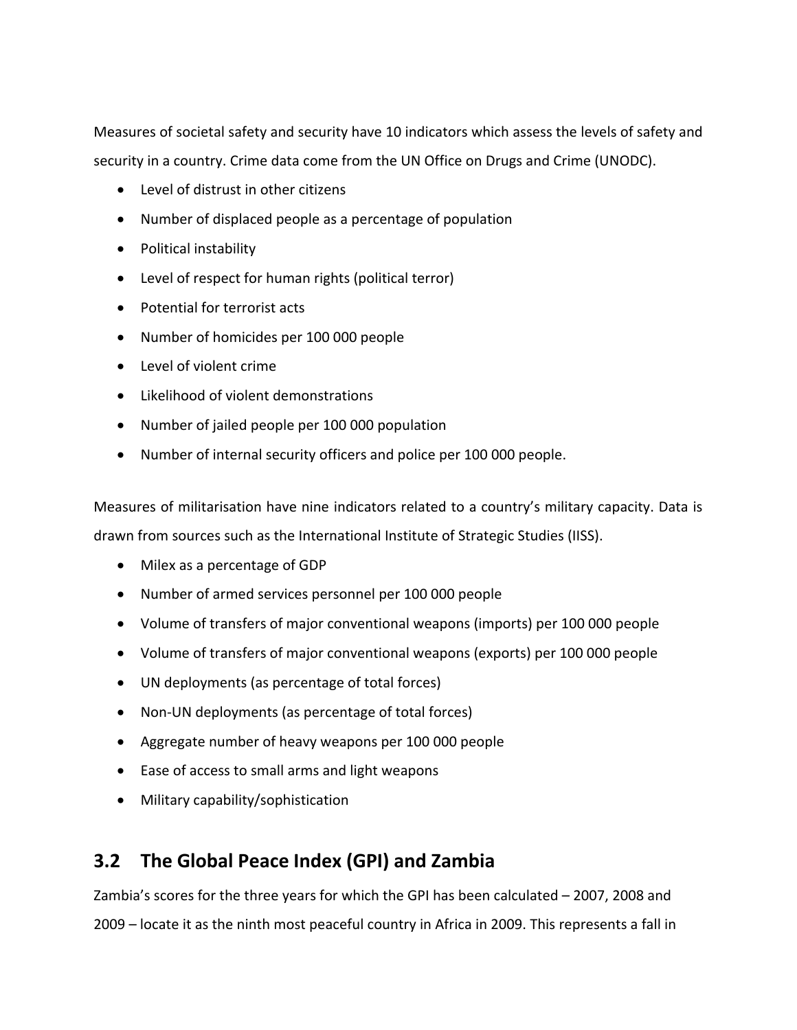Measures of societal safety and security have 10 indicators which assess the levels of safety and security in a country. Crime data come from the UN Office on Drugs and Crime (UNODC).

- Level of distrust in other citizens
- Number of displaced people as a percentage of population
- Political instability
- Level of respect for human rights (political terror)
- Potential for terrorist acts
- Number of homicides per 100 000 people
- Level of violent crime
- Likelihood of violent demonstrations
- Number of jailed people per 100 000 population
- Number of internal security officers and police per 100 000 people.

Measures of militarisation have nine indicators related to a country's military capacity. Data is drawn from sources such as the International Institute of Strategic Studies (IISS).

- Milex as a percentage of GDP
- Number of armed services personnel per 100 000 people
- Volume of transfers of major conventional weapons (imports) per 100 000 people
- Volume of transfers of major conventional weapons (exports) per 100 000 people
- UN deployments (as percentage of total forces)
- Non-UN deployments (as percentage of total forces)
- Aggregate number of heavy weapons per 100 000 people
- Ease of access to small arms and light weapons
- Military capability/sophistication

## 3.2 The Global Peace Index (GPI) and Zambia

Zambia's scores for the three years for which the GPI has been calculated – 2007, 2008 and 2009 – locate it as the ninth most peaceful country in Africa in 2009. This represents a fall in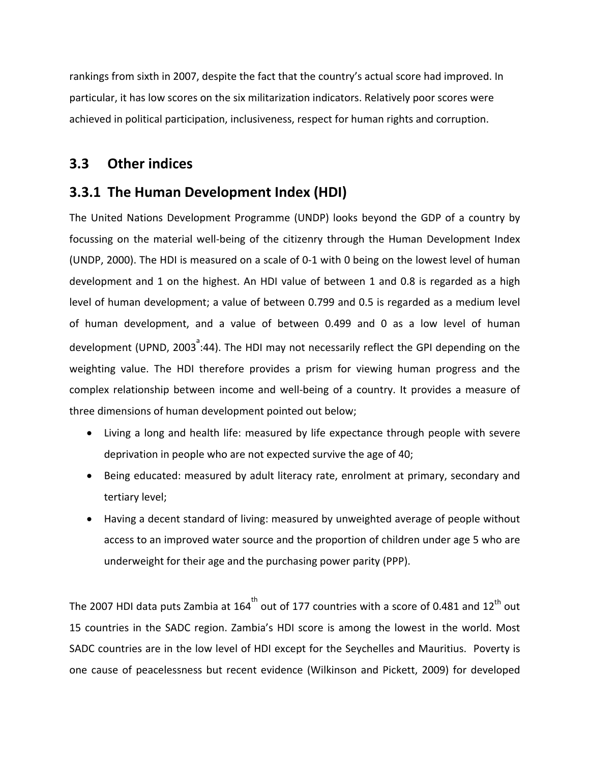rankings from sixth in 2007, despite the fact that the country's actual score had improved. In particular, it has low scores on the six militarization indicators. Relatively poor scores were achieved in political participation, inclusiveness, respect for human rights and corruption.

## 3.3 Other indices

### 3.3.1 The Human Development Index (HDI)

The United Nations Development Programme (UNDP) looks beyond the GDP of a country by focussing on the material well-being of the citizenry through the Human Development Index (UNDP, 2000). The HDI is measured on a scale of 0-1 with 0 being on the lowest level of human development and 1 on the highest. An HDI value of between 1 and 0.8 is regarded as a high level of human development; a value of between 0.799 and 0.5 is regarded as a medium level of human development, and a value of between 0.499 and 0 as a low level of human development (UPND, 2003[a]:44). The HDI may not necessarily reflect the GPI depending on the weighting value. The HDI therefore provides a prism for viewing human progress and the complex relationship between income and well-being of a country. It provides a measure of three dimensions of human development pointed out below;

- Living a long and health life: measured by life expectancy through people with severe deprivation in people who are not expected survive the age of 40;
- Being educated: measured by adult literacy rate, enrolment at primary, secondary and tertiary level;
- Having a decent standard of living: measured by unweighted average of people without access to an improved water source and the proportion of children under age 5 who are underweight for their age and the purchasing power parity (PPP).

The 2007 HDI data puts Zambia at 164th out of 177 countries with a score of 0.481 and 12th out 15 countries in the SADC region. Zambia's HDI score is among the lowest in the world. Most SADC countries are in the low level of HDI except for the Seychelles and Mauritius. Poverty is one cause of peacelessness but recent evidence (Wilkinson and Pickett, 2009) for developed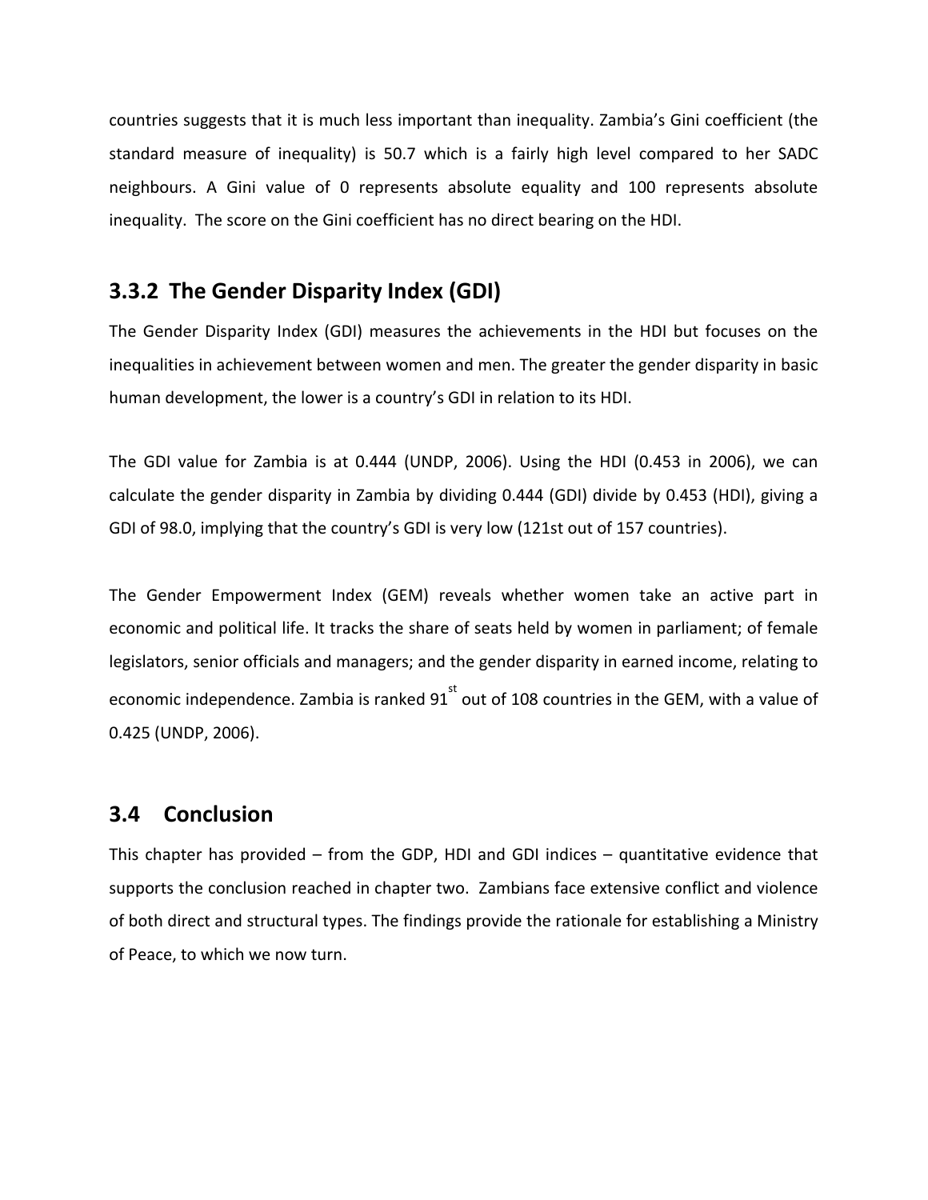countries suggests that it is much less important than inequality. Zambia's Gini coefficient (the standard measure of inequality) is 50.7 which is a fairly high level compared to her SADC neighbours. A Gini value of 0 represents absolute equality and 100 represents absolute inequality. The score on the Gini coefficient has no direct bearing on the HDI.

### 3.3.2 The Gender Disparity Index (GDI)

The Gender Disparity Index (GDI) measures the achievements in the HDI but focuses on the inequalities in achievement between women and men. The greater the gender disparity in basic human development, the lower is a country's GDI in relation to its HDI.

The GDI value for Zambia is at 0.444 (UNDP, 2006). Using the HDI (0.453 in 2006), we can calculate the gender disparity in Zambia by dividing 0.444 (GDI) divide by 0.453 (HDI), giving a GDI of 98.0, implying that the country's GDI is very low (121st out of 157 countries).

The Gender Empowerment Index (GEM) reveals whether women take an active part in economic and political life. It tracks the share of seats held by women in parliament; of female legislators, senior officials and managers; and the gender disparity in earned income, relating to economic independence. Zambia is ranked 91st out of 108 countries in the GEM, with a value of 0.425 (UNDP, 2006).

## 3.4 Conclusion

This chapter has provided – from the GDP, HDI and GDI indices – quantitative evidence that supports the conclusion reached in chapter two. Zambians face extensive conflict and violence of both direct and structural types. The findings provide the rationale for establishing a Ministry of Peace, to which we now turn.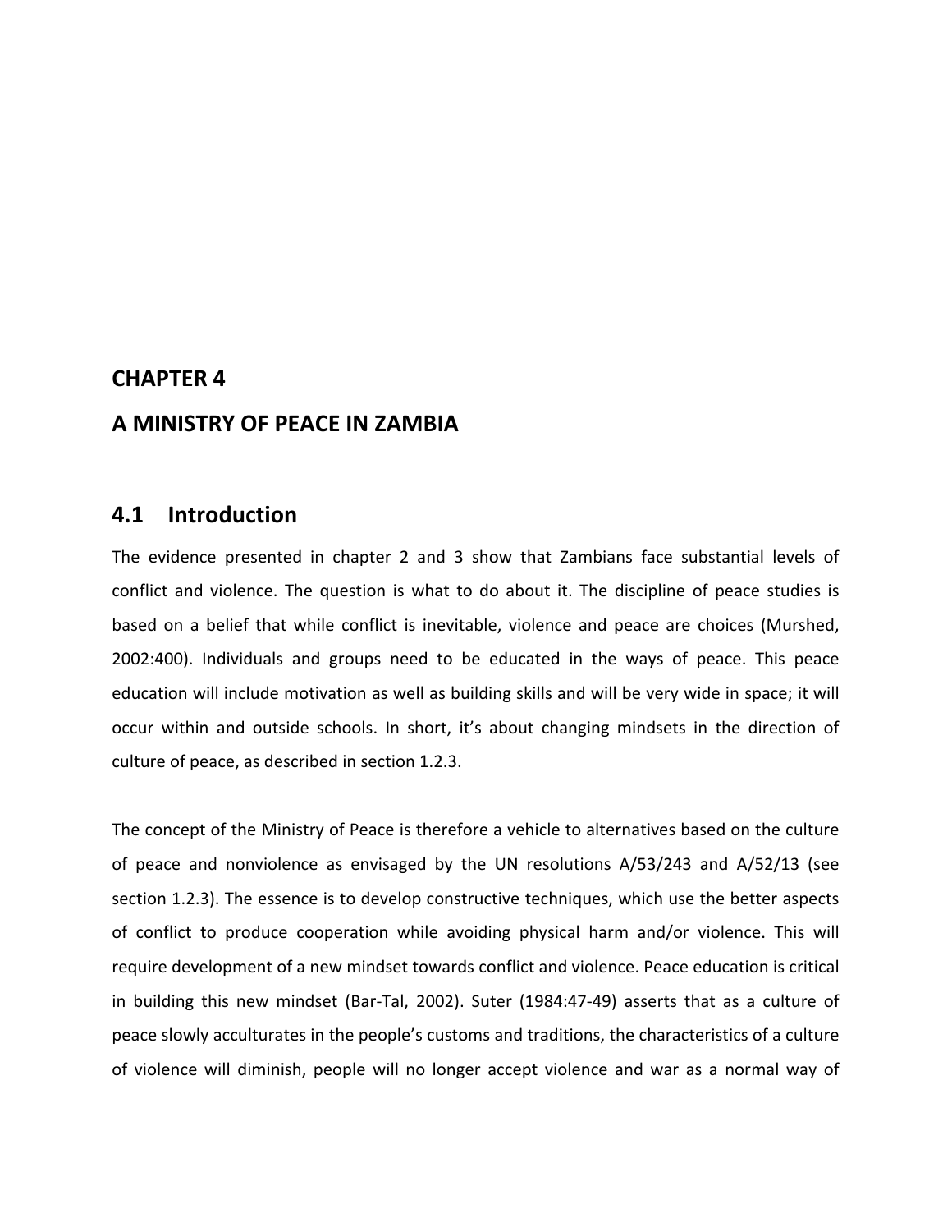# CHAPTER 4

# A MINISTRY OF PEACE IN ZAMBIA

## 4.1 Introduction

The evidence presented in chapter 2 and 3 show that Zambians face substantial levels of conflict and violence. The question is what to do about it. The discipline of peace studies is based on a belief that while conflict is inevitable, violence and peace are choices (Murshed, 2002:400). Individuals and groups need to be educated in the ways of peace. This peace education will include motivation as well as building skills and will be very wide in space; it will occur within and outside schools. In short, it's about changing mindsets in the direction of culture of peace, as described in section 1.2.3.

The concept of the Ministry of Peace is therefore a vehicle to alternatives based on the culture of peace and nonviolence as envisaged by the UN resolutions A/53/243 and A/52/13 (see section 1.2.3). The essence is to develop constructive techniques, which use the better aspects of conflict to produce cooperation while avoiding physical harm and/or violence. This will require development of a new mindset towards conflict and violence. Peace education is critical in building this new mindset (Bar-Tal, 2002). Suter (1984:47-49) asserts that as a culture of peace slowly acculturates in the people's customs and traditions, the characteristics of a culture of violence will diminish, people will no longer accept violence and war as a normal way of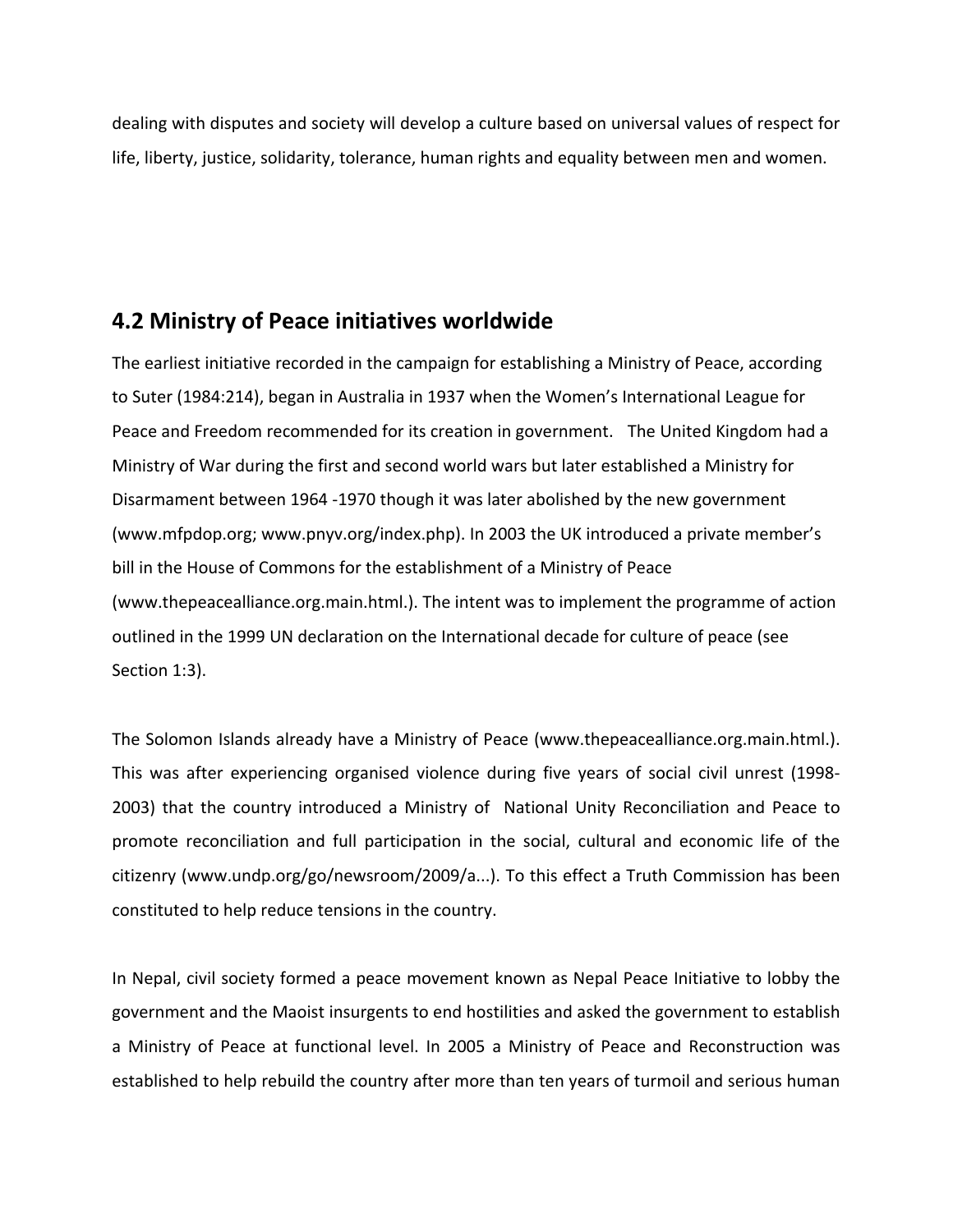dealing with disputes and society will develop a culture based on universal values of respect for life, liberty, justice, solidarity, tolerance, human rights and equality between men and women.

## 4.2 Ministry of Peace initiatives worldwide

The earliest initiative recorded in the campaign for establishing a Ministry of Peace, according to Suter (1984:214), began in Australia in 1937 when the Women's International League for Peace and Freedom recommended for its creation in government. The United Kingdom had a Ministry of War during the first and second world wars but later established a Ministry for Disarmament between 1964 -1970 though it was later abolished by the new government (www.mfpdop.org; www.pnyv.org/index.php). In 2003 the UK introduced a private member's bill in the House of Commons for the establishment of a Ministry of Peace (www.thepeacealliance.org.main.html.). The intent was to implement the programme of action outlined in the 1999 UN declaration on the International decade for culture of peace (see Section 1:3).

The Solomon Islands already have a Ministry of Peace (www.thepeacealliance.org.main.html.). This was after experiencing organised violence during five years of social civil unrest (1998-2003) that the country introduced a Ministry of National Unity Reconciliation and Peace to promote reconciliation and full participation in the social, cultural and economic life of the citizenry (www.undp.org/go/newsroom/2009/a...). To this effect a Truth Commission has been constituted to help reduce tensions in the country.

In Nepal, civil society formed a peace movement known as Nepal Peace Initiative to lobby the government and the Maoist insurgents to end hostilities and asked the government to establish a Ministry of Peace at functional level. In 2005 a Ministry of Peace and Reconstruction was established to help rebuild the country after more than ten years of turmoil and serious human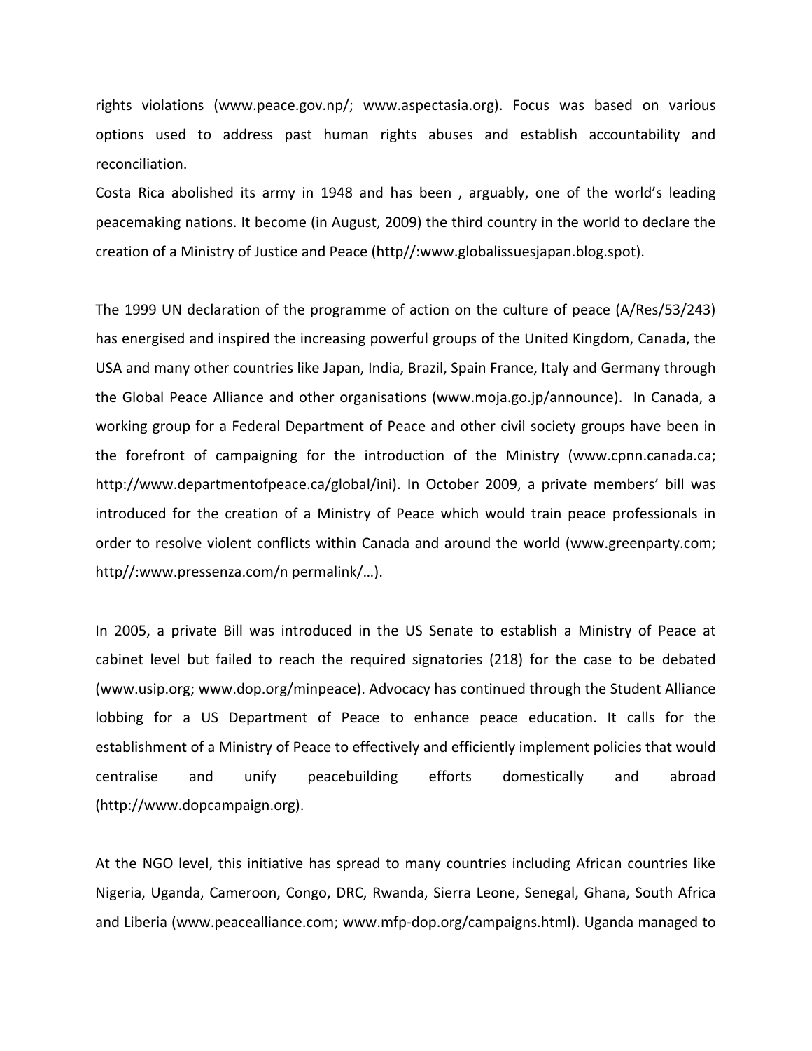rights violations (www.peace.gov.np/; www.aspectasia.org). Focus was based on various options used to address past human rights abuses and establish accountability and reconciliation.

Costa Rica abolished its army in 1948 and has been , arguably, one of the world's leading peacemaking nations. It become (in August, 2009) the third country in the world to declare the creation of a Ministry of Justice and Peace (http//:www.globalissuesjapan.blog.spot).

The 1999 UN declaration of the programme of action on the culture of peace (A/Res/53/243) has energised and inspired the increasing powerful groups of the United Kingdom, Canada, the USA and many other countries like Japan, India, Brazil, Spain France, Italy and Germany through the Global Peace Alliance and other organisations (www.moja.go.jp/announce). In Canada, a working group for a Federal Department of Peace and other civil society groups have been in the forefront of campaigning for the introduction of the Ministry (www.cpnn.canada.ca; http://www.departmentofpeace.ca/global/ini). In October 2009, a private members' bill was introduced for the creation of a Ministry of Peace which would train peace professionals in order to resolve violent conflicts within Canada and around the world (www.greenparty.com; http//:www.pressenza.com/n permalink/…).

In 2005, a private Bill was introduced in the US Senate to establish a Ministry of Peace at cabinet level but failed to reach the required signatories (218) for the case to be debated (www.usip.org; www.dop.org/minpeace). Advocacy has continued through the Student Alliance lobbing for a US Department of Peace to enhance peace education. It calls for the establishment of a Ministry of Peace to effectively and efficiently implement policies that would centralise and unify peacebuilding efforts domestically and abroad (http://www.dopcampaign.org).

At the NGO level, this initiative has spread to many countries including African countries like Nigeria, Uganda, Cameroon, Congo, DRC, Rwanda, Sierra Leone, Senegal, Ghana, South Africa and Liberia (www.peacealliance.com; www.mfp-dop.org/campaigns.html). Uganda managed to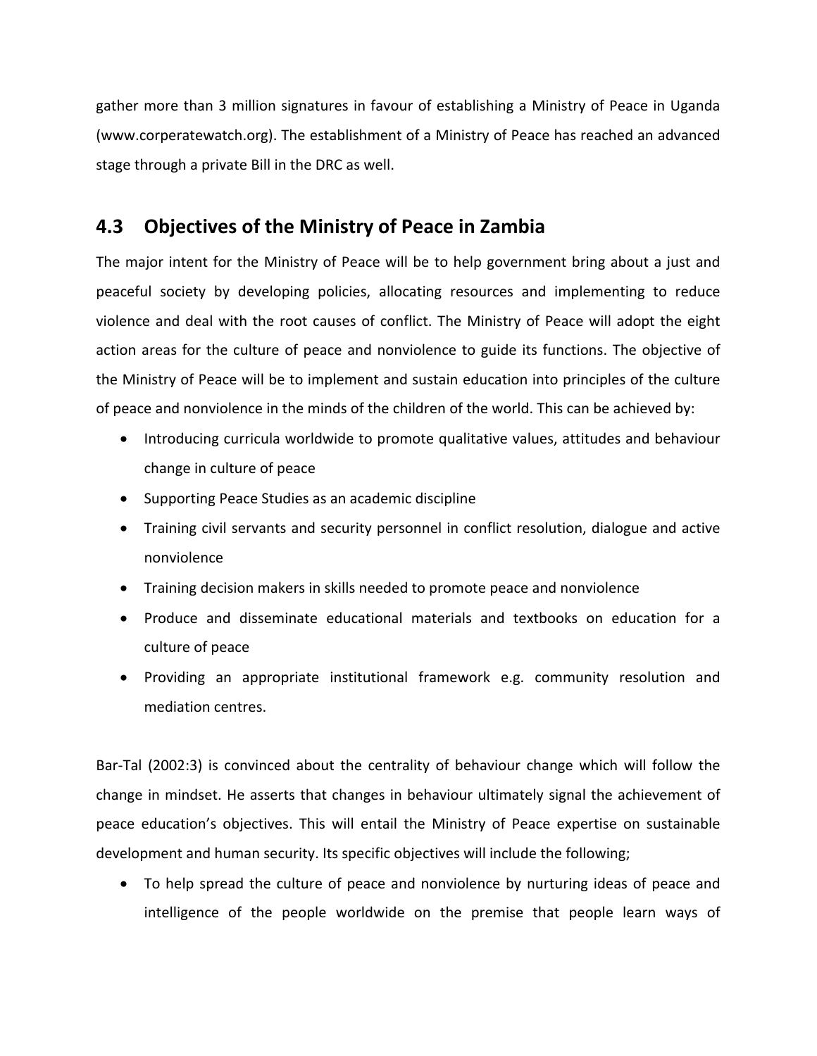gather more than 3 million signatures in favour of establishing a Ministry of Peace in Uganda (www.corperatewatch.org). The establishment of a Ministry of Peace has reached an advanced stage through a private Bill in the DRC as well.

## 4.3 Objectives of the Ministry of Peace in Zambia

The major intent for the Ministry of Peace will be to help government bring about a just and peaceful society by developing policies, allocating resources and implementing to reduce violence and deal with the root causes of conflict. The Ministry of Peace will adopt the eight action areas for the culture of peace and nonviolence to guide its functions. The objective of the Ministry of Peace will be to implement and sustain education into principles of the culture of peace and nonviolence in the minds of the children of the world. This can be achieved by:

- Introducing curricula worldwide to promote qualitative values, attitudes and behaviour change in culture of peace
- Supporting Peace Studies as an academic discipline
- Training civil servants and security personnel in conflict resolution, dialogue and active nonviolence
- Training decision makers in skills needed to promote peace and nonviolence
- Produce and disseminate educational materials and textbooks on education for a culture of peace
- Providing an appropriate institutional framework e.g. community resolution and mediation centres.

Bar-Tal (2002:3) is convinced about the centrality of behaviour change which will follow the change in mindset. He asserts that changes in behaviour ultimately signal the achievement of peace education's objectives. This will entail the Ministry of Peace expertise on sustainable development and human security. Its specific objectives will include the following;

- To help spread the culture of peace and nonviolence by nurturing ideas of peace and intelligence of the people worldwide on the premise that people learn ways of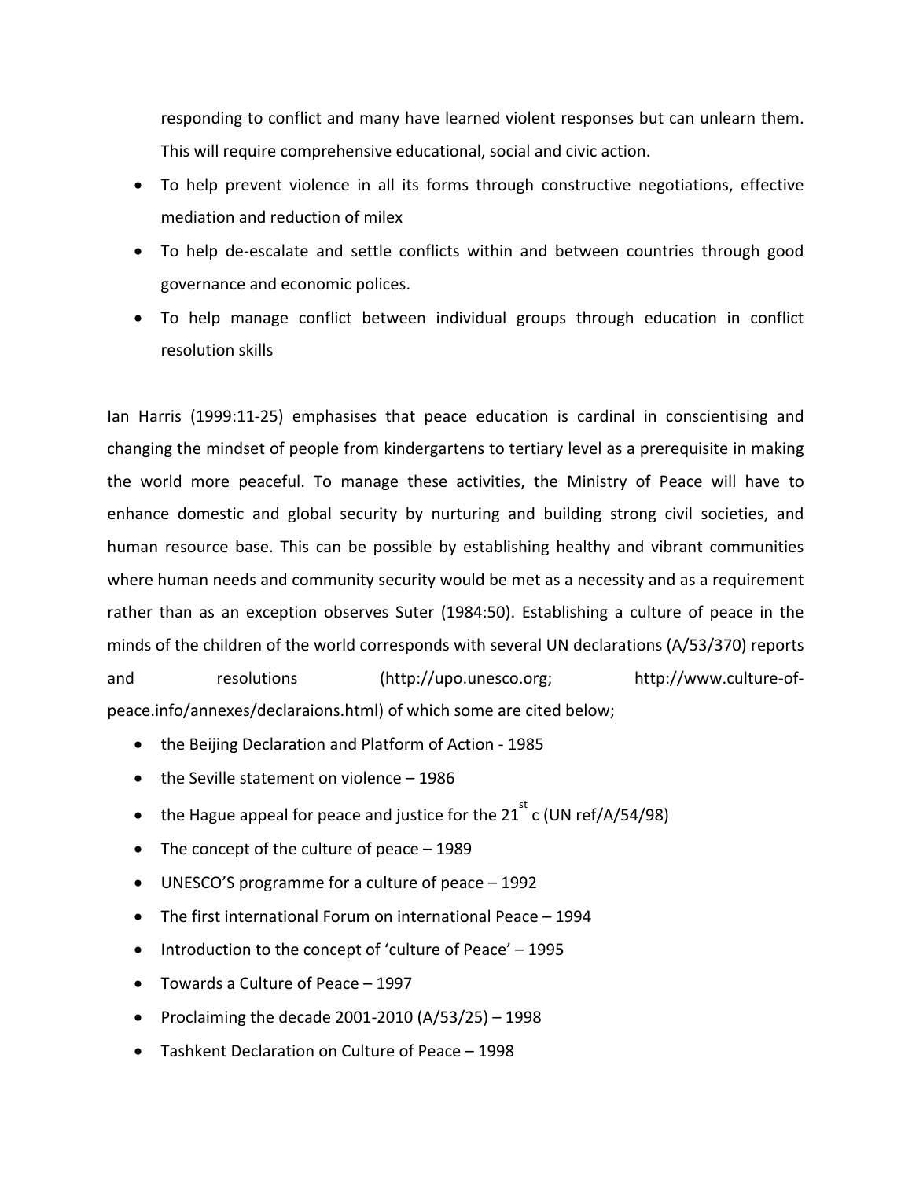responding to conflict and many have learned violent responses but can unlearn them. This will require comprehensive educational, social and civic action.

- To help prevent violence in all its forms through constructive negotiations, effective mediation and reduction of milex
- To help de-escalate and settle conflicts within and between countries through good governance and economic polices.
- To help manage conflict between individual groups through education in conflict resolution skills

Ian Harris (1999:11-25) emphasises that peace education is cardinal in conscientising and changing the mindset of people from kindergartens to tertiary level as a prerequisite in making the world more peaceful. To manage these activities, the Ministry of Peace will have to enhance domestic and global security by nurturing and building strong civil societies, and human resource base. This can be possible by establishing healthy and vibrant communities where human needs and community security would be met as a necessity and as a requirement rather than as an exception observes Suter (1984:50). Establishing a culture of peace in the minds of the children of the world corresponds with several UN declarations (A/53/370) reports and resolutions (http://upo.unesco.org; http://www.culture-of-peace.info/annexes/declaraions.html) of which some are cited below;

- the Beijing Declaration and Platform of Action - 1985
- the Seville statement on violence – 1986
- the Hague appeal for peace and justice for the 21st c (UN ref/A/54/98)
- The concept of the culture of peace – 1989
- UNESCO'S programme for a culture of peace – 1992
- The first international Forum on international Peace – 1994
- Introduction to the concept of 'culture of Peace' – 1995
- Towards a Culture of Peace – 1997
- Proclaiming the decade 2001-2010 (A/53/25) – 1998
- Tashkent Declaration on Culture of Peace – 1998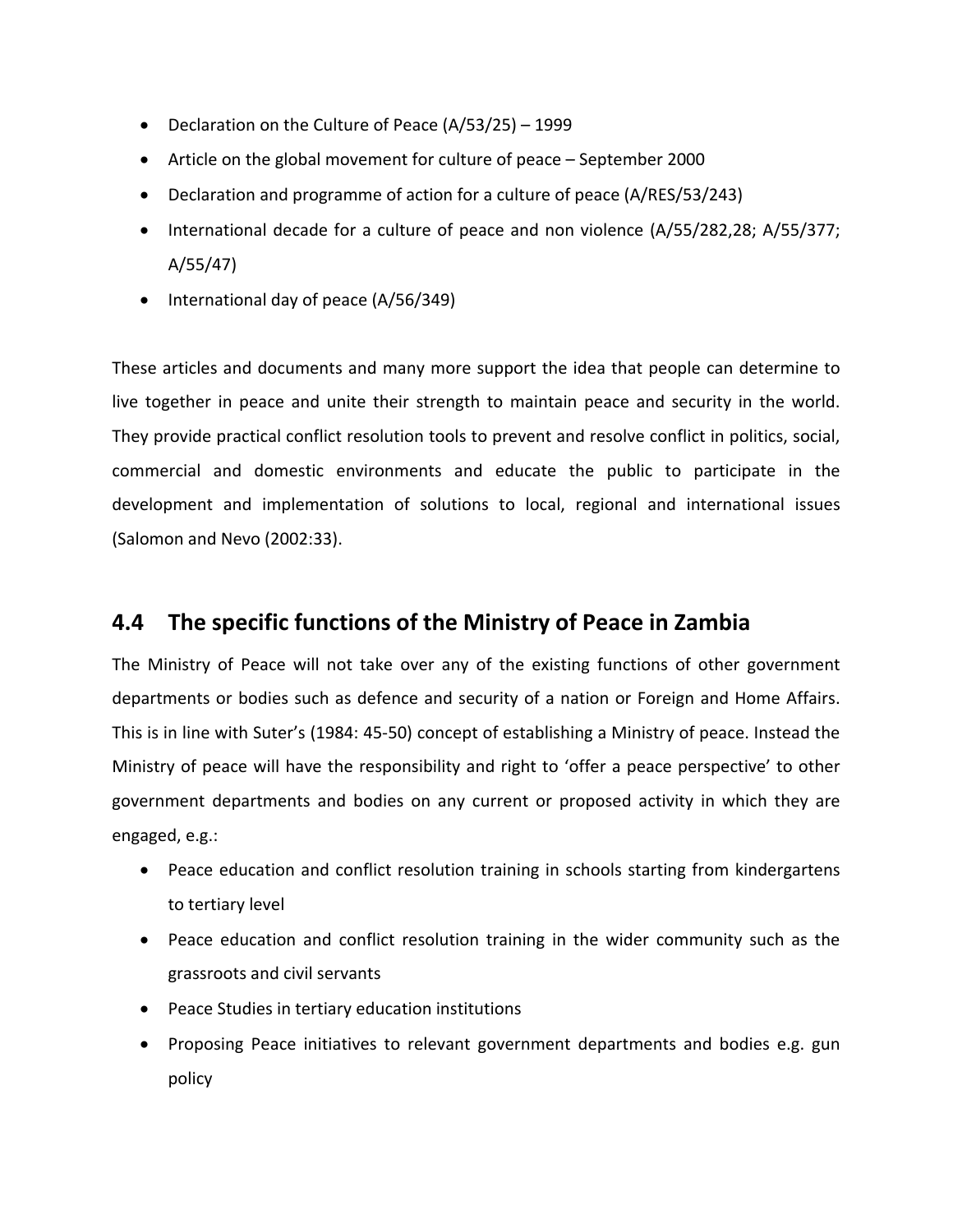- Declaration on the Culture of Peace (A/53/25) – 1999
- Article on the global movement for culture of peace – September 2000
- Declaration and programme of action for a culture of peace (A/RES/53/243)
- International decade for a culture of peace and non violence (A/55/282,28; A/55/377; A/55/47)
- International day of peace (A/56/349)

These articles and documents and many more support the idea that people can determine to live together in peace and unite their strength to maintain peace and security in the world. They provide practical conflict resolution tools to prevent and resolve conflict in politics, social, commercial and domestic environments and educate the public to participate in the development and implementation of solutions to local, regional and international issues (Salomon and Nevo (2002:33).

## 4.4 The specific functions of the Ministry of Peace in Zambia

The Ministry of Peace will not take over any of the existing functions of other government departments or bodies such as defence and security of a nation or Foreign and Home Affairs. This is in line with Suter's (1984: 45-50) concept of establishing a Ministry of peace. Instead the Ministry of peace will have the responsibility and right to 'offer a peace perspective' to other government departments and bodies on any current or proposed activity in which they are engaged, e.g.:

- Peace education and conflict resolution training in schools starting from kindergartens to tertiary level
- Peace education and conflict resolution training in the wider community such as the grassroots and civil servants
- Peace Studies in tertiary education institutions
- Proposing Peace initiatives to relevant government departments and bodies e.g. gun policy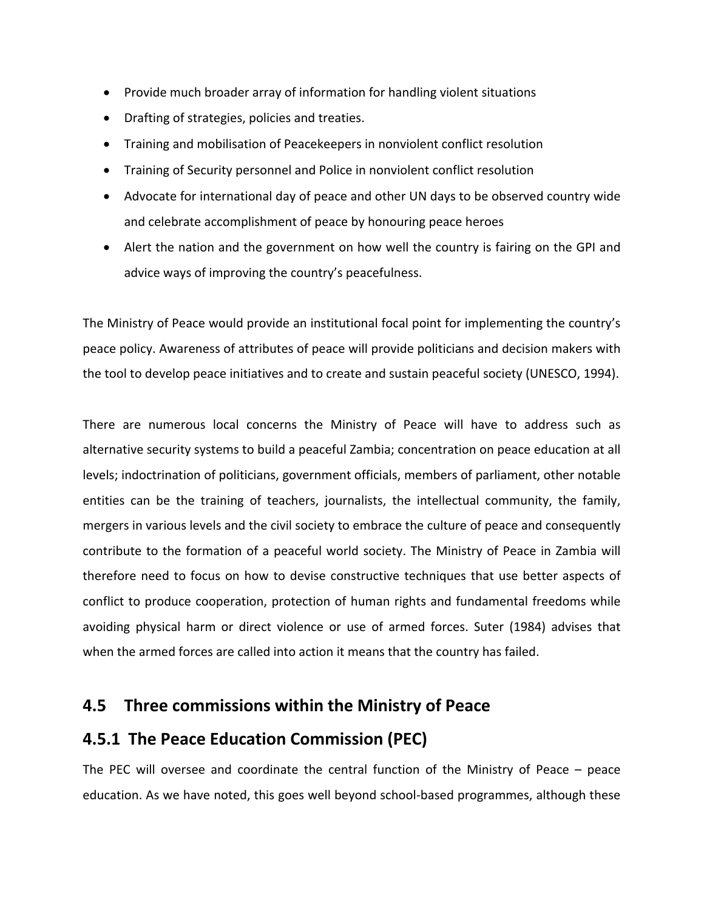- Provide much broader array of information for handling violent situations
- Drafting of strategies, policies and treaties.
- Training and mobilisation of Peacekeepers in nonviolent conflict resolution
- Training of Security personnel and Police in nonviolent conflict resolution
- Advocate for international day of peace and other UN days to be observed country wide and celebrate accomplishment of peace by honouring peace heroes
- Alert the nation and the government on how well the country is fairing on the GPI and advice ways of improving the country's peacefulness.

The Ministry of Peace would provide an institutional focal point for implementing the country's peace policy. Awareness of attributes of peace will provide politicians and decision makers with the tool to develop peace initiatives and to create and sustain peaceful society (UNESCO, 1994).

There are numerous local concerns the Ministry of Peace will have to address such as alternative security systems to build a peaceful Zambia; concentration on peace education at all levels; indoctrination of politicians, government officials, members of parliament, other notable entities can be the training of teachers, journalists, the intellectual community, the family, mergers in various levels and the civil society to embrace the culture of peace and consequently contribute to the formation of a peaceful world society. The Ministry of Peace in Zambia will therefore need to focus on how to devise constructive techniques that use better aspects of conflict to produce cooperation, protection of human rights and fundamental freedoms while avoiding physical harm or direct violence or use of armed forces. Suter (1984) advises that when the armed forces are called into action it means that the country has failed.

## 4.5 Three commissions within the Ministry of Peace

### 4.5.1 The Peace Education Commission (PEC)

The PEC will oversee and coordinate the central function of the Ministry of Peace – peace education. As we have noted, this goes well beyond school-based programmes, although these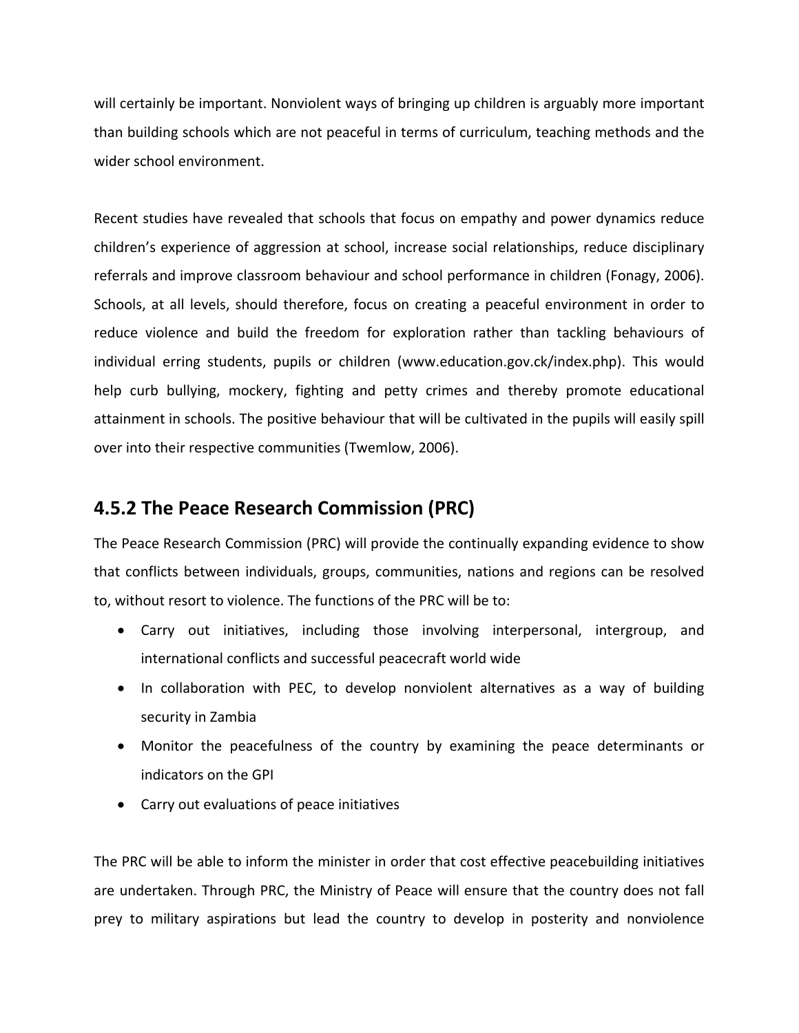will certainly be important. Nonviolent ways of bringing up children is arguably more important than building schools which are not peaceful in terms of curriculum, teaching methods and the wider school environment.

Recent studies have revealed that schools that focus on empathy and power dynamics reduce children's experience of aggression at school, increase social relationships, reduce disciplinary referrals and improve classroom behaviour and school performance in children (Fonagy, 2006). Schools, at all levels, should therefore, focus on creating a peaceful environment in order to reduce violence and build the freedom for exploration rather than tackling behaviours of individual erring students, pupils or children (www.education.gov.ck/index.php). This would help curb bullying, mockery, fighting and petty crimes and thereby promote educational attainment in schools. The positive behaviour that will be cultivated in the pupils will easily spill over into their respective communities (Twemlow, 2006).

## 4.5.2 The Peace Research Commission (PRC)

The Peace Research Commission (PRC) will provide the continually expanding evidence to show that conflicts between individuals, groups, communities, nations and regions can be resolved to, without resort to violence. The functions of the PRC will be to:

- Carry out initiatives, including those involving interpersonal, intergroup, and international conflicts and successful peacecraft world wide
- In collaboration with PEC, to develop nonviolent alternatives as a way of building security in Zambia
- Monitor the peacefulness of the country by examining the peace determinants or indicators on the GPI
- Carry out evaluations of peace initiatives

The PRC will be able to inform the minister in order that cost effective peacebuilding initiatives are undertaken. Through PRC, the Ministry of Peace will ensure that the country does not fall prey to military aspirations but lead the country to develop in posterity and nonviolence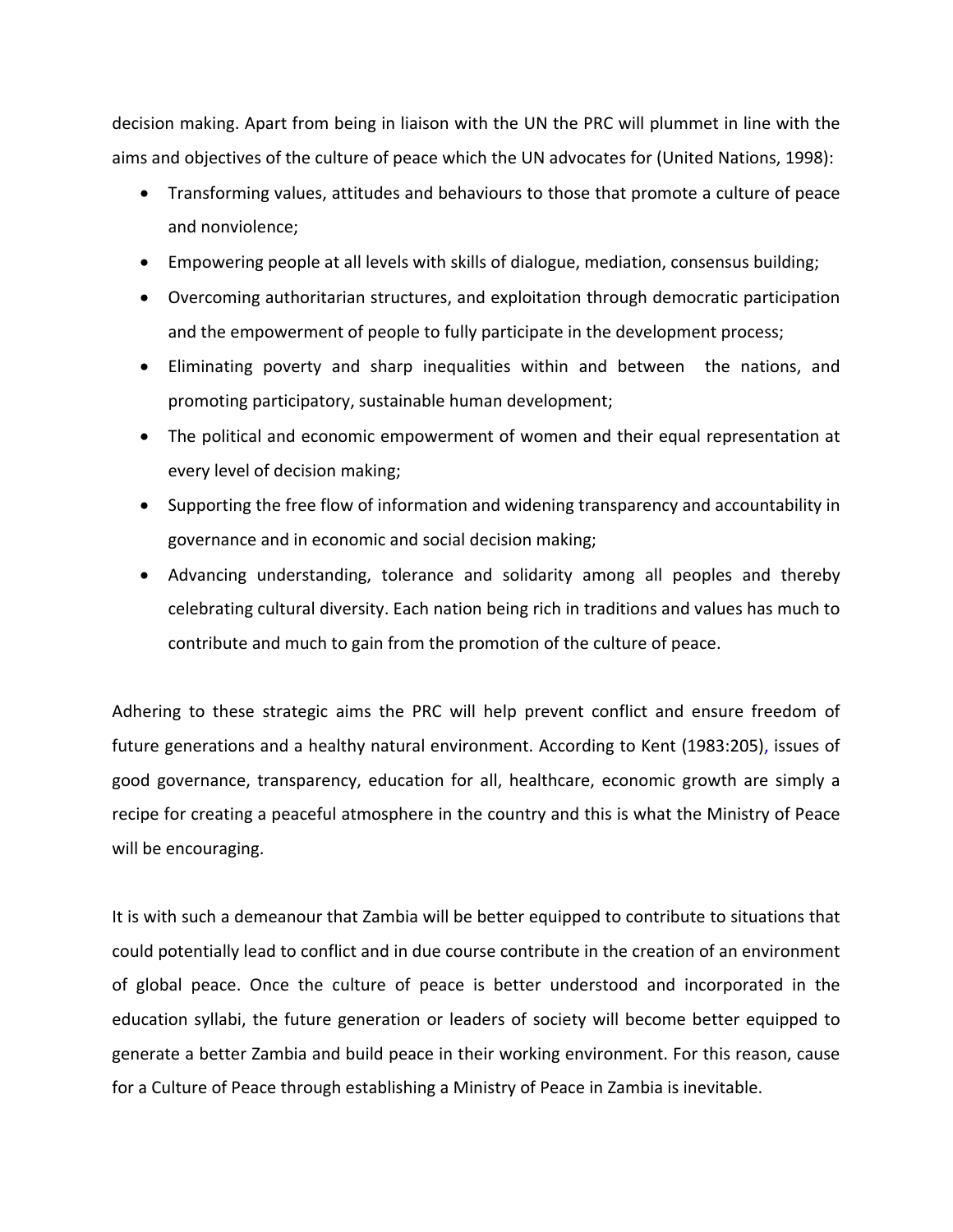decision making. Apart from being in liaison with the UN the PRC will plummet in line with the aims and objectives of the culture of peace which the UN advocates for (United Nations, 1998):

- Transforming values, attitudes and behaviours to those that promote a culture of peace and nonviolence;
- Empowering people at all levels with skills of dialogue, mediation, consensus building;
- Overcoming authoritarian structures, and exploitation through democratic participation and the empowerment of people to fully participate in the development process;
- Eliminating poverty and sharp inequalities within and between the nations, and promoting participatory, sustainable human development;
- The political and economic empowerment of women and their equal representation at every level of decision making;
- Supporting the free flow of information and widening transparency and accountability in governance and in economic and social decision making;
- Advancing understanding, tolerance and solidarity among all peoples and thereby celebrating cultural diversity. Each nation being rich in traditions and values has much to contribute and much to gain from the promotion of the culture of peace.

Adhering to these strategic aims the PRC will help prevent conflict and ensure freedom of future generations and a healthy natural environment. According to Kent (1983:205), issues of good governance, transparency, education for all, healthcare, economic growth are simply a recipe for creating a peaceful atmosphere in the country and this is what the Ministry of Peace will be encouraging.

It is with such a demeanour that Zambia will be better equipped to contribute to situations that could potentially lead to conflict and in due course contribute in the creation of an environment of global peace. Once the culture of peace is better understood and incorporated in the education syllabi, the future generation or leaders of society will become better equipped to generate a better Zambia and build peace in their working environment. For this reason, cause for a Culture of Peace through establishing a Ministry of Peace in Zambia is inevitable.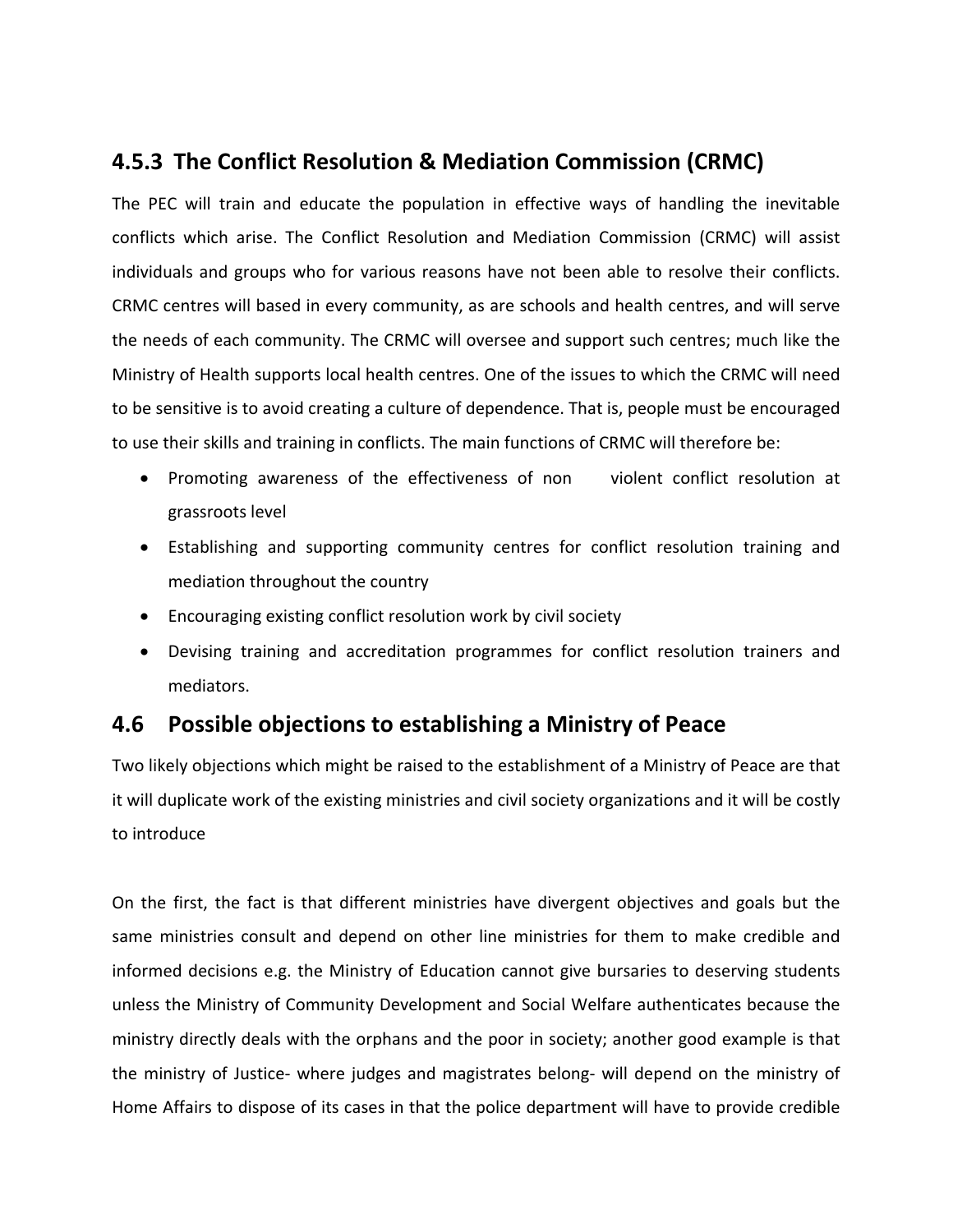### 4.5.3 The Conflict Resolution & Mediation Commission (CRMC)

The PEC will train and educate the population in effective ways of handling the inevitable conflicts which arise. The Conflict Resolution and Mediation Commission (CRMC) will assist individuals and groups who for various reasons have not been able to resolve their conflicts. CRMC centres will based in every community, as are schools and health centres, and will serve the needs of each community. The CRMC will oversee and support such centres; much like the Ministry of Health supports local health centres. One of the issues to which the CRMC will need to be sensitive is to avoid creating a culture of dependence. That is, people must be encouraged to use their skills and training in conflicts. The main functions of CRMC will therefore be:

- Promoting awareness of the effectiveness of non violent conflict resolution at grassroots level
- Establishing and supporting community centres for conflict resolution training and mediation throughout the country
- Encouraging existing conflict resolution work by civil society
- Devising training and accreditation programmes for conflict resolution trainers and mediators.

## 4.6 Possible objections to establishing a Ministry of Peace

Two likely objections which might be raised to the establishment of a Ministry of Peace are that it will duplicate work of the existing ministries and civil society organizations and it will be costly to introduce

On the first, the fact is that different ministries have divergent objectives and goals but the same ministries consult and depend on other line ministries for them to make credible and informed decisions e.g. the Ministry of Education cannot give bursaries to deserving students unless the Ministry of Community Development and Social Welfare authenticates because the ministry directly deals with the orphans and the poor in society; another good example is that the ministry of Justice- where judges and magistrates belong- will depend on the ministry of Home Affairs to dispose of its cases in that the police department will have to provide credible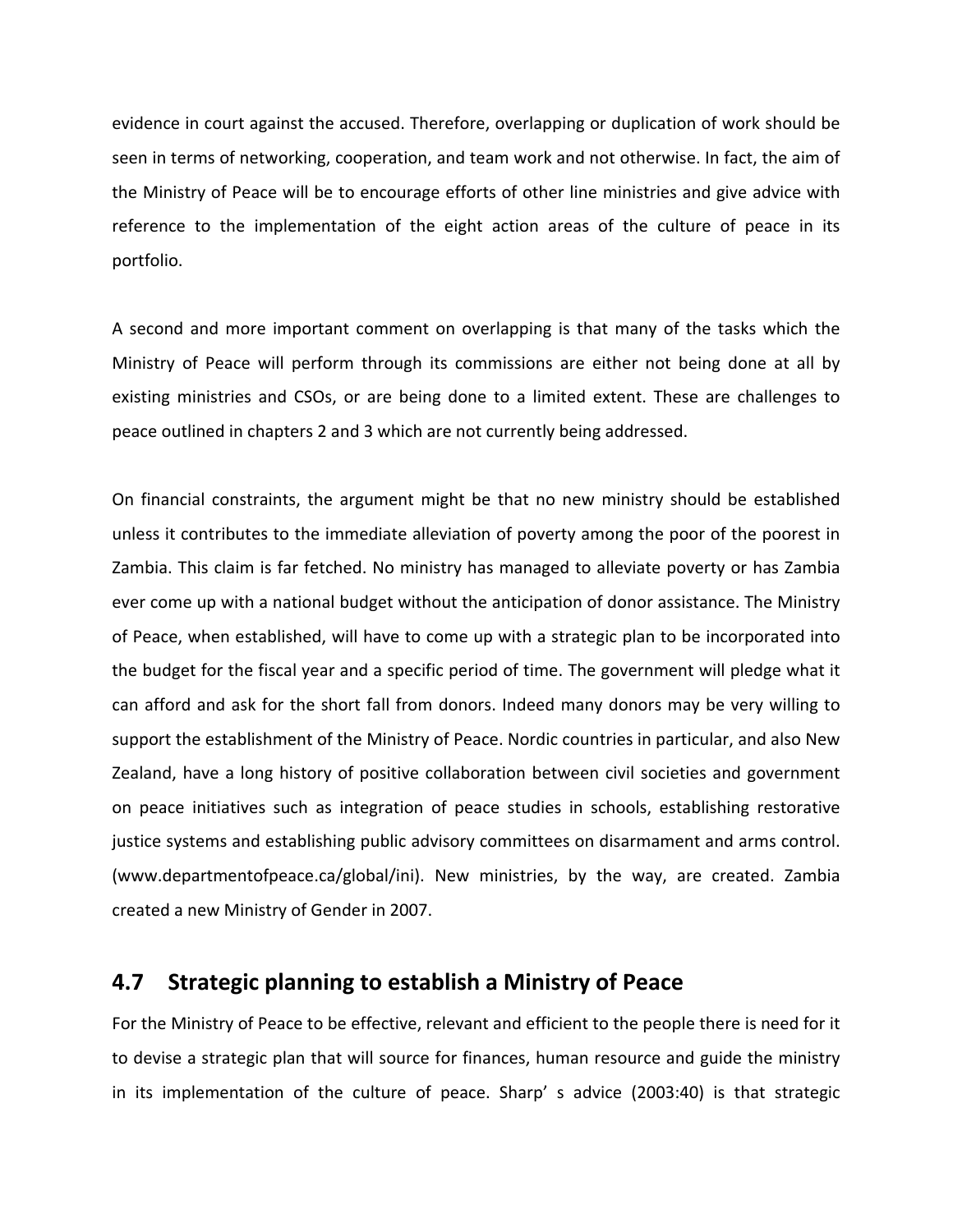evidence in court against the accused. Therefore, overlapping or duplication of work should be seen in terms of networking, cooperation, and team work and not otherwise. In fact, the aim of the Ministry of Peace will be to encourage efforts of other line ministries and give advice with reference to the implementation of the eight action areas of the culture of peace in its portfolio.

A second and more important comment on overlapping is that many of the tasks which the Ministry of Peace will perform through its commissions are either not being done at all by existing ministries and CSOs, or are being done to a limited extent. These are challenges to peace outlined in chapters 2 and 3 which are not currently being addressed.

On financial constraints, the argument might be that no new ministry should be established unless it contributes to the immediate alleviation of poverty among the poor of the poorest in Zambia. This claim is far fetched. No ministry has managed to alleviate poverty or has Zambia ever come up with a national budget without the anticipation of donor assistance. The Ministry of Peace, when established, will have to come up with a strategic plan to be incorporated into the budget for the fiscal year and a specific period of time. The government will pledge what it can afford and ask for the short fall from donors. Indeed many donors may be very willing to support the establishment of the Ministry of Peace. Nordic countries in particular, and also New Zealand, have a long history of positive collaboration between civil societies and government on peace initiatives such as integration of peace studies in schools, establishing restorative justice systems and establishing public advisory committees on disarmament and arms control. (www.departmentofpeace.ca/global/ini). New ministries, by the way, are created. Zambia created a new Ministry of Gender in 2007.

## 4.7 Strategic planning to establish a Ministry of Peace

For the Ministry of Peace to be effective, relevant and efficient to the people there is need for it to devise a strategic plan that will source for finances, human resource and guide the ministry in its implementation of the culture of peace. Sharp' s advice (2003:40) is that strategic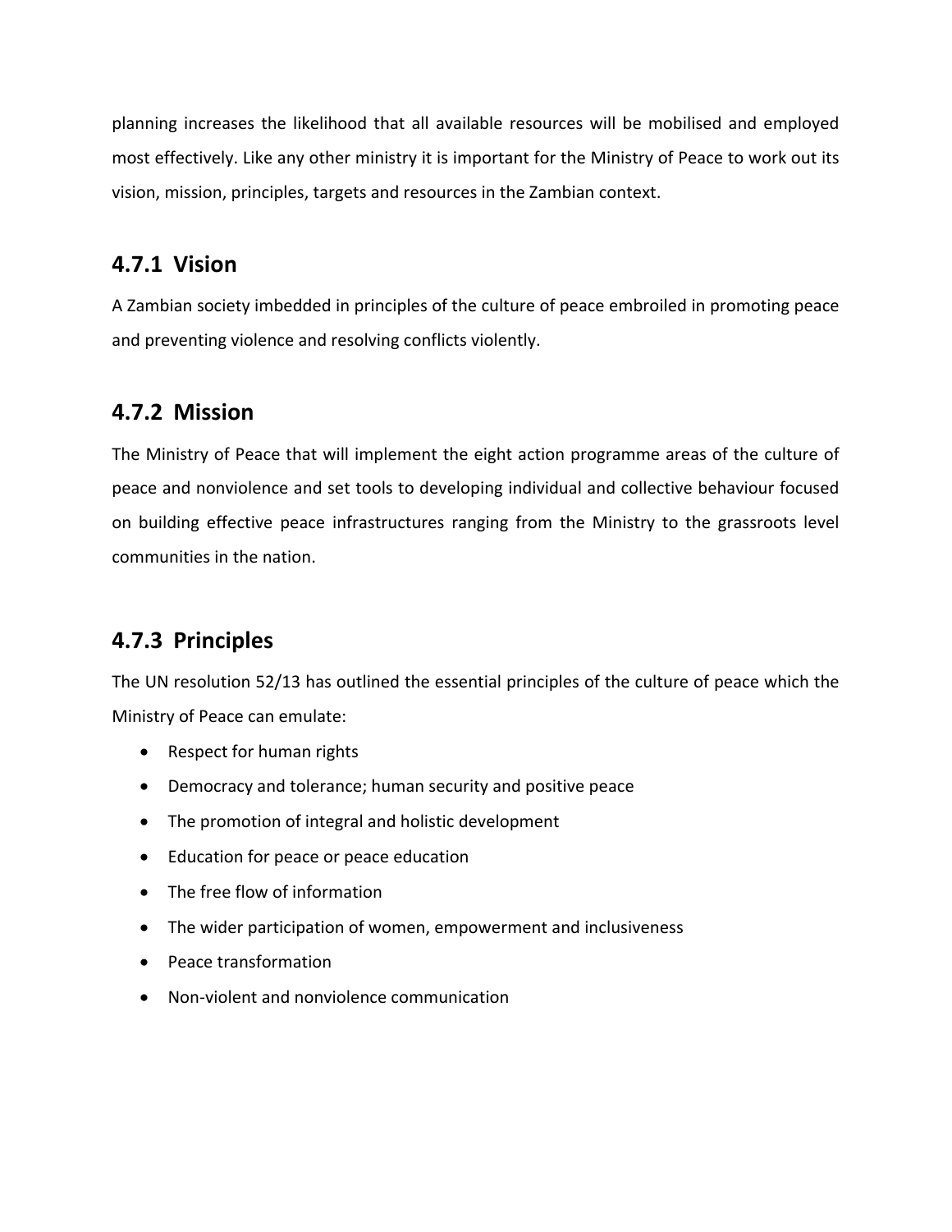planning increases the likelihood that all available resources will be mobilised and employed most effectively. Like any other ministry it is important for the Ministry of Peace to work out its vision, mission, principles, targets and resources in the Zambian context.

### 4.7.1 Vision

A Zambian society imbedded in principles of the culture of peace embroiled in promoting peace and preventing violence and resolving conflicts violently.

### 4.7.2 Mission

The Ministry of Peace that will implement the eight action programme areas of the culture of peace and nonviolence and set tools to developing individual and collective behaviour focused on building effective peace infrastructures ranging from the Ministry to the grassroots level communities in the nation.

### 4.7.3 Principles

The UN resolution 52/13 has outlined the essential principles of the culture of peace which the Ministry of Peace can emulate:

- Respect for human rights
- Democracy and tolerance; human security and positive peace
- The promotion of integral and holistic development
- Education for peace or peace education
- The free flow of information
- The wider participation of women, empowerment and inclusiveness
- Peace transformation
- Non-violent and nonviolence communication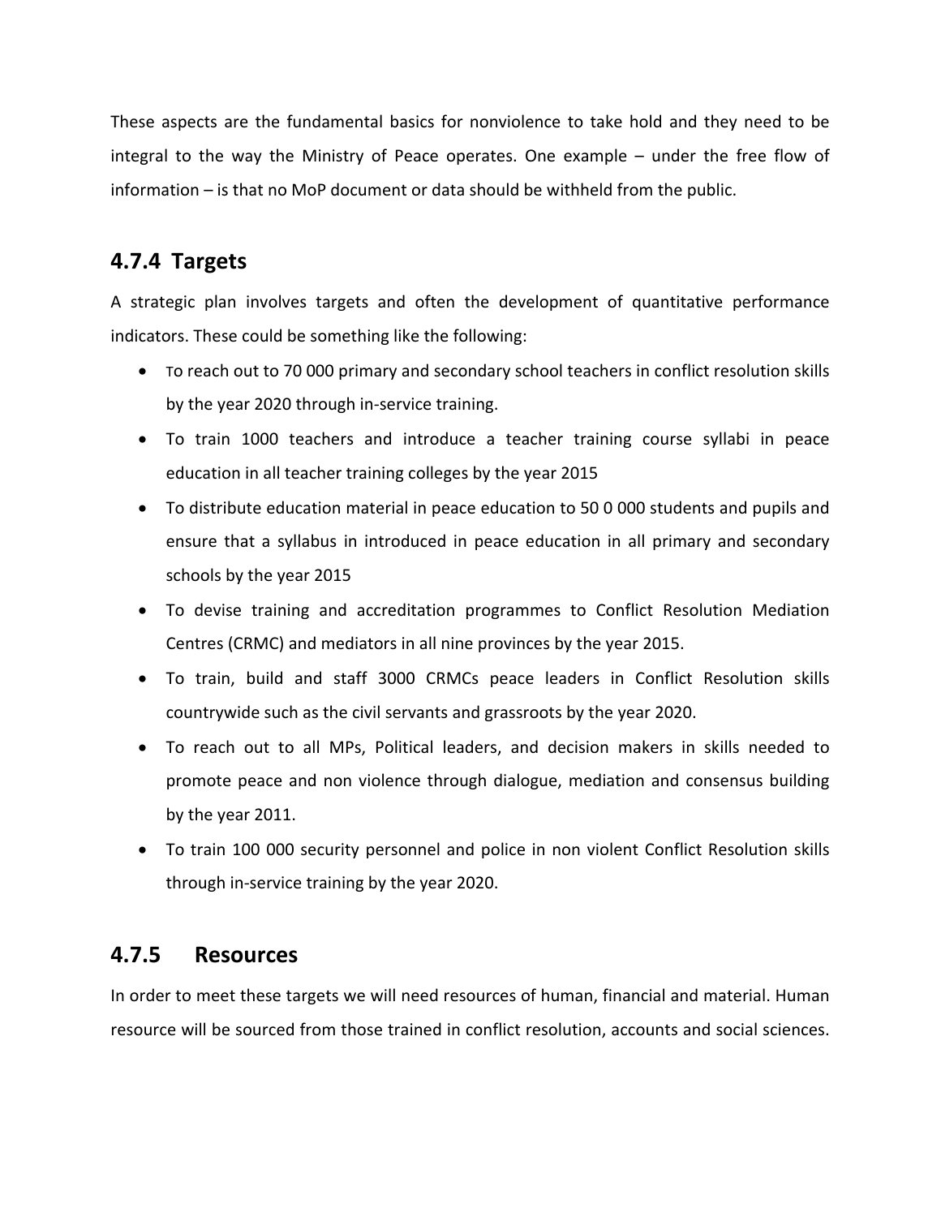These aspects are the fundamental basics for nonviolence to take hold and they need to be integral to the way the Ministry of Peace operates. One example – under the free flow of information – is that no MoP document or data should be withheld from the public.

### 4.7.4 Targets

A strategic plan involves targets and often the development of quantitative performance indicators. These could be something like the following:

- To reach out to 70 000 primary and secondary school teachers in conflict resolution skills by the year 2020 through in-service training.
- To train 1000 teachers and introduce a teacher training course syllabi in peace education in all teacher training colleges by the year 2015
- To distribute education material in peace education to 50 0 000 students and pupils and ensure that a syllabus in introduced in peace education in all primary and secondary schools by the year 2015
- To devise training and accreditation programmes to Conflict Resolution Mediation Centres (CRMC) and mediators in all nine provinces by the year 2015.
- To train, build and staff 3000 CRMCs peace leaders in Conflict Resolution skills countrywide such as the civil servants and grassroots by the year 2020.
- To reach out to all MPs, Political leaders, and decision makers in skills needed to promote peace and non violence through dialogue, mediation and consensus building by the year 2011.
- To train 100 000 security personnel and police in non violent Conflict Resolution skills through in-service training by the year 2020.

### 4.7.5 Resources

In order to meet these targets we will need resources of human, financial and material. Human resource will be sourced from those trained in conflict resolution, accounts and social sciences.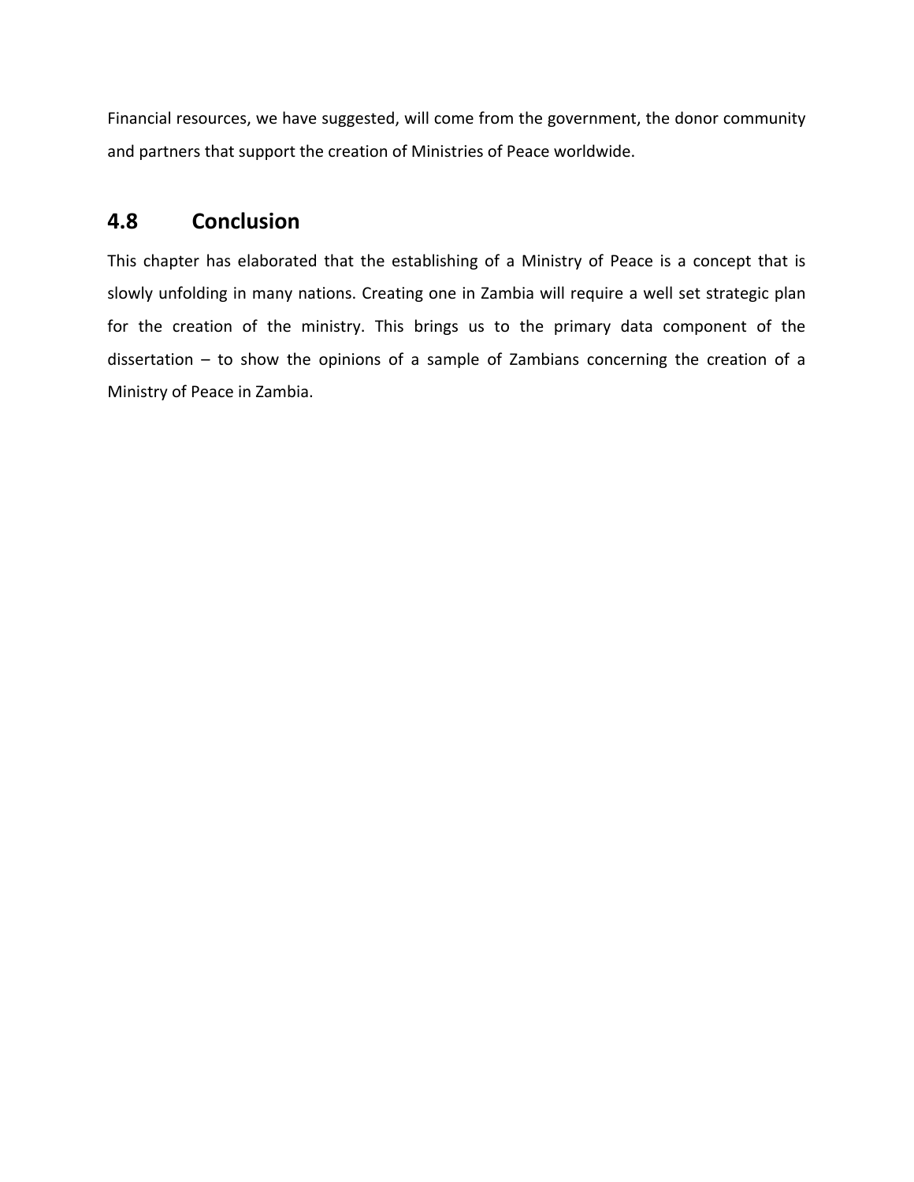Financial resources, we have suggested, will come from the government, the donor community and partners that support the creation of Ministries of Peace worldwide.

## 4.8 Conclusion

This chapter has elaborated that the establishing of a Ministry of Peace is a concept that is slowly unfolding in many nations. Creating one in Zambia will require a well set strategic plan for the creation of the ministry. This brings us to the primary data component of the dissertation – to show the opinions of a sample of Zambians concerning the creation of a Ministry of Peace in Zambia.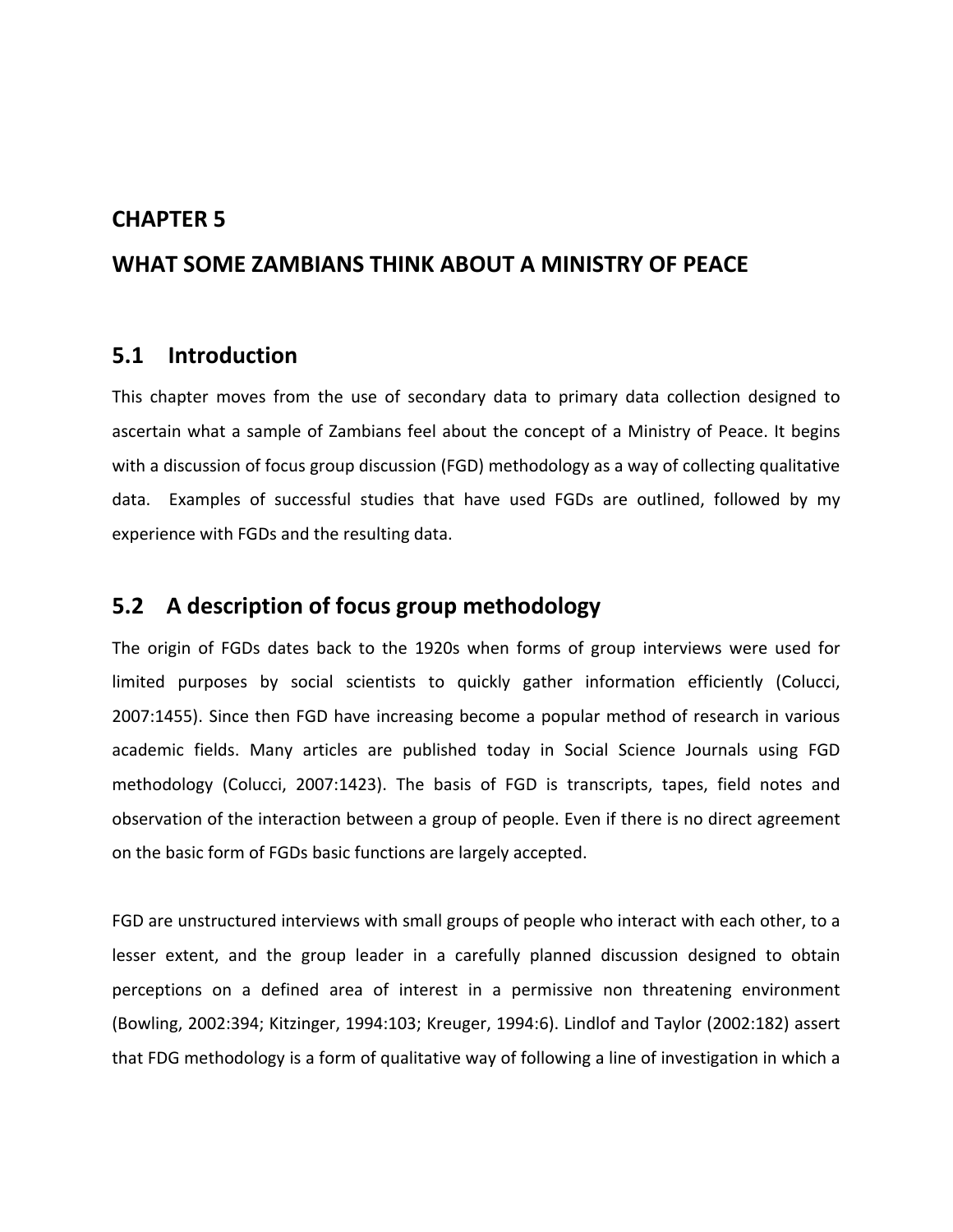# CHAPTER 5

# WHAT SOME ZAMBIANS THINK ABOUT A MINISTRY OF PEACE

## 5.1 Introduction

This chapter moves from the use of secondary data to primary data collection designed to ascertain what a sample of Zambians feel about the concept of a Ministry of Peace. It begins with a discussion of focus group discussion (FGD) methodology as a way of collecting qualitative data. Examples of successful studies that have used FGDs are outlined, followed by my experience with FGDs and the resulting data.

## 5.2 A description of focus group methodology

The origin of FGDs dates back to the 1920s when forms of group interviews were used for limited purposes by social scientists to quickly gather information efficiently (Colucci, 2007:1455). Since then FGD have increasing become a popular method of research in various academic fields. Many articles are published today in Social Science Journals using FGD methodology (Colucci, 2007:1423). The basis of FGD is transcripts, tapes, field notes and observation of the interaction between a group of people. Even if there is no direct agreement on the basic form of FGDs basic functions are largely accepted.

FGD are unstructured interviews with small groups of people who interact with each other, to a lesser extent, and the group leader in a carefully planned discussion designed to obtain perceptions on a defined area of interest in a permissive non threatening environment (Bowling, 2002:394; Kitzinger, 1994:103; Kreuger, 1994:6). Lindlof and Taylor (2002:182) assert that FDG methodology is a form of qualitative way of following a line of investigation in which a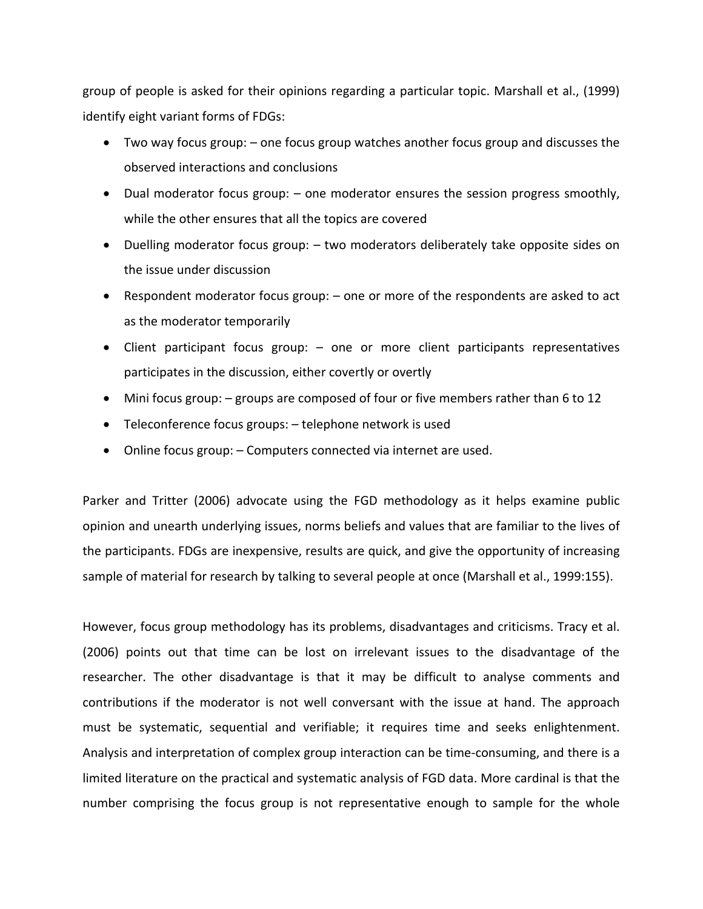group of people is asked for their opinions regarding a particular topic. Marshall et al., (1999) identify eight variant forms of FDGs:

- Two way focus group: – one focus group watches another focus group and discusses the observed interactions and conclusions
- Dual moderator focus group: – one moderator ensures the session progress smoothly, while the other ensures that all the topics are covered
- Duelling moderator focus group: – two moderators deliberately take opposite sides on the issue under discussion
- Respondent moderator focus group: – one or more of the respondents are asked to act as the moderator temporarily
- Client participant focus group: – one or more client participants representatives participates in the discussion, either covertly or overtly
- Mini focus group: – groups are composed of four or five members rather than 6 to 12
- Teleconference focus groups: – telephone network is used
- Online focus group: – Computers connected via internet are used.

Parker and Tritter (2006) advocate using the FGD methodology as it helps examine public opinion and unearth underlying issues, norms beliefs and values that are familiar to the lives of the participants. FDGs are inexpensive, results are quick, and give the opportunity of increasing sample of material for research by talking to several people at once (Marshall et al., 1999:155).

However, focus group methodology has its problems, disadvantages and criticisms. Tracy et al. (2006) points out that time can be lost on irrelevant issues to the disadvantage of the researcher. The other disadvantage is that it may be difficult to analyse comments and contributions if the moderator is not well conversant with the issue at hand. The approach must be systematic, sequential and verifiable; it requires time and seeks enlightenment. Analysis and interpretation of complex group interaction can be time-consuming, and there is a limited literature on the practical and systematic analysis of FGD data. More cardinal is that the number comprising the focus group is not representative enough to sample for the whole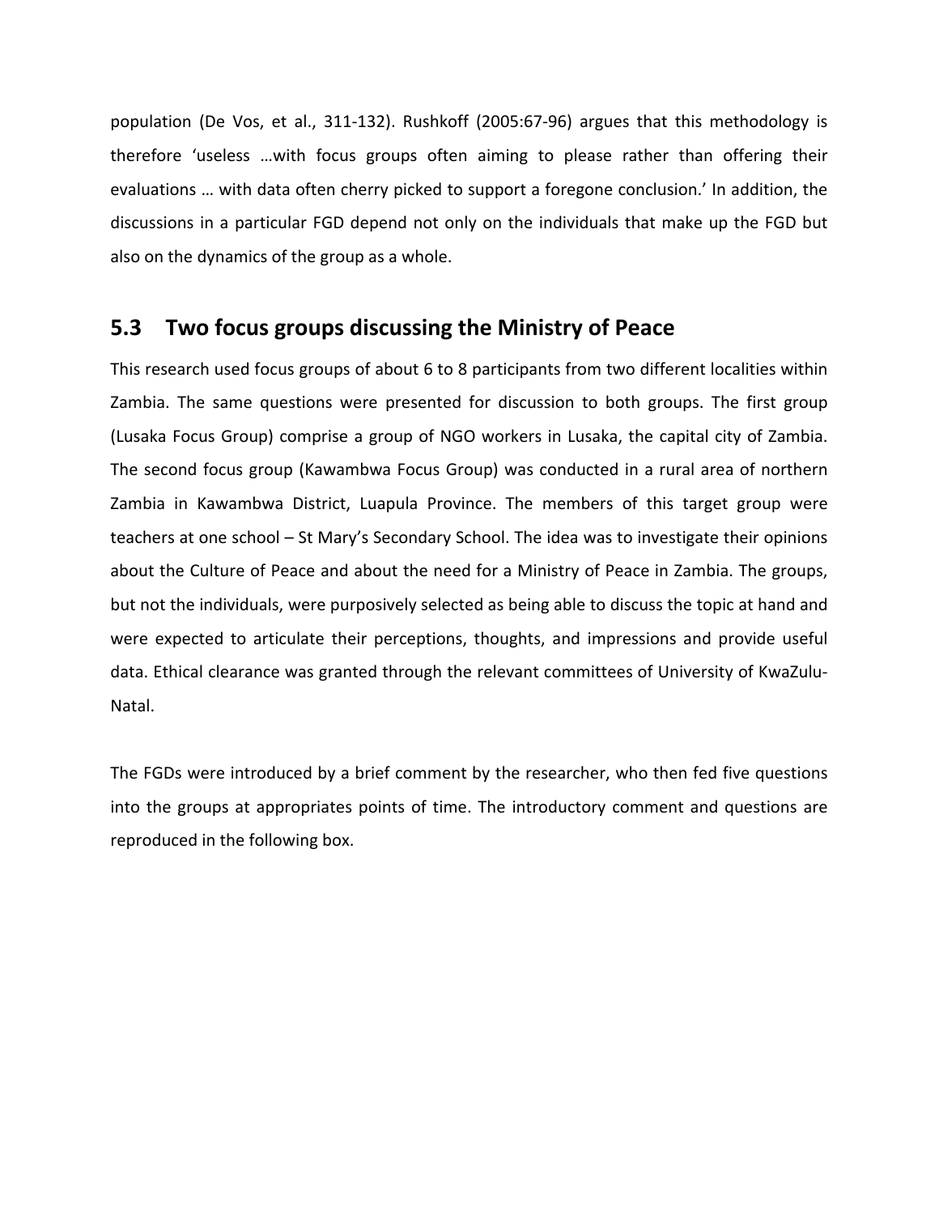population (De Vos, et al., 311-132). Rushkoff (2005:67-96) argues that this methodology is therefore 'useless …with focus groups often aiming to please rather than offering their evaluations … with data often cherry picked to support a foregone conclusion.' In addition, the discussions in a particular FGD depend not only on the individuals that make up the FGD but also on the dynamics of the group as a whole.

## 5.3 Two focus groups discussing the Ministry of Peace

This research used focus groups of about 6 to 8 participants from two different localities within Zambia. The same questions were presented for discussion to both groups. The first group (Lusaka Focus Group) comprise a group of NGO workers in Lusaka, the capital city of Zambia. The second focus group (Kawambwa Focus Group) was conducted in a rural area of northern Zambia in Kawambwa District, Luapula Province. The members of this target group were teachers at one school – St Mary's Secondary School. The idea was to investigate their opinions about the Culture of Peace and about the need for a Ministry of Peace in Zambia. The groups, but not the individuals, were purposively selected as being able to discuss the topic at hand and were expected to articulate their perceptions, thoughts, and impressions and provide useful data. Ethical clearance was granted through the relevant committees of University of KwaZulu-Natal.

The FGDs were introduced by a brief comment by the researcher, who then fed five questions into the groups at appropriates points of time. The introductory comment and questions are reproduced in the following box.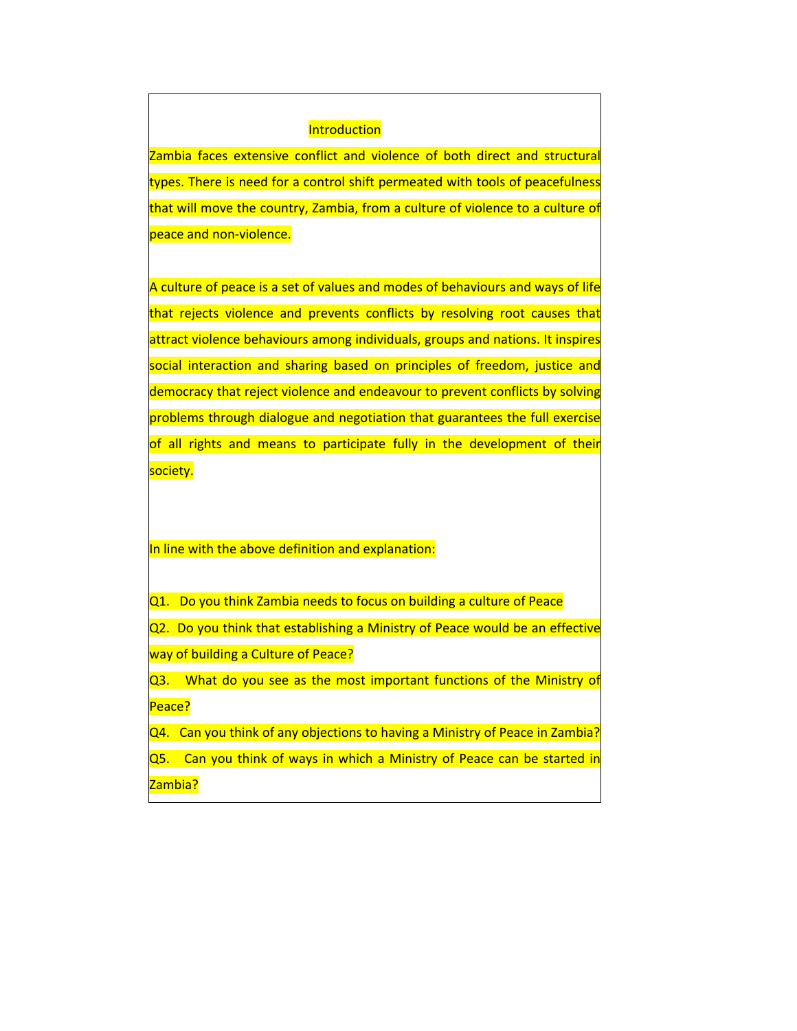## Introduction

Zambia faces extensive conflict and violence of both direct and structural types. There is need for a control shift permeated with tools of peacefulness that will move the country, Zambia, from a culture of violence to a culture of peace and non-violence.

A culture of peace is a set of values and modes of behaviours and ways of life that rejects violence and prevents conflicts by resolving root causes that attract violence behaviours among individuals, groups and nations. It inspires social interaction and sharing based on principles of freedom, justice and democracy that reject violence and endeavour to prevent conflicts by solving problems through dialogue and negotiation that guarantees the full exercise of all rights and means to participate fully in the development of their society.

In line with the above definition and explanation:

Q1. Do you think Zambia needs to focus on building a culture of Peace

Q2. Do you think that establishing a Ministry of Peace would be an effective way of building a Culture of Peace?

Q3. What do you see as the most important functions of the Ministry of Peace?

Q4. Can you think of any objections to having a Ministry of Peace in Zambia?

Q5. Can you think of ways in which a Ministry of Peace can be started in Zambia?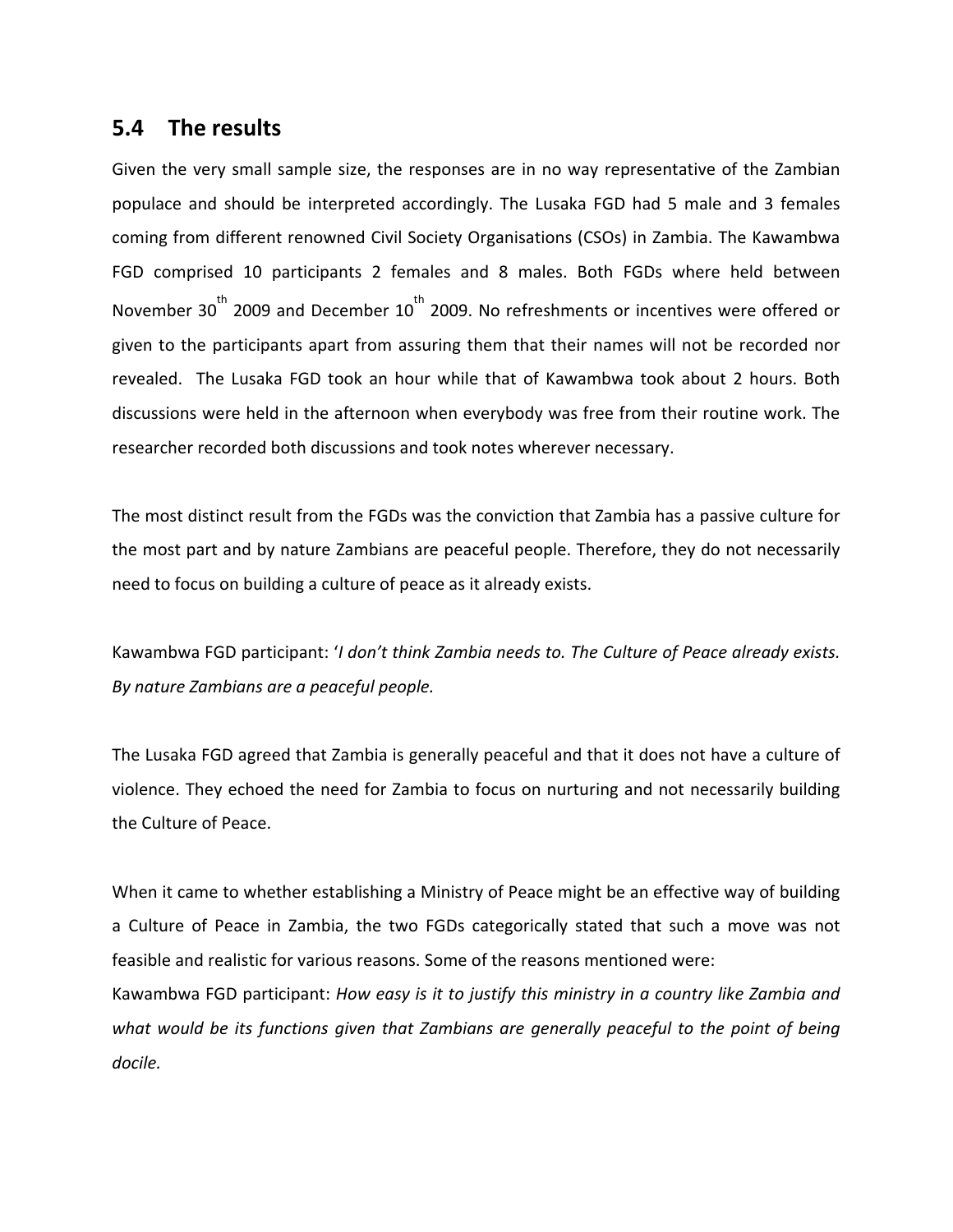## 5.4 The results

Given the very small sample size, the responses are in no way representative of the Zambian populace and should be interpreted accordingly. The Lusaka FGD had 5 male and 3 females coming from different renowned Civil Society Organisations (CSOs) in Zambia. The Kawambwa FGD comprised 10 participants 2 females and 8 males. Both FGDs where held between November 30th 2009 and December 10th 2009. No refreshments or incentives were offered or given to the participants apart from assuring them that their names will not be recorded nor revealed. The Lusaka FGD took an hour while that of Kawambwa took about 2 hours. Both discussions were held in the afternoon when everybody was free from their routine work. The researcher recorded both discussions and took notes wherever necessary.

The most distinct result from the FGDs was the conviction that Zambia has a passive culture for the most part and by nature Zambians are peaceful people. Therefore, they do not necessarily need to focus on building a culture of peace as it already exists.

Kawambwa FGD participant: '*I don't think Zambia needs to. The Culture of Peace already exists. By nature Zambians are a peaceful people.*

The Lusaka FGD agreed that Zambia is generally peaceful and that it does not have a culture of violence. They echoed the need for Zambia to focus on nurturing and not necessarily building the Culture of Peace.

When it came to whether establishing a Ministry of Peace might be an effective way of building a Culture of Peace in Zambia, the two FGDs categorically stated that such a move was not feasible and realistic for various reasons. Some of the reasons mentioned were:

Kawambwa FGD participant: *How easy is it to justify this ministry in a country like Zambia and what would be its functions given that Zambians are generally peaceful to the point of being docile.*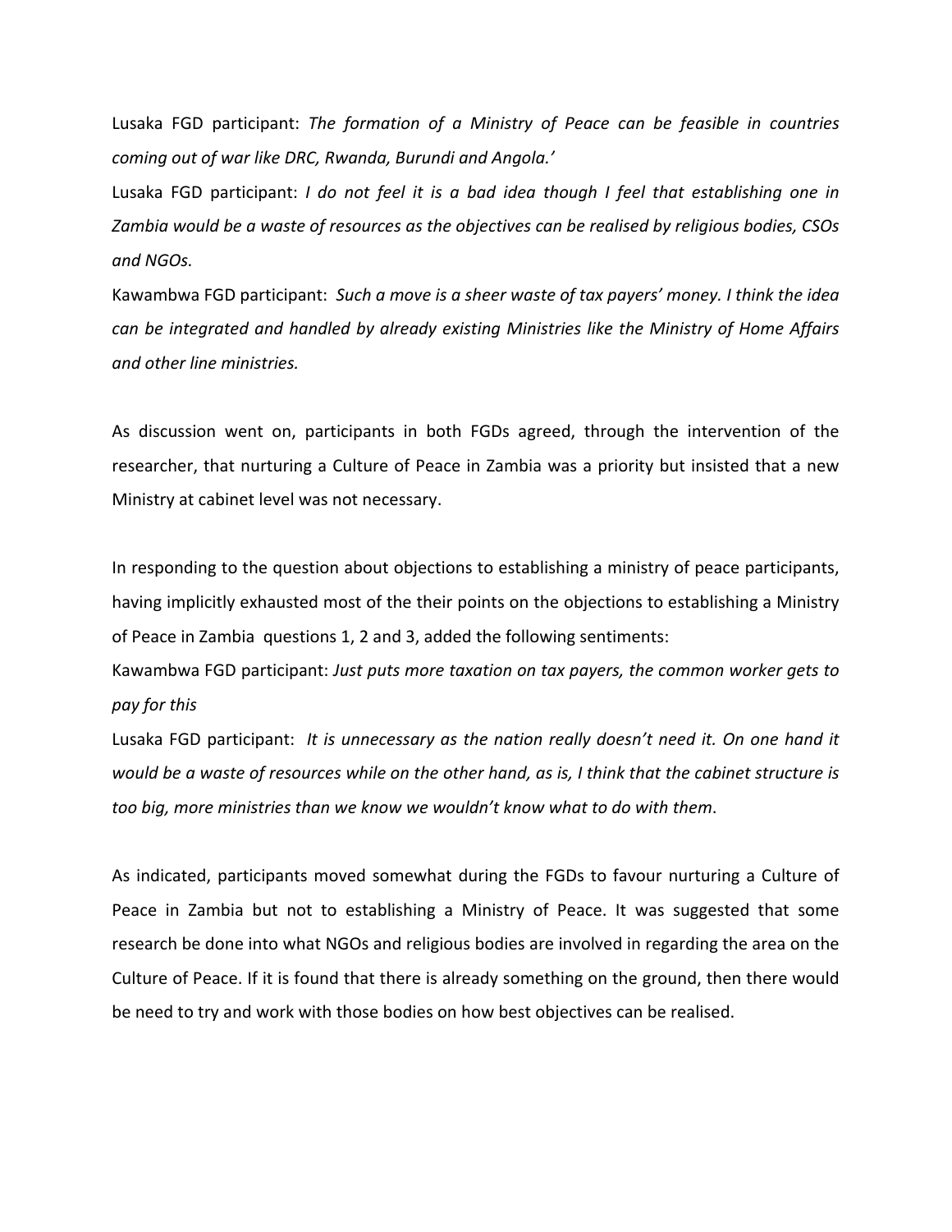Lusaka FGD participant: *The formation of a Ministry of Peace can be feasible in countries coming out of war like DRC, Rwanda, Burundi and Angola.'*

Lusaka FGD participant: *I do not feel it is a bad idea though I feel that establishing one in Zambia would be a waste of resources as the objectives can be realised by religious bodies, CSOs and NGOs.*

Kawambwa FGD participant: *Such a move is a sheer waste of tax payers' money. I think the idea can be integrated and handled by already existing Ministries like the Ministry of Home Affairs and other line ministries.*

As discussion went on, participants in both FGDs agreed, through the intervention of the researcher, that nurturing a Culture of Peace in Zambia was a priority but insisted that a new Ministry at cabinet level was not necessary.

In responding to the question about objections to establishing a ministry of peace participants, having implicitly exhausted most of the their points on the objections to establishing a Ministry of Peace in Zambia questions 1, 2 and 3, added the following sentiments:

Kawambwa FGD participant: *Just puts more taxation on tax payers, the common worker gets to pay for this*

Lusaka FGD participant: *It is unnecessary as the nation really doesn't need it. On one hand it would be a waste of resources while on the other hand, as is, I think that the cabinet structure is too big, more ministries than we know we wouldn't know what to do with them*.

As indicated, participants moved somewhat during the FGDs to favour nurturing a Culture of Peace in Zambia but not to establishing a Ministry of Peace. It was suggested that some research be done into what NGOs and religious bodies are involved in regarding the area on the Culture of Peace. If it is found that there is already something on the ground, then there would be need to try and work with those bodies on how best objectives can be realised.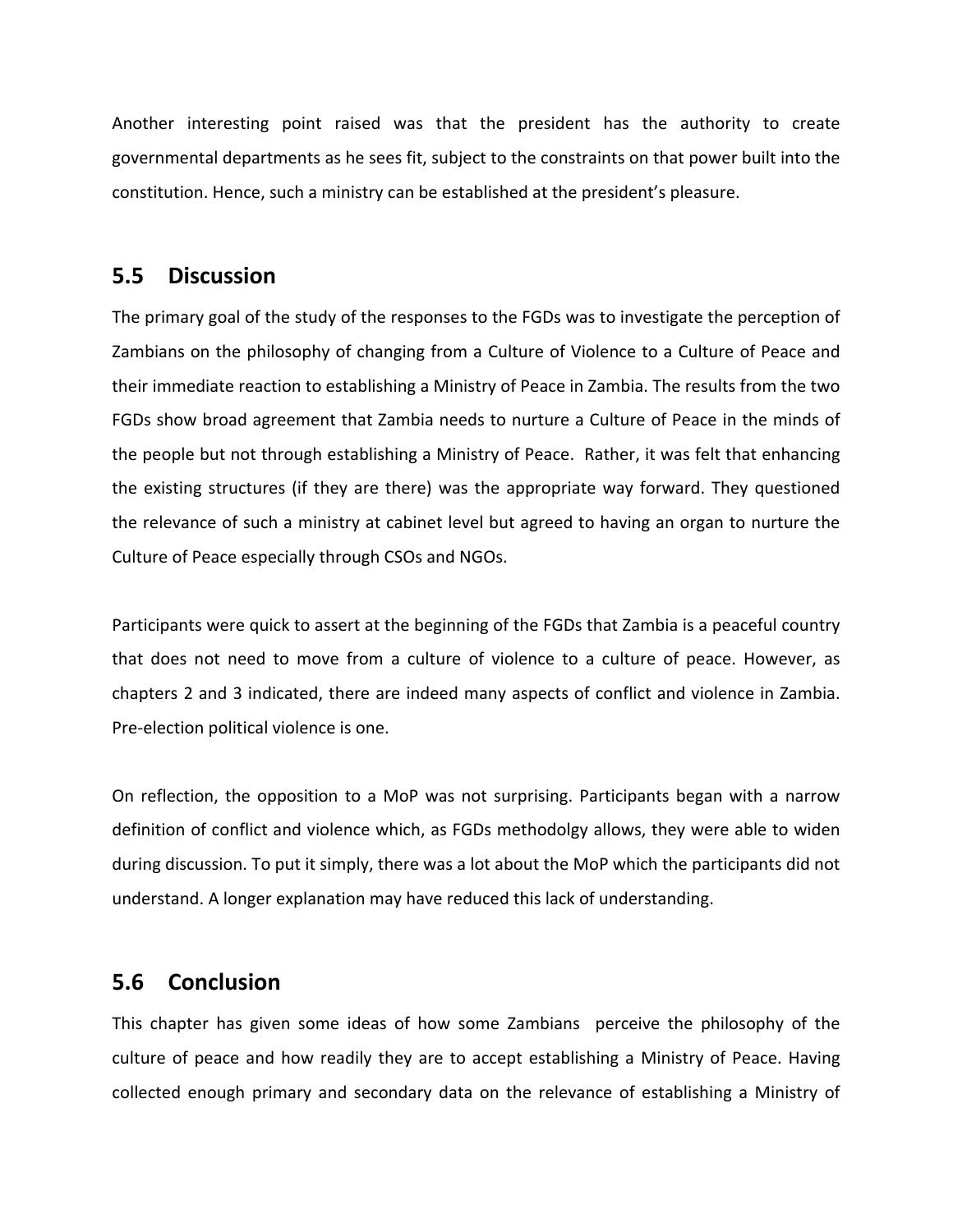Another interesting point raised was that the president has the authority to create governmental departments as he sees fit, subject to the constraints on that power built into the constitution. Hence, such a ministry can be established at the president's pleasure.

## 5.5 Discussion

The primary goal of the study of the responses to the FGDs was to investigate the perception of Zambians on the philosophy of changing from a Culture of Violence to a Culture of Peace and their immediate reaction to establishing a Ministry of Peace in Zambia. The results from the two FGDs show broad agreement that Zambia needs to nurture a Culture of Peace in the minds of the people but not through establishing a Ministry of Peace. Rather, it was felt that enhancing the existing structures (if they are there) was the appropriate way forward. They questioned the relevance of such a ministry at cabinet level but agreed to having an organ to nurture the Culture of Peace especially through CSOs and NGOs.

Participants were quick to assert at the beginning of the FGDs that Zambia is a peaceful country that does not need to move from a culture of violence to a culture of peace. However, as chapters 2 and 3 indicated, there are indeed many aspects of conflict and violence in Zambia. Pre-election political violence is one.

On reflection, the opposition to a MoP was not surprising. Participants began with a narrow definition of conflict and violence which, as FGDs methodolgy allows, they were able to widen during discussion. To put it simply, there was a lot about the MoP which the participants did not understand. A longer explanation may have reduced this lack of understanding.

## 5.6 Conclusion

This chapter has given some ideas of how some Zambians perceive the philosophy of the culture of peace and how readily they are to accept establishing a Ministry of Peace. Having collected enough primary and secondary data on the relevance of establishing a Ministry of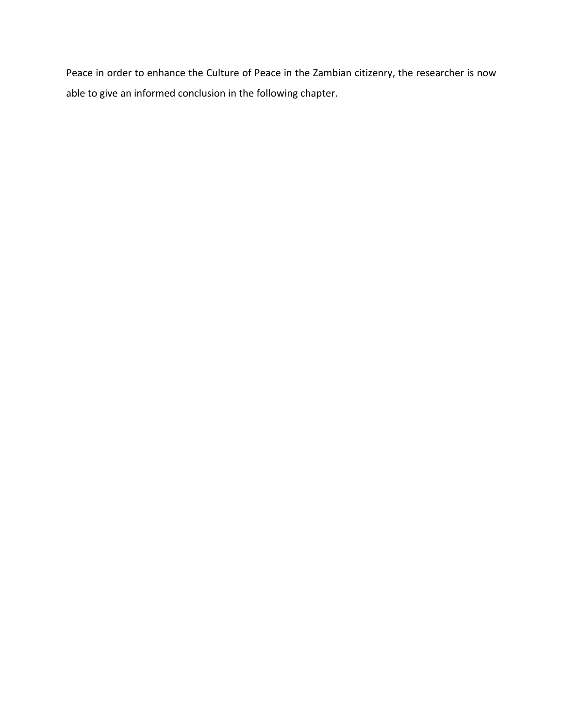Peace in order to enhance the Culture of Peace in the Zambian citizenry, the researcher is now able to give an informed conclusion in the following chapter.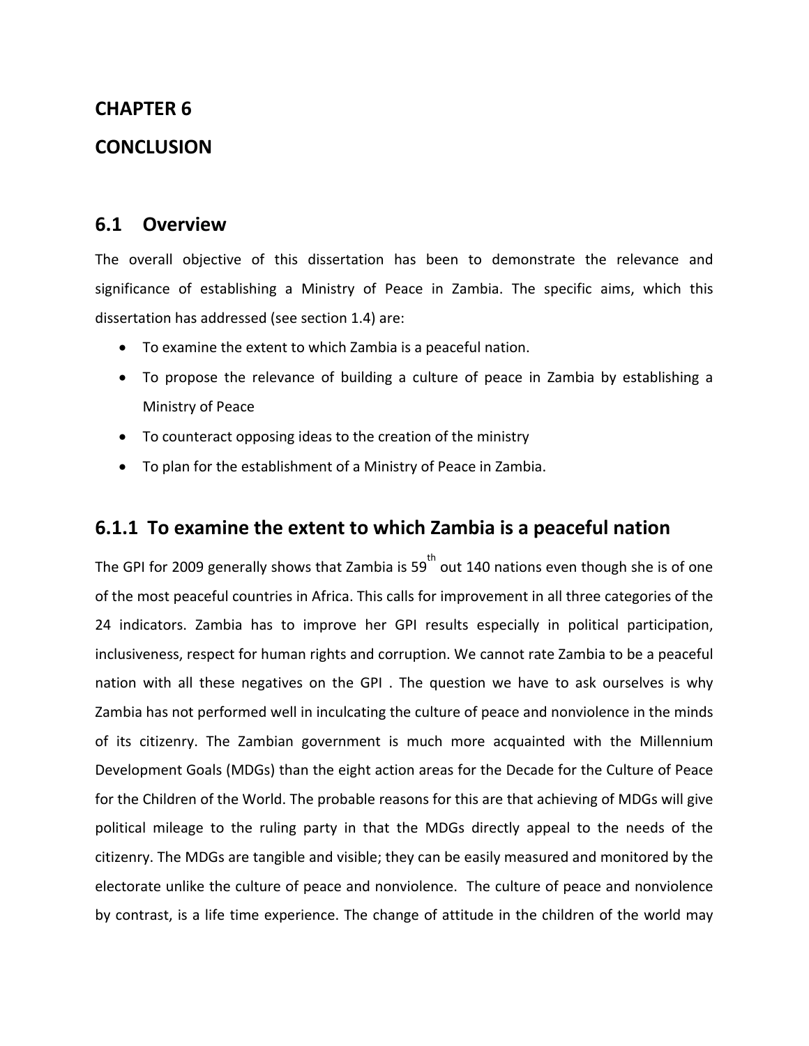# CHAPTER 6

# CONCLUSION

## 6.1 Overview

The overall objective of this dissertation has been to demonstrate the relevance and significance of establishing a Ministry of Peace in Zambia. The specific aims, which this dissertation has addressed (see section 1.4) are:

- To examine the extent to which Zambia is a peaceful nation.
- To propose the relevance of building a culture of peace in Zambia by establishing a Ministry of Peace
- To counteract opposing ideas to the creation of the ministry
- To plan for the establishment of a Ministry of Peace in Zambia.

### 6.1.1 To examine the extent to which Zambia is a peaceful nation

The GPI for 2009 generally shows that Zambia is 59th out 140 nations even though she is of one of the most peaceful countries in Africa. This calls for improvement in all three categories of the 24 indicators. Zambia has to improve her GPI results especially in political participation, inclusiveness, respect for human rights and corruption. We cannot rate Zambia to be a peaceful nation with all these negatives on the GPI . The question we have to ask ourselves is why Zambia has not performed well in inculcating the culture of peace and nonviolence in the minds of its citizenry. The Zambian government is much more acquainted with the Millennium Development Goals (MDGs) than the eight action areas for the Decade for the Culture of Peace for the Children of the World. The probable reasons for this are that achieving of MDGs will give political mileage to the ruling party in that the MDGs directly appeal to the needs of the citizenry. The MDGs are tangible and visible; they can be easily measured and monitored by the electorate unlike the culture of peace and nonviolence. The culture of peace and nonviolence by contrast, is a life time experience. The change of attitude in the children of the world may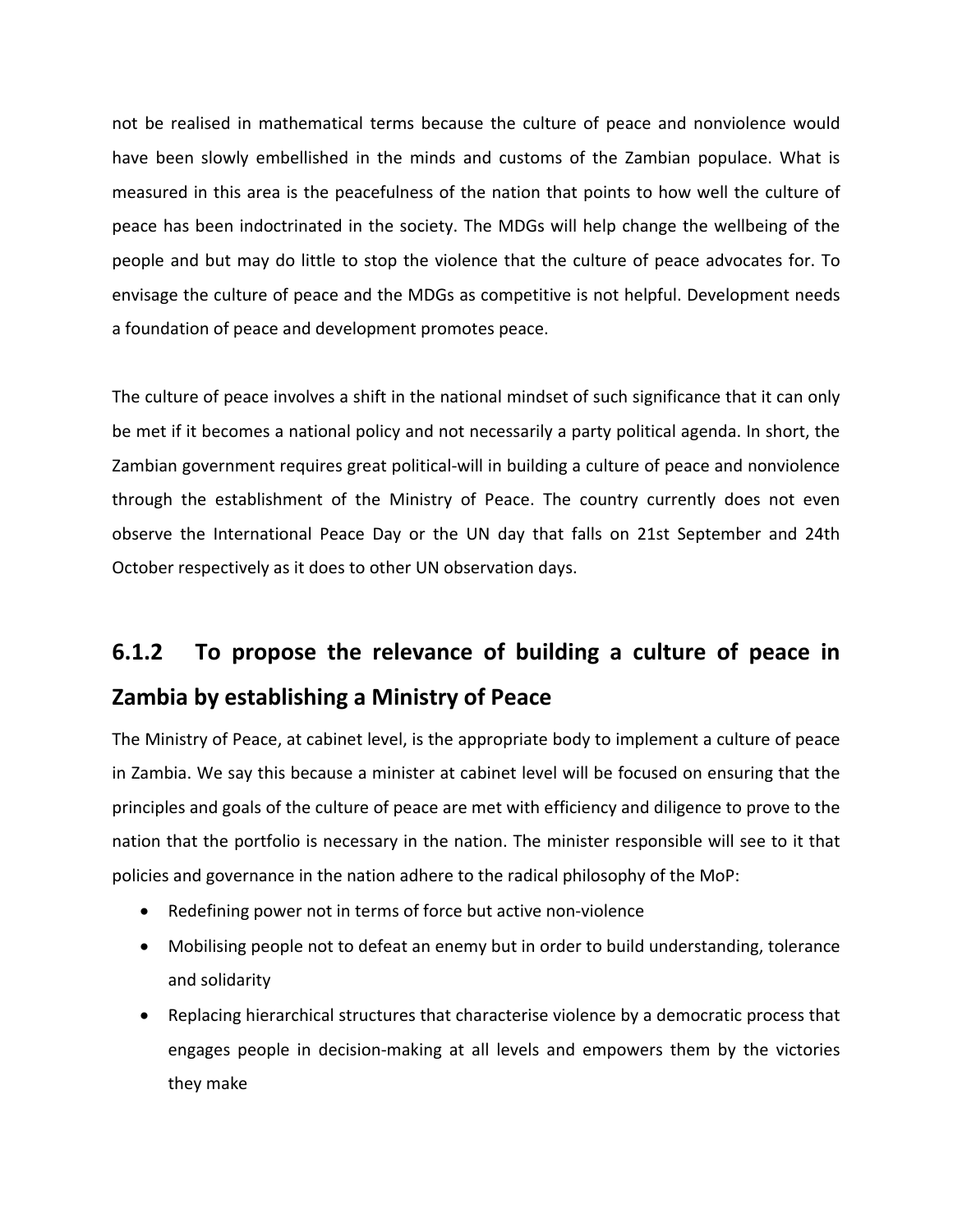not be realised in mathematical terms because the culture of peace and nonviolence would have been slowly embellished in the minds and customs of the Zambian populace. What is measured in this area is the peacefulness of the nation that points to how well the culture of peace has been indoctrinated in the society. The MDGs will help change the wellbeing of the people and but may do little to stop the violence that the culture of peace advocates for. To envisage the culture of peace and the MDGs as competitive is not helpful. Development needs a foundation of peace and development promotes peace.

The culture of peace involves a shift in the national mindset of such significance that it can only be met if it becomes a national policy and not necessarily a party political agenda. In short, the Zambian government requires great political-will in building a culture of peace and nonviolence through the establishment of the Ministry of Peace. The country currently does not even observe the International Peace Day or the UN day that falls on 21st September and 24th October respectively as it does to other UN observation days.

### 6.1.2 To propose the relevance of building a culture of peace in Zambia by establishing a Ministry of Peace

The Ministry of Peace, at cabinet level, is the appropriate body to implement a culture of peace in Zambia. We say this because a minister at cabinet level will be focused on ensuring that the principles and goals of the culture of peace are met with efficiency and diligence to prove to the nation that the portfolio is necessary in the nation. The minister responsible will see to it that policies and governance in the nation adhere to the radical philosophy of the MoP:

- Redefining power not in terms of force but active non-violence
- Mobilising people not to defeat an enemy but in order to build understanding, tolerance and solidarity
- Replacing hierarchical structures that characterise violence by a democratic process that engages people in decision-making at all levels and empowers them by the victories they make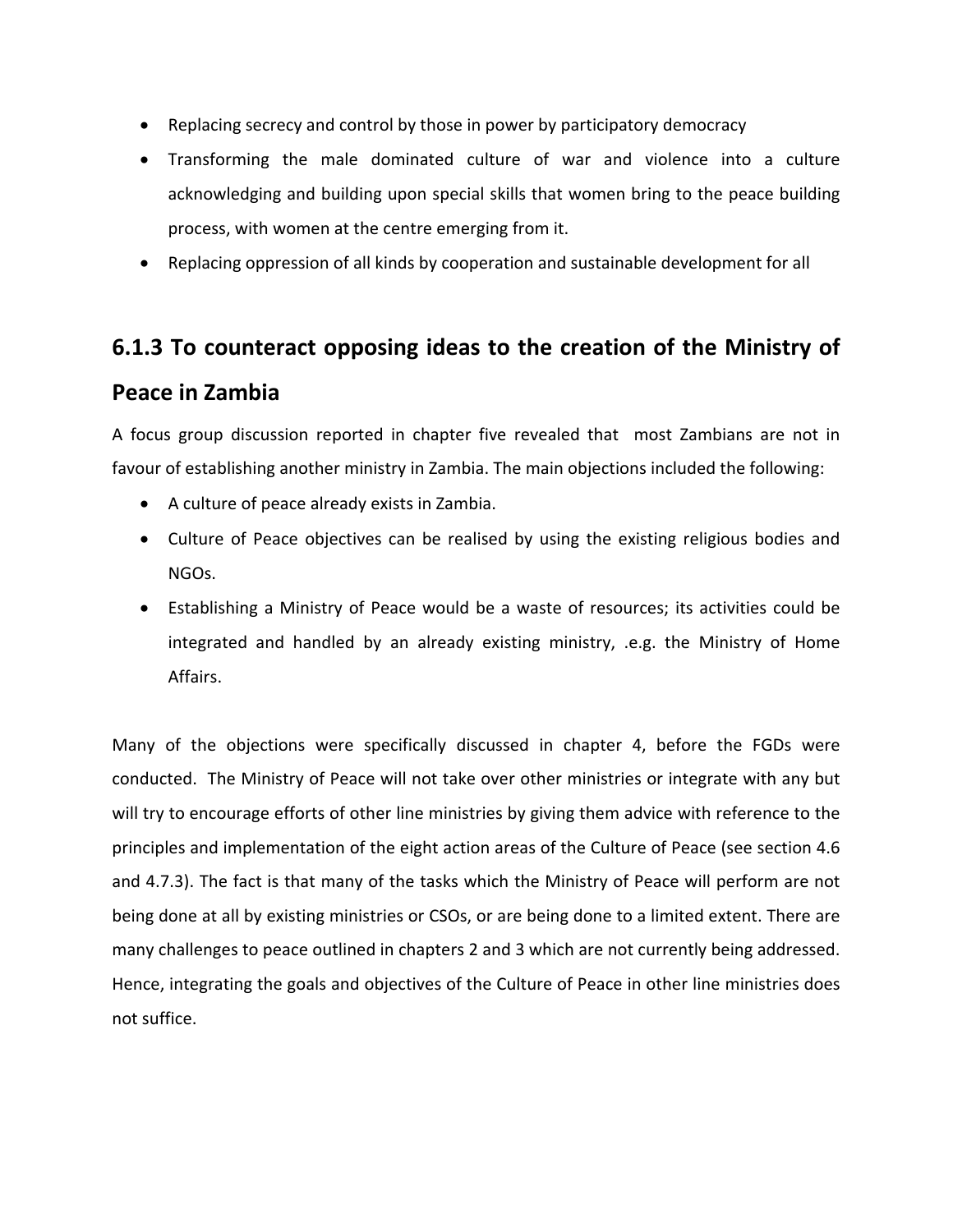- Replacing secrecy and control by those in power by participatory democracy
- Transforming the male dominated culture of war and violence into a culture acknowledging and building upon special skills that women bring to the peace building process, with women at the centre emerging from it.
- Replacing oppression of all kinds by cooperation and sustainable development for all

### 6.1.3 To counteract opposing ideas to the creation of the Ministry of Peace in Zambia

A focus group discussion reported in chapter five revealed that most Zambians are not in favour of establishing another ministry in Zambia. The main objections included the following:

- A culture of peace already exists in Zambia.
- Culture of Peace objectives can be realised by using the existing religious bodies and NGOs.
- Establishing a Ministry of Peace would be a waste of resources; its activities could be integrated and handled by an already existing ministry, .e.g. the Ministry of Home Affairs.

Many of the objections were specifically discussed in chapter 4, before the FGDs were conducted. The Ministry of Peace will not take over other ministries or integrate with any but will try to encourage efforts of other line ministries by giving them advice with reference to the principles and implementation of the eight action areas of the Culture of Peace (see section 4.6 and 4.7.3). The fact is that many of the tasks which the Ministry of Peace will perform are not being done at all by existing ministries or CSOs, or are being done to a limited extent. There are many challenges to peace outlined in chapters 2 and 3 which are not currently being addressed. Hence, integrating the goals and objectives of the Culture of Peace in other line ministries does not suffice.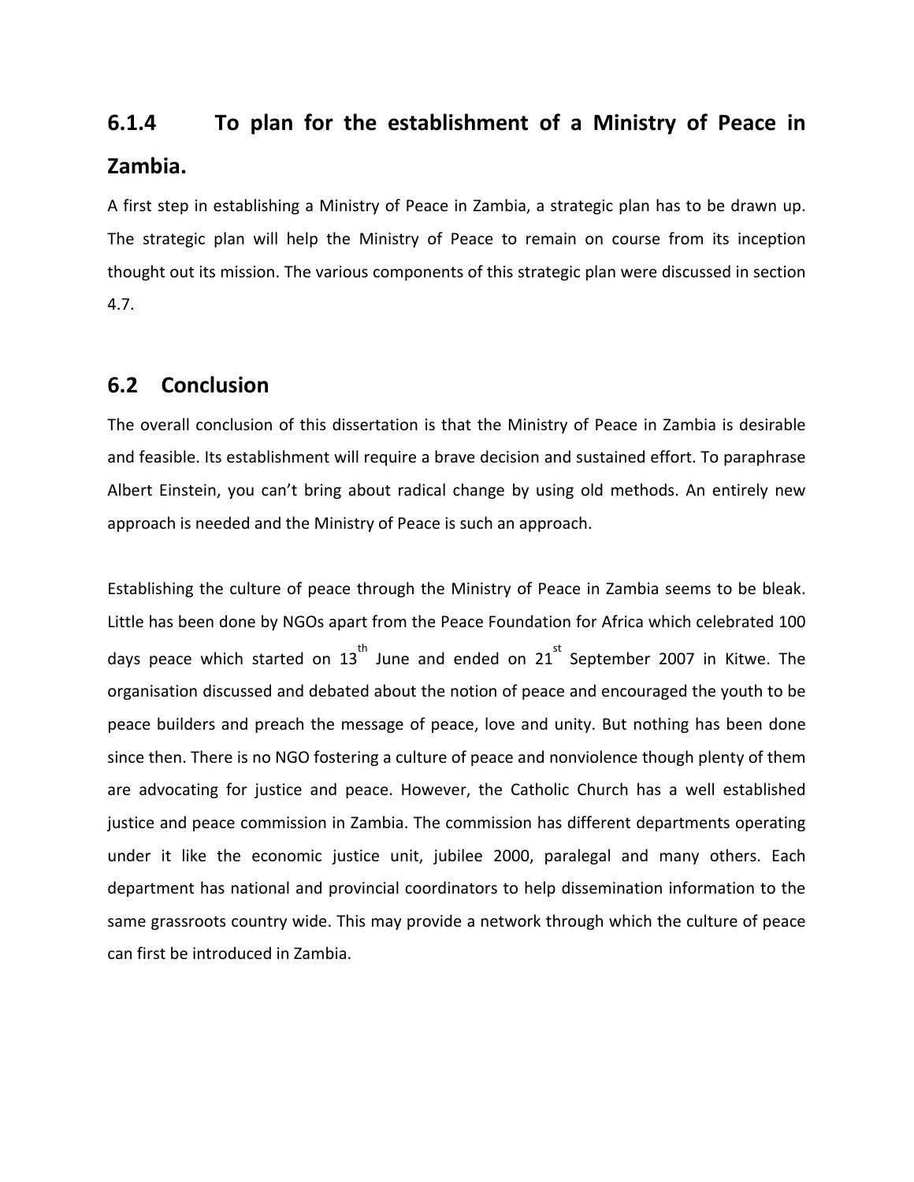### 6.1.4 To plan for the establishment of a Ministry of Peace in Zambia.

A first step in establishing a Ministry of Peace in Zambia, a strategic plan has to be drawn up. The strategic plan will help the Ministry of Peace to remain on course from its inception thought out its mission. The various components of this strategic plan were discussed in section 4.7.

## 6.2 Conclusion

The overall conclusion of this dissertation is that the Ministry of Peace in Zambia is desirable and feasible. Its establishment will require a brave decision and sustained effort. To paraphrase Albert Einstein, you can't bring about radical change by using old methods. An entirely new approach is needed and the Ministry of Peace is such an approach.

Establishing the culture of peace through the Ministry of Peace in Zambia seems to be bleak. Little has been done by NGOs apart from the Peace Foundation for Africa which celebrated 100 days peace which started on 13th June and ended on 21st September 2007 in Kitwe. The organisation discussed and debated about the notion of peace and encouraged the youth to be peace builders and preach the message of peace, love and unity. But nothing has been done since then. There is no NGO fostering a culture of peace and nonviolence though plenty of them are advocating for justice and peace. However, the Catholic Church has a well established justice and peace commission in Zambia. The commission has different departments operating under it like the economic justice unit, jubilee 2000, paralegal and many others. Each department has national and provincial coordinators to help dissemination information to the same grassroots country wide. This may provide a network through which the culture of peace can first be introduced in Zambia.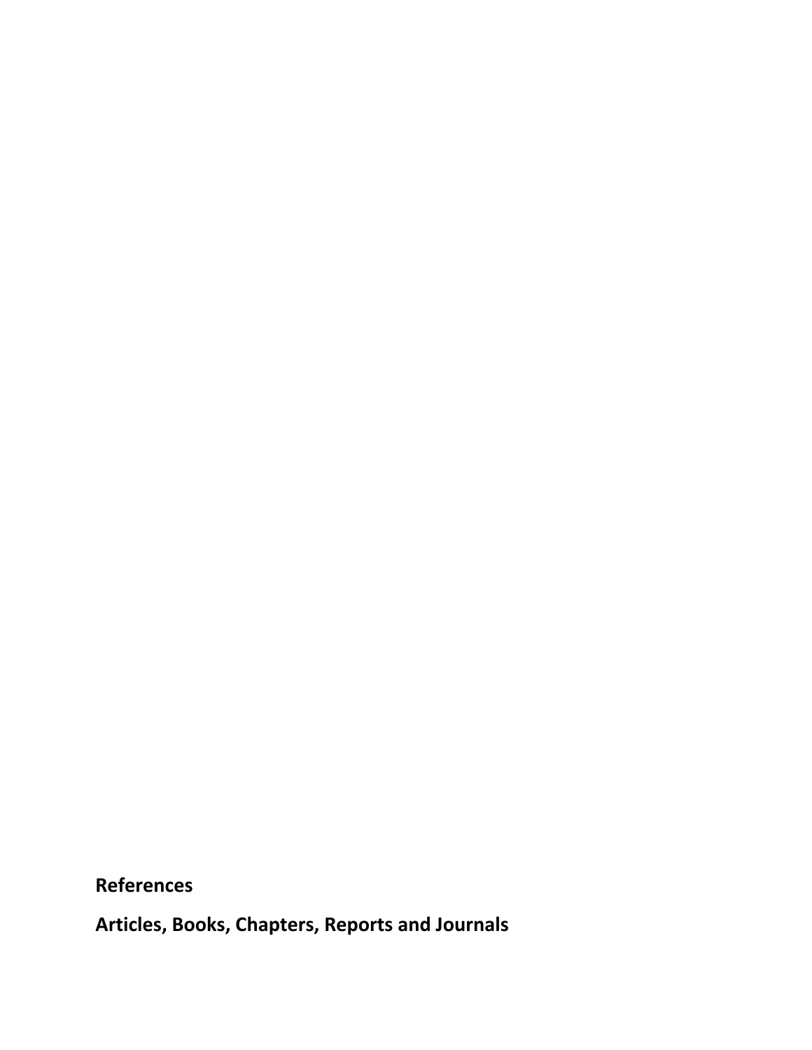# References

## Articles, Books, Chapters, Reports and Journals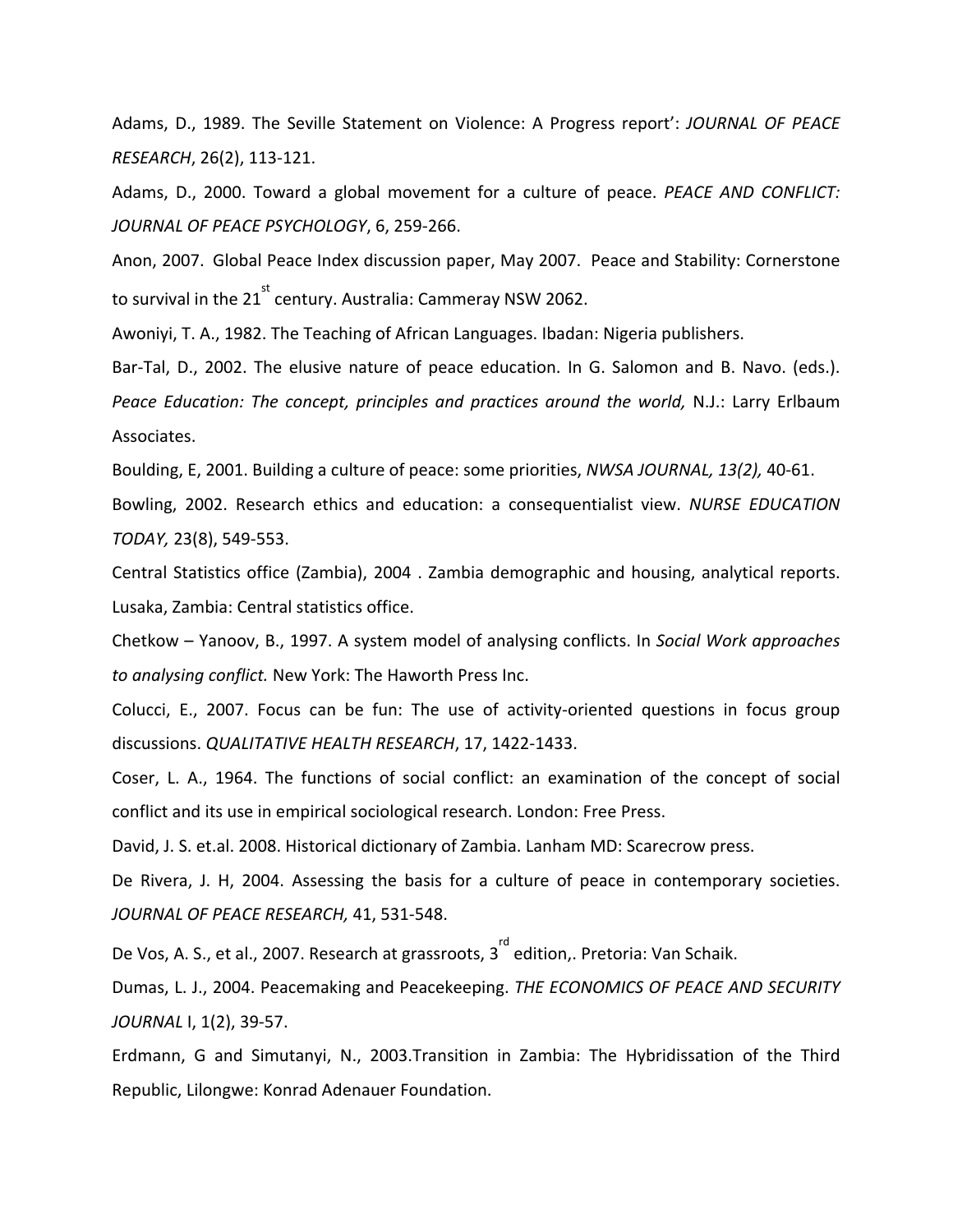Adams, D., 1989. The Seville Statement on Violence: A Progress report': *JOURNAL OF PEACE RESEARCH*, 26(2), 113-121.

Adams, D., 2000. Toward a global movement for a culture of peace. *PEACE AND CONFLICT: JOURNAL OF PEACE PSYCHOLOGY*, 6, 259-266.

Anon, 2007. Global Peace Index discussion paper, May 2007. Peace and Stability: Cornerstone to survival in the 21st century. Australia: Cammeray NSW 2062.

Awoniyi, T. A., 1982. The Teaching of African Languages. Ibadan: Nigeria publishers.

Bar-Tal, D., 2002. The elusive nature of peace education. In G. Salomon and B. Navo. (eds.). *Peace Education: The concept, principles and practices around the world,* N.J.: Larry Erlbaum Associates.

Boulding, E, 2001. Building a culture of peace: some priorities, *NWSA JOURNAL, 13(2),* 40-61.

Bowling, 2002. Research ethics and education: a consequentialist view. *NURSE EDUCATION TODAY,* 23(8), 549-553.

Central Statistics office (Zambia), 2004 . Zambia demographic and housing, analytical reports. Lusaka, Zambia: Central statistics office.

Chetkow – Yanoov, B., 1997. A system model of analysing conflicts. In *Social Work approaches to analysing conflict.* New York: The Haworth Press Inc.

Colucci, E., 2007. Focus can be fun: The use of activity-oriented questions in focus group discussions. *QUALITATIVE HEALTH RESEARCH*, 17, 1422-1433.

Coser, L. A., 1964. The functions of social conflict: an examination of the concept of social conflict and its use in empirical sociological research. London: Free Press.

David, J. S. et.al. 2008. Historical dictionary of Zambia. Lanham MD: Scarecrow press.

De Rivera, J. H, 2004. Assessing the basis for a culture of peace in contemporary societies. *JOURNAL OF PEACE RESEARCH,* 41, 531-548.

De Vos, A. S., et al., 2007. Research at grassroots, 3rd edition,. Pretoria: Van Schaik.

Dumas, L. J., 2004. Peacemaking and Peacekeeping. *THE ECONOMICS OF PEACE AND SECURITY JOURNAL* I, 1(2), 39-57.

Erdmann, G and Simutanyi, N., 2003.Transition in Zambia: The Hybridissation of the Third Republic, Lilongwe: Konrad Adenauer Foundation.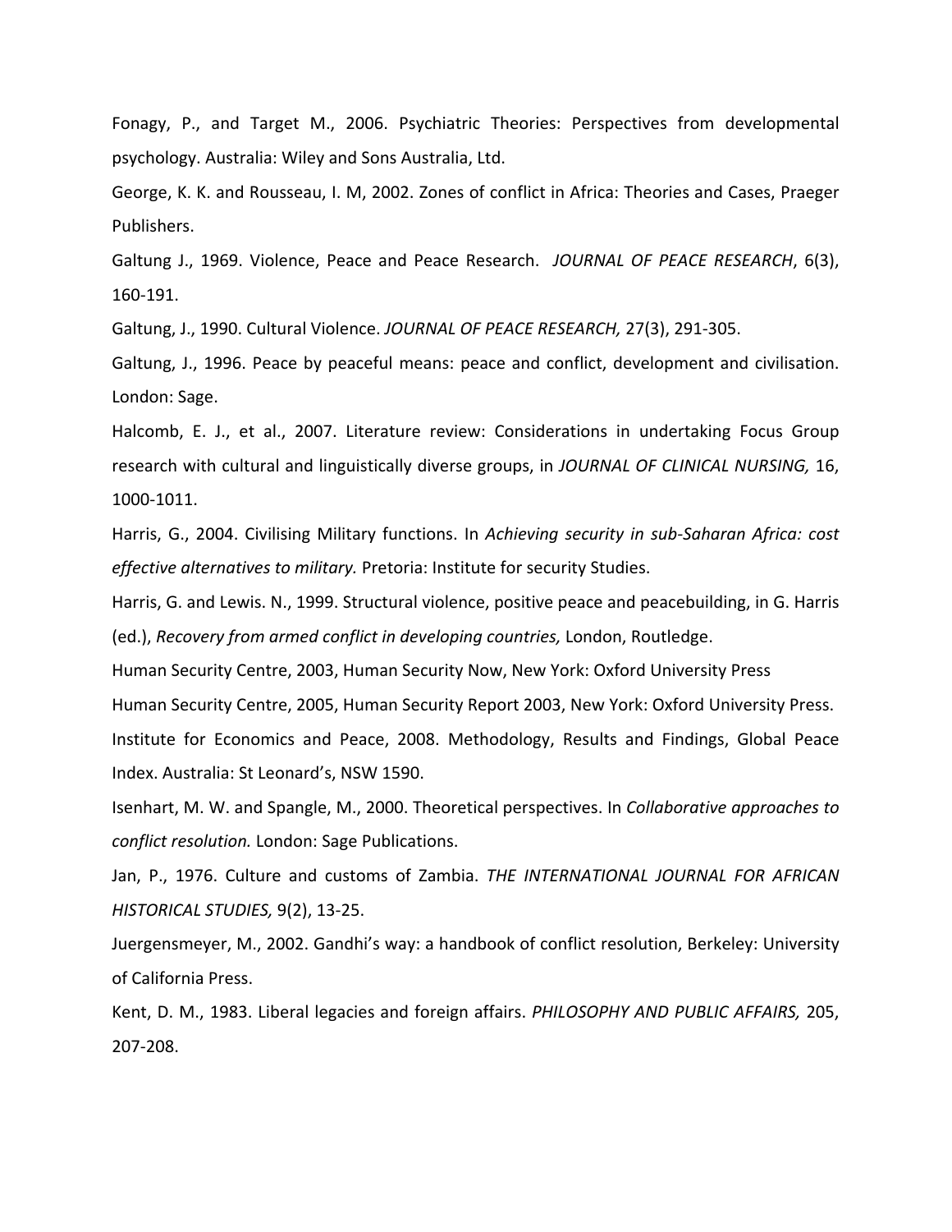Fonagy, P., and Target M., 2006. Psychiatric Theories: Perspectives from developmental psychology. Australia: Wiley and Sons Australia, Ltd.

George, K. K. and Rousseau, I. M, 2002. Zones of conflict in Africa: Theories and Cases, Praeger Publishers.

Galtung J., 1969. Violence, Peace and Peace Research. *JOURNAL OF PEACE RESEARCH*, 6(3), 160-191.

Galtung, J., 1990. Cultural Violence. *JOURNAL OF PEACE RESEARCH,* 27(3), 291-305.

Galtung, J., 1996. Peace by peaceful means: peace and conflict, development and civilisation. London: Sage.

Halcomb, E. J., et al., 2007. Literature review: Considerations in undertaking Focus Group research with cultural and linguistically diverse groups, in *JOURNAL OF CLINICAL NURSING,* 16, 1000-1011.

Harris, G., 2004. Civilising Military functions. In *Achieving security in sub-Saharan Africa: cost effective alternatives to military.* Pretoria: Institute for security Studies.

Harris, G. and Lewis. N., 1999. Structural violence, positive peace and peacebuilding, in G. Harris (ed.), *Recovery from armed conflict in developing countries,* London, Routledge.

Human Security Centre, 2003, Human Security Now, New York: Oxford University Press

Human Security Centre, 2005, Human Security Report 2003, New York: Oxford University Press.

Institute for Economics and Peace, 2008. Methodology, Results and Findings, Global Peace Index. Australia: St Leonard's, NSW 1590.

Isenhart, M. W. and Spangle, M., 2000. Theoretical perspectives. In *Collaborative approaches to conflict resolution.* London: Sage Publications.

Jan, P., 1976. Culture and customs of Zambia. *THE INTERNATIONAL JOURNAL FOR AFRICAN HISTORICAL STUDIES,* 9(2), 13-25.

Juergensmeyer, M., 2002. Gandhi's way: a handbook of conflict resolution, Berkeley: University of California Press.

Kent, D. M., 1983. Liberal legacies and foreign affairs. *PHILOSOPHY AND PUBLIC AFFAIRS,* 205, 207-208.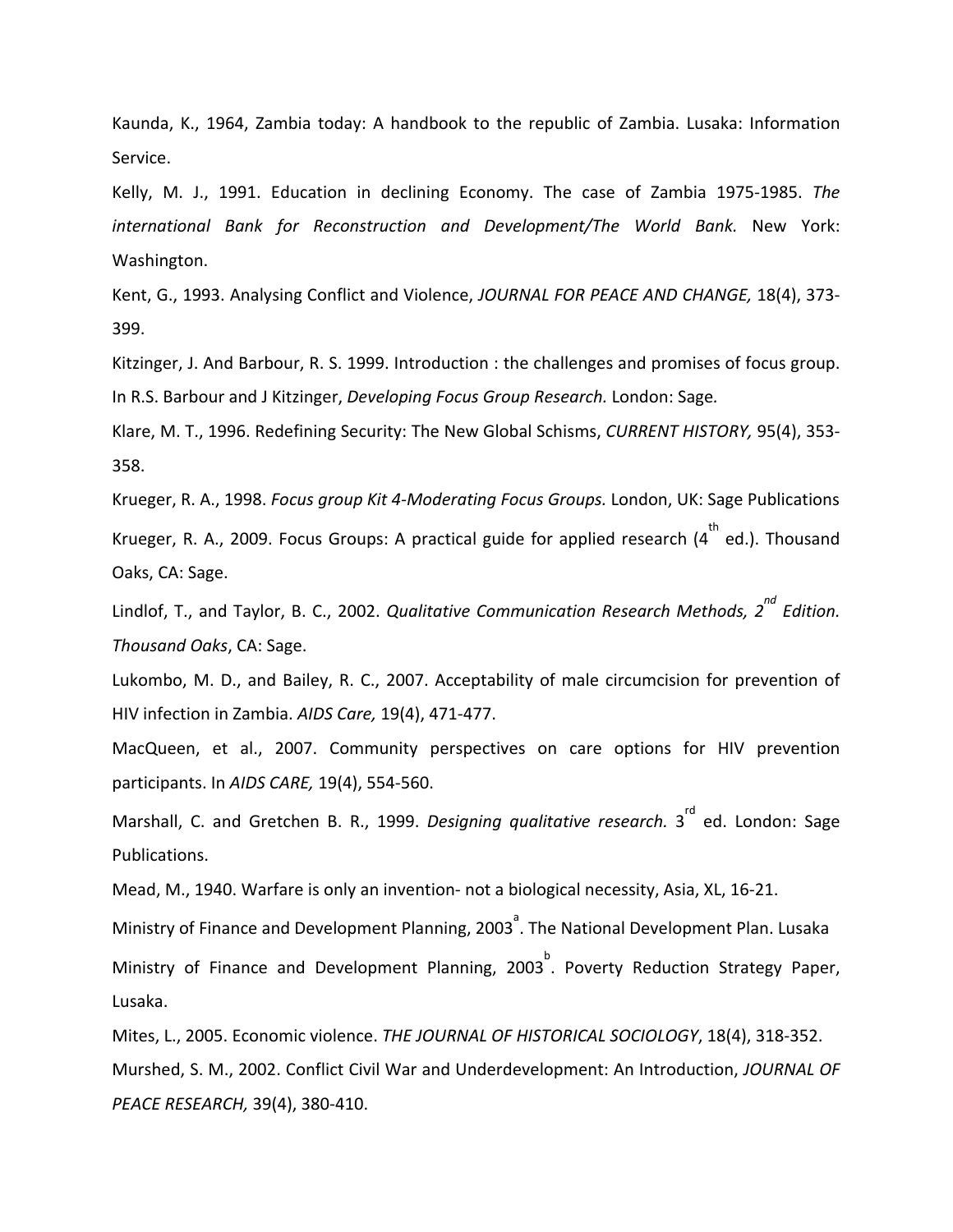Kaunda, K., 1964, Zambia today: A handbook to the republic of Zambia. Lusaka: Information Service.

Kelly, M. J., 1991. Education in declining Economy. The case of Zambia 1975-1985. *The international Bank for Reconstruction and Development/The World Bank.* New York: Washington.

Kent, G., 1993. Analysing Conflict and Violence, *JOURNAL FOR PEACE AND CHANGE,* 18(4), 373-399.

Kitzinger, J. And Barbour, R. S. 1999. Introduction : the challenges and promises of focus group. In R.S. Barbour and J Kitzinger, *Developing Focus Group Research.* London: Sage*.*

Klare, M. T., 1996. Redefining Security: The New Global Schisms, *CURRENT HISTORY,* 95(4), 353-358.

Krueger, R. A., 1998. *Focus group Kit 4-Moderating Focus Groups.* London, UK: Sage Publications

Krueger, R. A., 2009. Focus Groups: A practical guide for applied research (4th ed.). Thousand Oaks, CA: Sage.

Lindlof, T., and Taylor, B. C., 2002. *Qualitative Communication Research Methods, 2nd Edition. Thousand Oaks*, CA: Sage.

Lukombo, M. D., and Bailey, R. C., 2007. Acceptability of male circumcision for prevention of HIV infection in Zambia. *AIDS Care,* 19(4), 471-477.

MacQueen, et al., 2007. Community perspectives on care options for HIV prevention participants. In *AIDS CARE,* 19(4), 554-560.

Marshall, C. and Gretchen B. R., 1999. *Designing qualitative research.* 3rd ed. London: Sage Publications.

Mead, M., 1940. Warfare is only an invention- not a biological necessity, Asia, XL, 16-21.

Ministry of Finance and Development Planning, 2003[a]. The National Development Plan. Lusaka

Ministry of Finance and Development Planning, 2003[b]. Poverty Reduction Strategy Paper, Lusaka.

Mites, L., 2005. Economic violence. *THE JOURNAL OF HISTORICAL SOCIOLOGY*, 18(4), 318-352.

Murshed, S. M., 2002. Conflict Civil War and Underdevelopment: An Introduction, *JOURNAL OF PEACE RESEARCH,* 39(4), 380-410.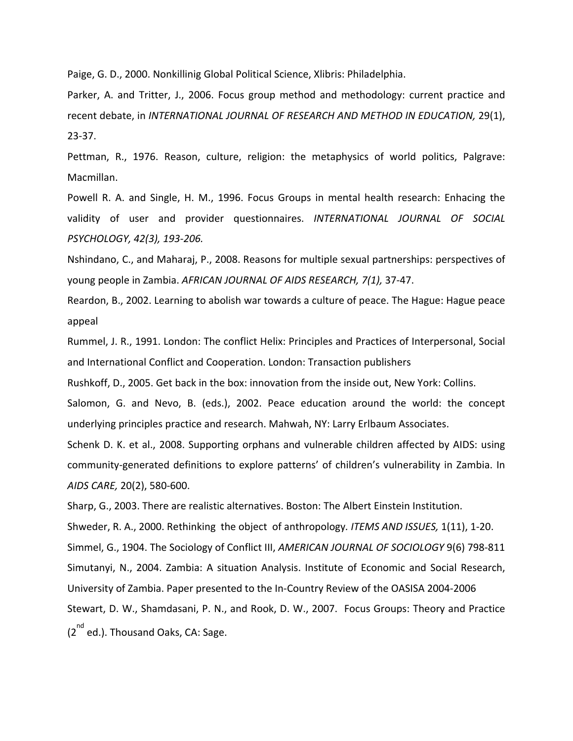Paige, G. D., 2000. Nonkillinig Global Political Science, Xlibris: Philadelphia.

Parker, A. and Tritter, J., 2006. Focus group method and methodology: current practice and recent debate, in *INTERNATIONAL JOURNAL OF RESEARCH AND METHOD IN EDUCATION,* 29(1), 23-37.

Pettman, R., 1976. Reason, culture, religion: the metaphysics of world politics, Palgrave: Macmillan.

Powell R. A. and Single, H. M., 1996. Focus Groups in mental health research: Enhacing the validity of user and provider questionnaires. *INTERNATIONAL JOURNAL OF SOCIAL PSYCHOLOGY, 42(3), 193-206.*

Nshindano, C., and Maharaj, P., 2008. Reasons for multiple sexual partnerships: perspectives of young people in Zambia. *AFRICAN JOURNAL OF AIDS RESEARCH, 7(1),* 37-47.

Reardon, B., 2002. Learning to abolish war towards a culture of peace. The Hague: Hague peace appeal

Rummel, J. R., 1991. London: The conflict Helix: Principles and Practices of Interpersonal, Social and International Conflict and Cooperation. London: Transaction publishers

Rushkoff, D., 2005. Get back in the box: innovation from the inside out, New York: Collins.

Salomon, G. and Nevo, B. (eds.), 2002. Peace education around the world: the concept underlying principles practice and research. Mahwah, NY: Larry Erlbaum Associates.

Schenk D. K. et al., 2008. Supporting orphans and vulnerable children affected by AIDS: using community-generated definitions to explore patterns' of children's vulnerability in Zambia. In *AIDS CARE,* 20(2), 580-600.

Sharp, G., 2003. There are realistic alternatives. Boston: The Albert Einstein Institution.

Shweder, R. A., 2000. Rethinking the object of anthropology. *ITEMS AND ISSUES,* 1(11), 1-20.

Simmel, G., 1904. The Sociology of Conflict III, *AMERICAN JOURNAL OF SOCIOLOGY* 9(6) 798-811

Simutanyi, N., 2004. Zambia: A situation Analysis. Institute of Economic and Social Research, University of Zambia. Paper presented to the In-Country Review of the OASISA 2004-2006

Stewart, D. W., Shamdasani, P. N., and Rook, D. W., 2007. Focus Groups: Theory and Practice (2nd ed.). Thousand Oaks, CA: Sage.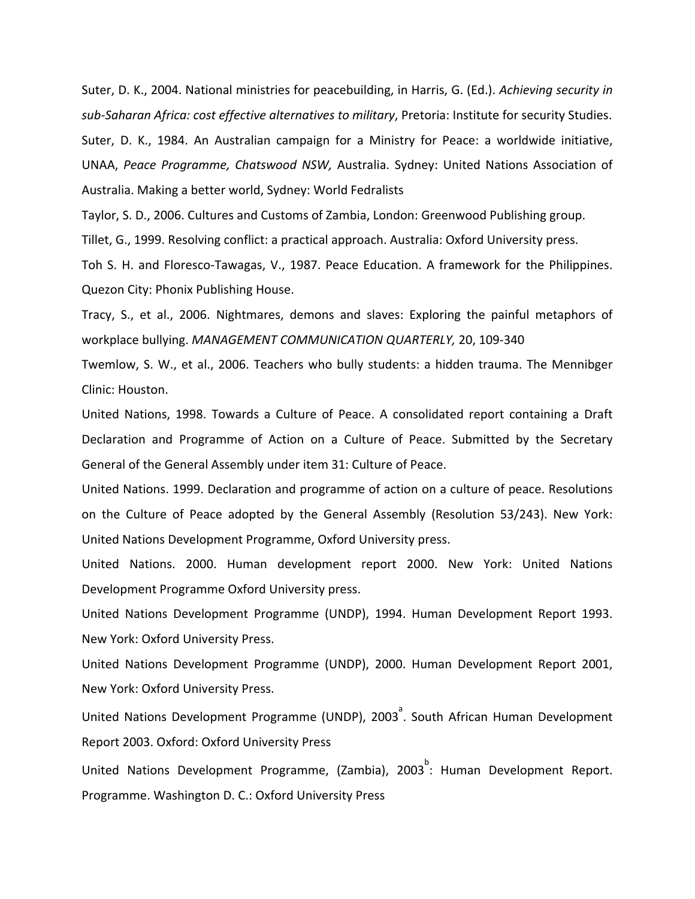Suter, D. K., 2004. National ministries for peacebuilding, in Harris, G. (Ed.). *Achieving security in sub-Saharan Africa: cost effective alternatives to military*, Pretoria: Institute for security Studies.

Suter, D. K., 1984. An Australian campaign for a Ministry for Peace: a worldwide initiative, UNAA, *Peace Programme, Chatswood NSW,* Australia. Sydney: United Nations Association of Australia. Making a better world, Sydney: World Fedralists

Taylor, S. D., 2006. Cultures and Customs of Zambia, London: Greenwood Publishing group.

Tillet, G., 1999. Resolving conflict: a practical approach. Australia: Oxford University press.

Toh S. H. and Floresco-Tawagas, V., 1987. Peace Education. A framework for the Philippines. Quezon City: Phonix Publishing House.

Tracy, S., et al., 2006. Nightmares, demons and slaves: Exploring the painful metaphors of workplace bullying. *MANAGEMENT COMMUNICATION QUARTERLY,* 20, 109-340

Twemlow, S. W., et al., 2006. Teachers who bully students: a hidden trauma. The Mennibger Clinic: Houston.

United Nations, 1998. Towards a Culture of Peace. A consolidated report containing a Draft Declaration and Programme of Action on a Culture of Peace. Submitted by the Secretary General of the General Assembly under item 31: Culture of Peace.

United Nations. 1999. Declaration and programme of action on a culture of peace. Resolutions on the Culture of Peace adopted by the General Assembly (Resolution 53/243). New York: United Nations Development Programme, Oxford University press.

United Nations. 2000. Human development report 2000. New York: United Nations Development Programme Oxford University press.

United Nations Development Programme (UNDP), 1994. Human Development Report 1993. New York: Oxford University Press.

United Nations Development Programme (UNDP), 2000. Human Development Report 2001, New York: Oxford University Press.

United Nations Development Programme (UNDP), 2003[a]. South African Human Development Report 2003. Oxford: Oxford University Press

United Nations Development Programme, (Zambia), 2003[b]: Human Development Report. Programme. Washington D. C.: Oxford University Press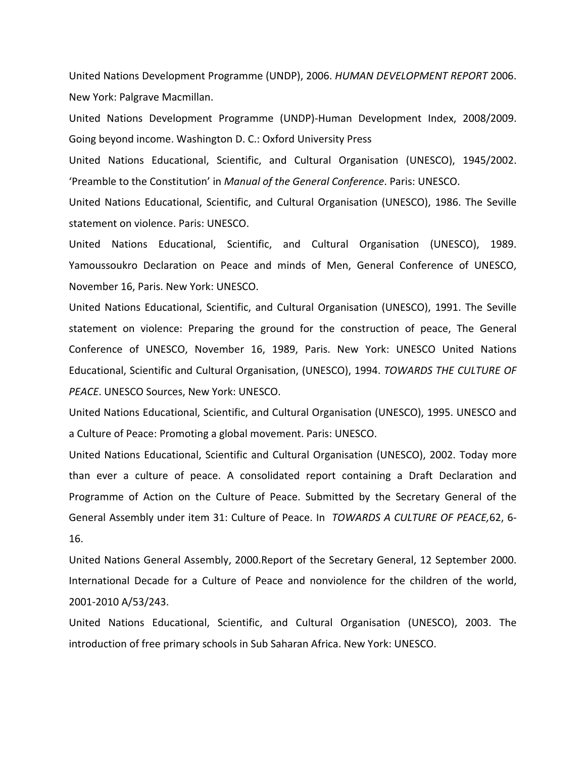United Nations Development Programme (UNDP), 2006. *HUMAN DEVELOPMENT REPORT* 2006. New York: Palgrave Macmillan.

United Nations Development Programme (UNDP)-Human Development Index, 2008/2009. Going beyond income. Washington D. C.: Oxford University Press

United Nations Educational, Scientific, and Cultural Organisation (UNESCO), 1945/2002. 'Preamble to the Constitution' in *Manual of the General Conference*. Paris: UNESCO.

United Nations Educational, Scientific, and Cultural Organisation (UNESCO), 1986. The Seville statement on violence. Paris: UNESCO.

United Nations Educational, Scientific, and Cultural Organisation (UNESCO), 1989. Yamoussoukro Declaration on Peace and minds of Men, General Conference of UNESCO, November 16, Paris. New York: UNESCO.

United Nations Educational, Scientific, and Cultural Organisation (UNESCO), 1991. The Seville statement on violence: Preparing the ground for the construction of peace, The General Conference of UNESCO, November 16, 1989, Paris. New York: UNESCO United Nations Educational, Scientific and Cultural Organisation, (UNESCO), 1994. *TOWARDS THE CULTURE OF PEACE*. UNESCO Sources, New York: UNESCO.

United Nations Educational, Scientific, and Cultural Organisation (UNESCO), 1995. UNESCO and a Culture of Peace: Promoting a global movement. Paris: UNESCO.

United Nations Educational, Scientific and Cultural Organisation (UNESCO), 2002. Today more than ever a culture of peace. A consolidated report containing a Draft Declaration and Programme of Action on the Culture of Peace. Submitted by the Secretary General of the General Assembly under item 31: Culture of Peace. In *TOWARDS A CULTURE OF PEACE,*62, 6-16.

United Nations General Assembly, 2000.Report of the Secretary General, 12 September 2000. International Decade for a Culture of Peace and nonviolence for the children of the world, 2001-2010 A/53/243.

United Nations Educational, Scientific, and Cultural Organisation (UNESCO), 2003. The introduction of free primary schools in Sub Saharan Africa. New York: UNESCO.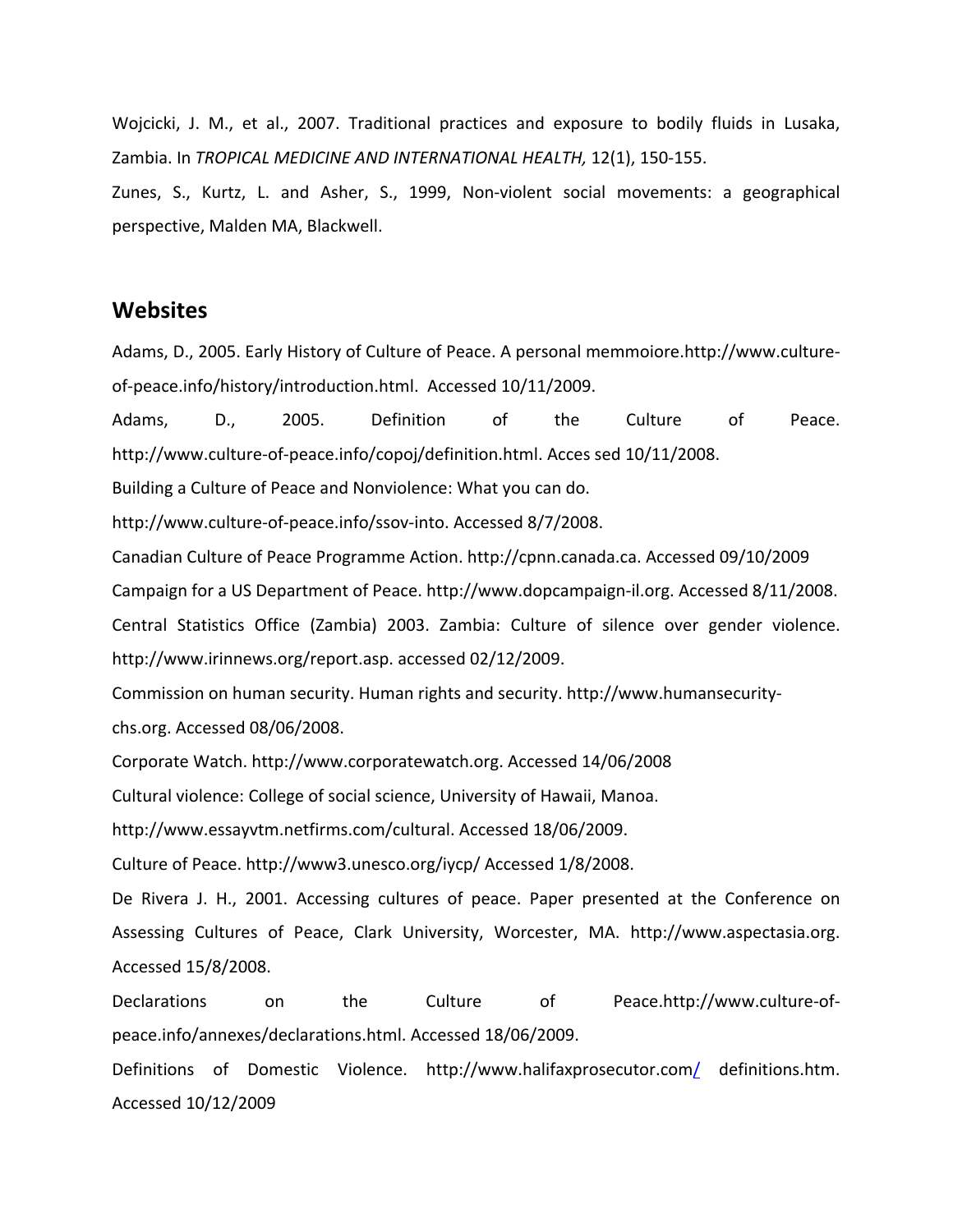Wojcicki, J. M., et al., 2007. Traditional practices and exposure to bodily fluids in Lusaka, Zambia. In *TROPICAL MEDICINE AND INTERNATIONAL HEALTH,* 12(1), 150-155.

Zunes, S., Kurtz, L. and Asher, S., 1999, Non-violent social movements: a geographical perspective, Malden MA, Blackwell.

## Websites

Adams, D., 2005. Early History of Culture of Peace. A personal memmoiore.http://www.culture-of-peace.info/history/introduction.html. Accessed 10/11/2009.

Adams, D., 2005. Definition of the Culture of Peace. http://www.culture-of-peace.info/copoj/definition.html. Acces sed 10/11/2008.

Building a Culture of Peace and Nonviolence: What you can do.

http://www.culture-of-peace.info/ssov-into. Accessed 8/7/2008.

Canadian Culture of Peace Programme Action. http://cpnn.canada.ca. Accessed 09/10/2009

Campaign for a US Department of Peace. http://www.dopcampaign-il.org. Accessed 8/11/2008.

Central Statistics Office (Zambia) 2003. Zambia: Culture of silence over gender violence. http://www.irinnews.org/report.asp. accessed 02/12/2009.

Commission on human security. Human rights and security. http://www.humansecurity-chs.org. Accessed 08/06/2008.

Corporate Watch. http://www.corporatewatch.org. Accessed 14/06/2008

Cultural violence: College of social science, University of Hawaii, Manoa.

http://www.essayvtm.netfirms.com/cultural. Accessed 18/06/2009.

Culture of Peace. http://www3.unesco.org/iycp/ Accessed 1/8/2008.

De Rivera J. H., 2001. Accessing cultures of peace. Paper presented at the Conference on Assessing Cultures of Peace, Clark University, Worcester, MA. http://www.aspectasia.org. Accessed 15/8/2008.

Declarations on the Culture of Peace.http://www.culture-of-peace.info/annexes/declarations.html. Accessed 18/06/2009.

Definitions of Domestic Violence. http://www.halifaxprosecutor.com/ definitions.htm. Accessed 10/12/2009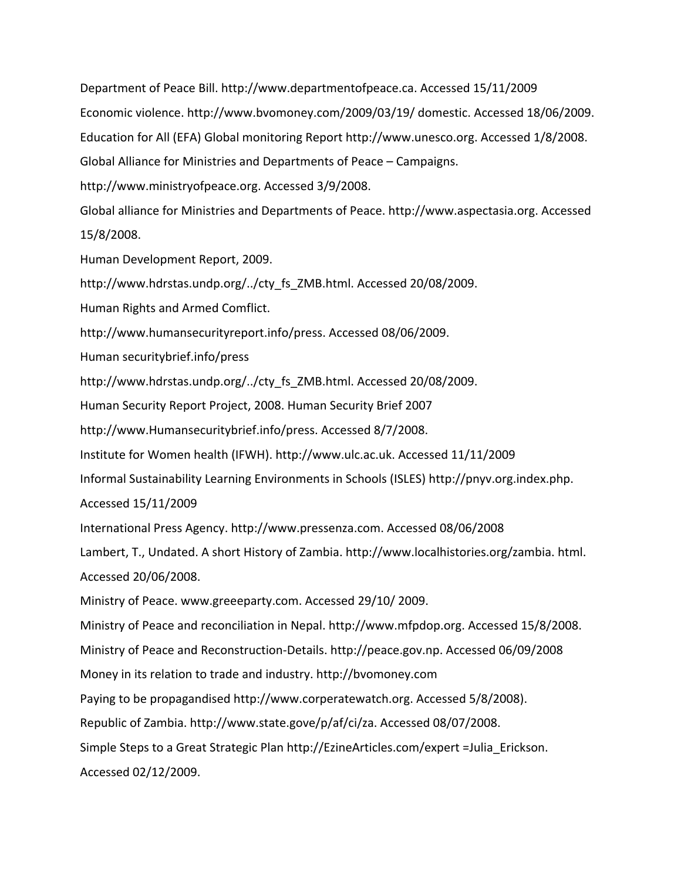Department of Peace Bill. http://www.departmentofpeace.ca. Accessed 15/11/2009

Economic violence. http://www.bvomoney.com/2009/03/19/ domestic. Accessed 18/06/2009.

Education for All (EFA) Global monitoring Report http://www.unesco.org. Accessed 1/8/2008.

Global Alliance for Ministries and Departments of Peace – Campaigns.
http://www.ministryofpeace.org. Accessed 3/9/2008.

Global alliance for Ministries and Departments of Peace. http://www.aspectasia.org. Accessed 15/8/2008.

Human Development Report, 2009.
http://www.hdrstas.undp.org/../cty_fs_ZMB.html. Accessed 20/08/2009.

Human Rights and Armed Comflict.
http://www.humansecurityreport.info/press. Accessed 08/06/2009.

Human securitybrief.info/press
http://www.hdrstas.undp.org/../cty_fs_ZMB.html. Accessed 20/08/2009.

Human Security Report Project, 2008. Human Security Brief 2007
http://www.Humansecuritybrief.info/press. Accessed 8/7/2008.

Institute for Women health (IFWH). http://www.ulc.ac.uk. Accessed 11/11/2009

Informal Sustainability Learning Environments in Schools (ISLES) http://pnyv.org.index.php. Accessed 15/11/2009

International Press Agency. http://www.pressenza.com. Accessed 08/06/2008

Lambert, T., Undated. A short History of Zambia. http://www.localhistories.org/zambia. html. Accessed 20/06/2008.

Ministry of Peace. www.greeeparty.com. Accessed 29/10/ 2009.

Ministry of Peace and reconciliation in Nepal. http://www.mfpdop.org. Accessed 15/8/2008.

Ministry of Peace and Reconstruction-Details. http://peace.gov.np. Accessed 06/09/2008

Money in its relation to trade and industry. http://bvomoney.com

Paying to be propagandised http://www.corperatewatch.org. Accessed 5/8/2008).

Republic of Zambia. http://www.state.gove/p/af/ci/za. Accessed 08/07/2008.

Simple Steps to a Great Strategic Plan http://EzineArticles.com/expert =Julia_Erickson. Accessed 02/12/2009.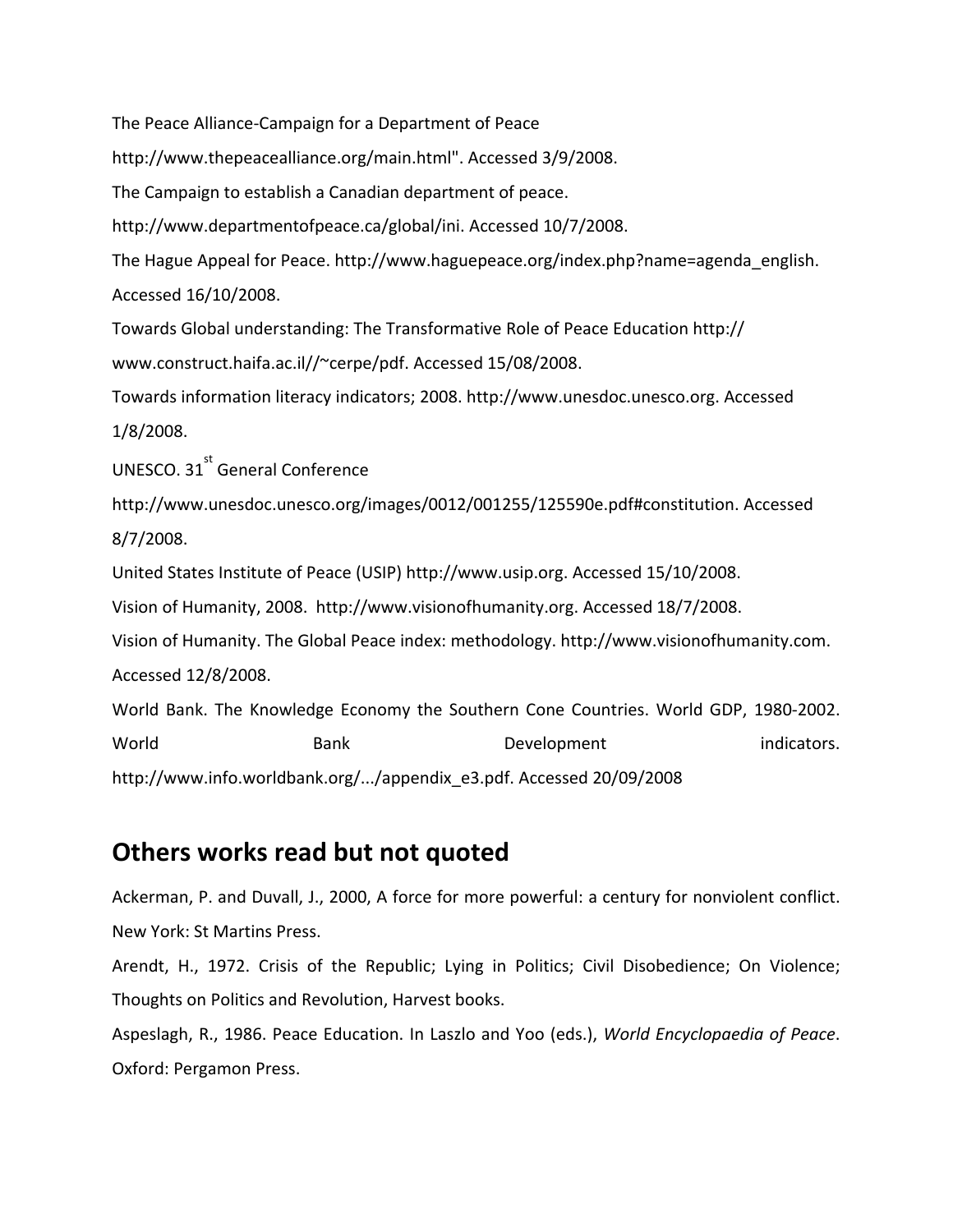The Peace Alliance-Campaign for a Department of Peace

http://www.thepeacealliance.org/main.html". Accessed 3/9/2008.

The Campaign to establish a Canadian department of peace.

http://www.departmentofpeace.ca/global/ini. Accessed 10/7/2008.

The Hague Appeal for Peace. http://www.haguepeace.org/index.php?name=agenda_english. Accessed 16/10/2008.

Towards Global understanding: The Transformative Role of Peace Education http:// www.construct.haifa.ac.il//~cerpe/pdf. Accessed 15/08/2008.

Towards information literacy indicators; 2008. http://www.unesdoc.unesco.org. Accessed 1/8/2008.

UNESCO. 31st General Conference

http://www.unesdoc.unesco.org/images/0012/001255/125590e.pdf#constitution. Accessed 8/7/2008.

United States Institute of Peace (USIP) http://www.usip.org. Accessed 15/10/2008.

Vision of Humanity, 2008. http://www.visionofhumanity.org. Accessed 18/7/2008.

Vision of Humanity. The Global Peace index: methodology. http://www.visionofhumanity.com. Accessed 12/8/2008.

World Bank. The Knowledge Economy the Southern Cone Countries. World GDP, 1980-2002. World Bank Development indicators. http://www.info.worldbank.org/.../appendix_e3.pdf. Accessed 20/09/2008

## Others works read but not quoted

Ackerman, P. and Duvall, J., 2000, A force for more powerful: a century for nonviolent conflict. New York: St Martins Press.

Arendt, H., 1972. Crisis of the Republic; Lying in Politics; Civil Disobedience; On Violence; Thoughts on Politics and Revolution, Harvest books.

Aspeslagh, R., 1986. Peace Education. In Laszlo and Yoo (eds.), *World Encyclopaedia of Peace*. Oxford: Pergamon Press.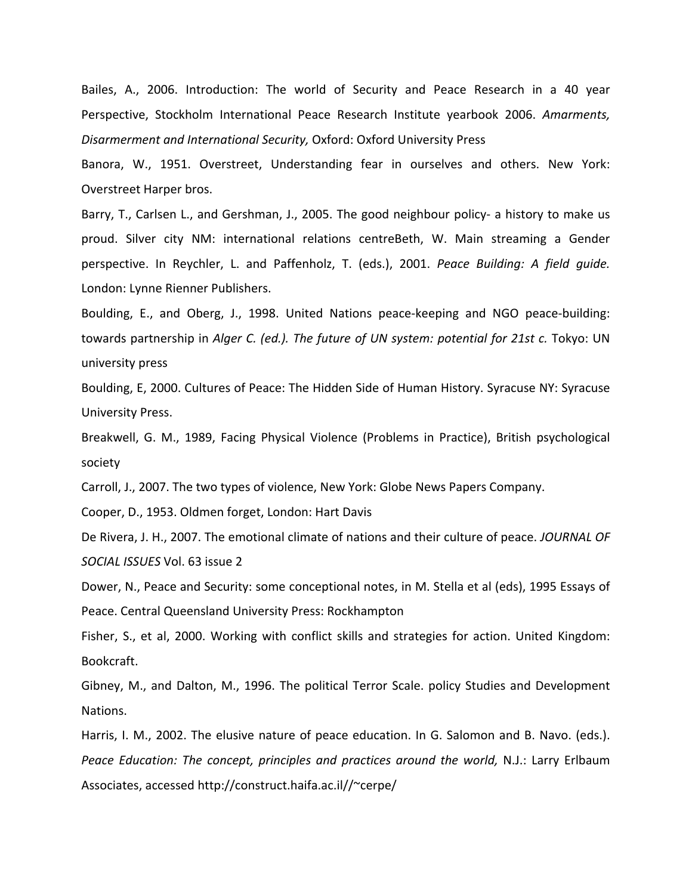Bailes, A., 2006. Introduction: The world of Security and Peace Research in a 40 year Perspective, Stockholm International Peace Research Institute yearbook 2006. *Amarments, Disarmerment and International Security,* Oxford: Oxford University Press

Banora, W., 1951. Overstreet, Understanding fear in ourselves and others. New York: Overstreet Harper bros.

Barry, T., Carlsen L., and Gershman, J., 2005. The good neighbour policy- a history to make us proud. Silver city NM: international relations centreBeth, W. Main streaming a Gender perspective. In Reychler, L. and Paffenholz, T. (eds.), 2001. *Peace Building: A field guide.* London: Lynne Rienner Publishers.

Boulding, E., and Oberg, J., 1998. United Nations peace-keeping and NGO peace-building: towards partnership in *Alger C. (ed.). The future of UN system: potential for 21st c.* Tokyo: UN university press

Boulding, E, 2000. Cultures of Peace: The Hidden Side of Human History. Syracuse NY: Syracuse University Press.

Breakwell, G. M., 1989, Facing Physical Violence (Problems in Practice), British psychological society

Carroll, J., 2007. The two types of violence, New York: Globe News Papers Company.

Cooper, D., 1953. Oldmen forget, London: Hart Davis

De Rivera, J. H., 2007. The emotional climate of nations and their culture of peace. *JOURNAL OF SOCIAL ISSUES* Vol. 63 issue 2

Dower, N., Peace and Security: some conceptional notes, in M. Stella et al (eds), 1995 Essays of Peace. Central Queensland University Press: Rockhampton

Fisher, S., et al, 2000. Working with conflict skills and strategies for action. United Kingdom: Bookcraft.

Gibney, M., and Dalton, M., 1996. The political Terror Scale. policy Studies and Development Nations.

Harris, I. M., 2002. The elusive nature of peace education. In G. Salomon and B. Navo. (eds.). *Peace Education: The concept, principles and practices around the world,* N.J.: Larry Erlbaum Associates, accessed http://construct.haifa.ac.il//~cerpe/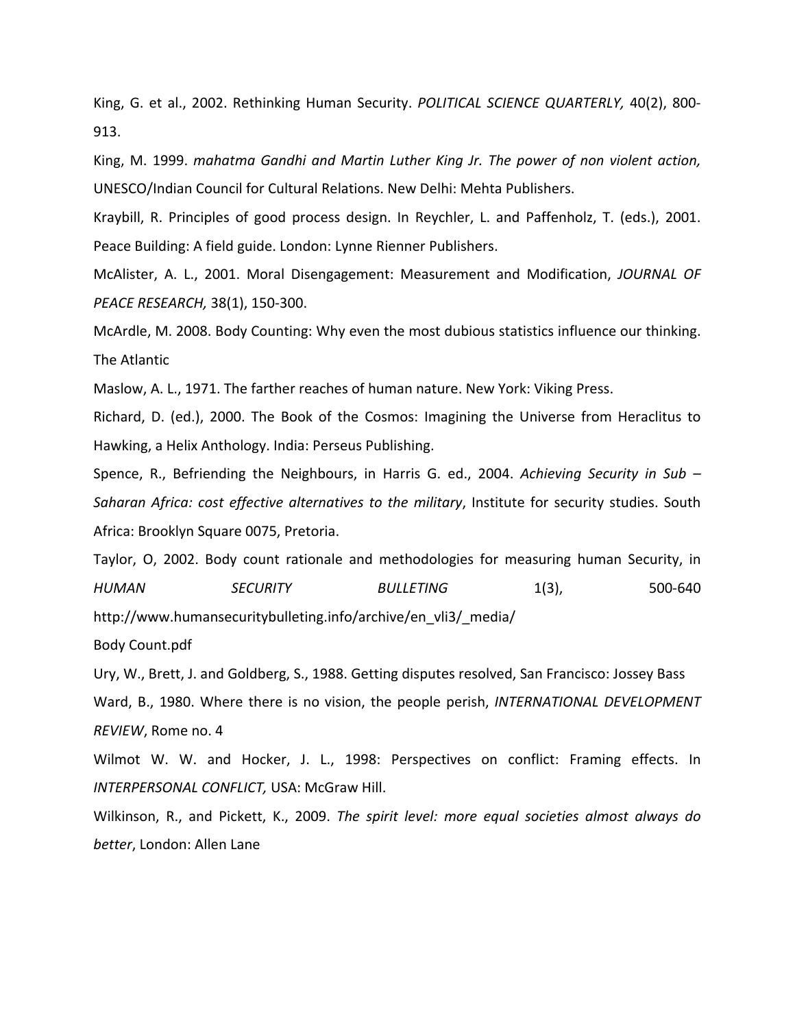King, G. et al., 2002. Rethinking Human Security. *POLITICAL SCIENCE QUARTERLY,* 40(2), 800-913.

King, M. 1999. *mahatma Gandhi and Martin Luther King Jr. The power of non violent action,* UNESCO/Indian Council for Cultural Relations. New Delhi: Mehta Publishers.

Kraybill, R. Principles of good process design. In Reychler, L. and Paffenholz, T. (eds.), 2001. Peace Building: A field guide. London: Lynne Rienner Publishers.

McAlister, A. L., 2001. Moral Disengagement: Measurement and Modification, *JOURNAL OF PEACE RESEARCH,* 38(1), 150-300.

McArdle, M. 2008. Body Counting: Why even the most dubious statistics influence our thinking. The Atlantic

Maslow, A. L., 1971. The farther reaches of human nature. New York: Viking Press.

Richard, D. (ed.), 2000. The Book of the Cosmos: Imagining the Universe from Heraclitus to Hawking, a Helix Anthology. India: Perseus Publishing.

Spence, R., Befriending the Neighbours, in Harris G. ed., 2004. *Achieving Security in Sub – Saharan Africa: cost effective alternatives to the military*, Institute for security studies. South Africa: Brooklyn Square 0075, Pretoria.

Taylor, O, 2002. Body count rationale and methodologies for measuring human Security, in *HUMAN SECURITY BULLETING* 1(3), 500-640 http://www.humansecuritybulleting.info/archive/en_vli3/_media/ Body Count.pdf

Ury, W., Brett, J. and Goldberg, S., 1988. Getting disputes resolved, San Francisco: Jossey Bass

Ward, B., 1980. Where there is no vision, the people perish, *INTERNATIONAL DEVELOPMENT REVIEW*, Rome no. 4

Wilmot W. W. and Hocker, J. L., 1998: Perspectives on conflict: Framing effects. In *INTERPERSONAL CONFLICT,* USA: McGraw Hill.

Wilkinson, R., and Pickett, K., 2009. *The spirit level: more equal societies almost always do better*, London: Allen Lane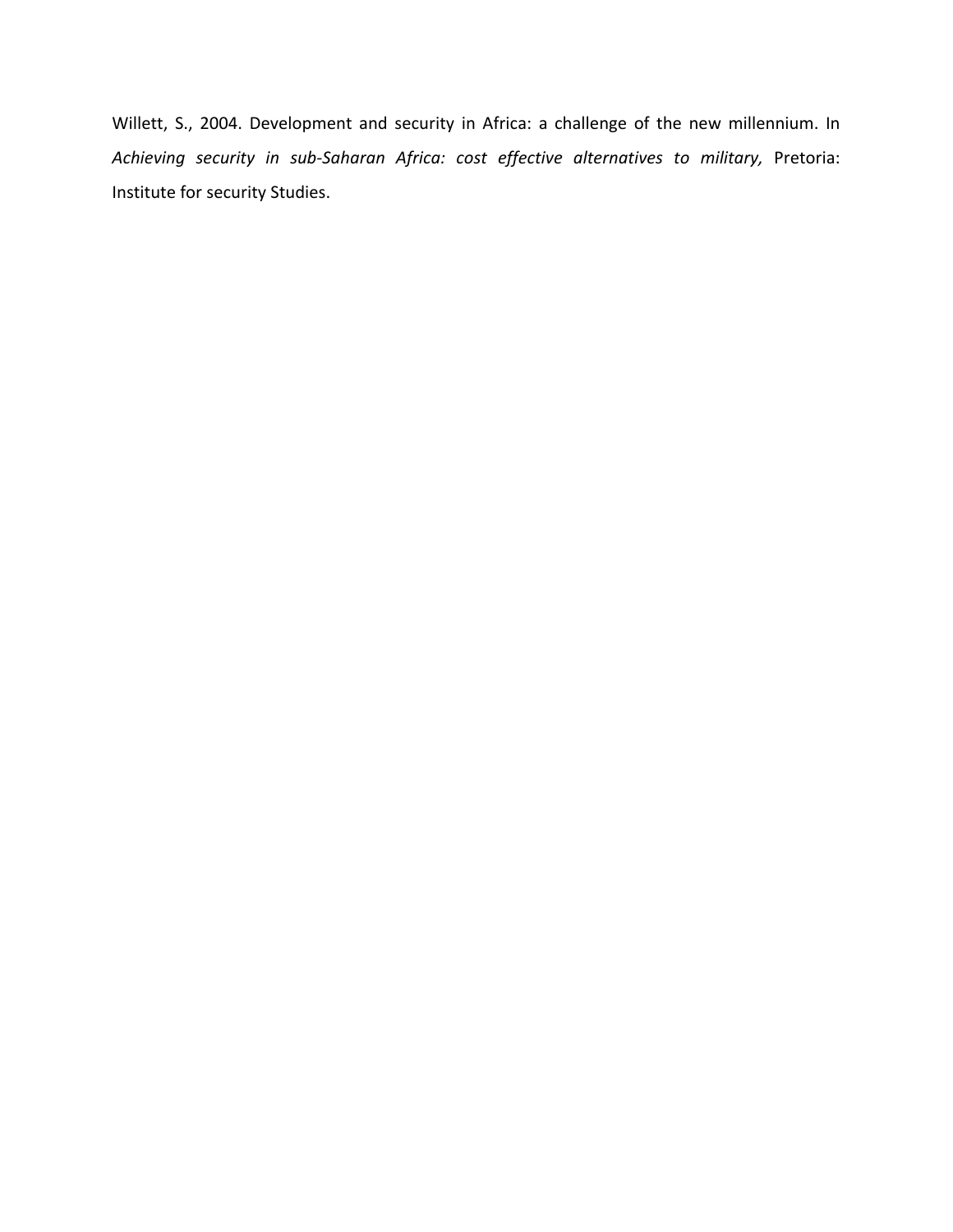Willett, S., 2004. Development and security in Africa: a challenge of the new millennium. In *Achieving security in sub-Saharan Africa: cost effective alternatives to military,* Pretoria: Institute for security Studies.